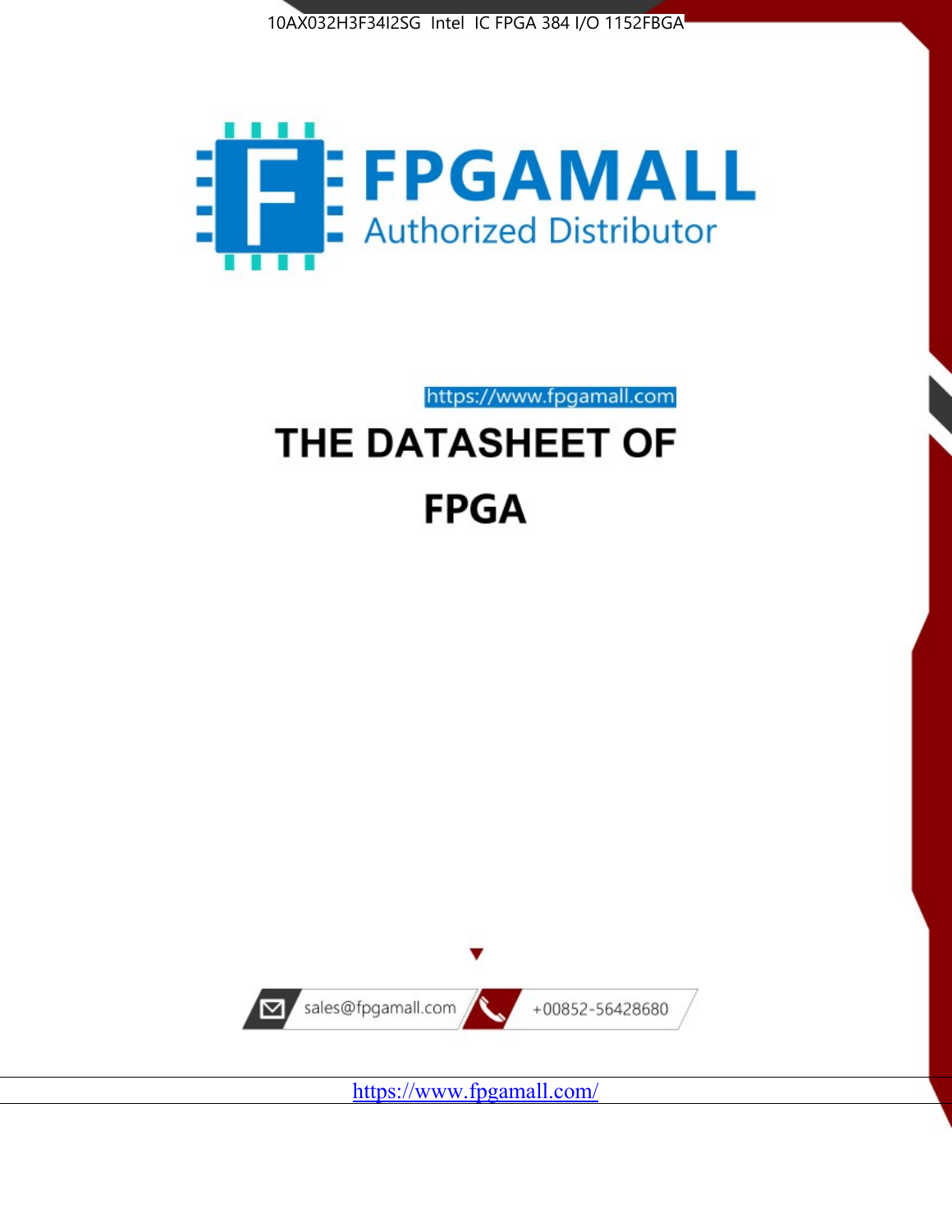10AX032H3F34I2SG Intel IC FPGA 384 I/O 1152FBGA

FPGAMALL

Authorized Distributor

https://www.fpgamall.com

# THE DATASHEET OF FPGA

sales@fpgamall.com

+00852-56428680

https://www.fpgamall.com/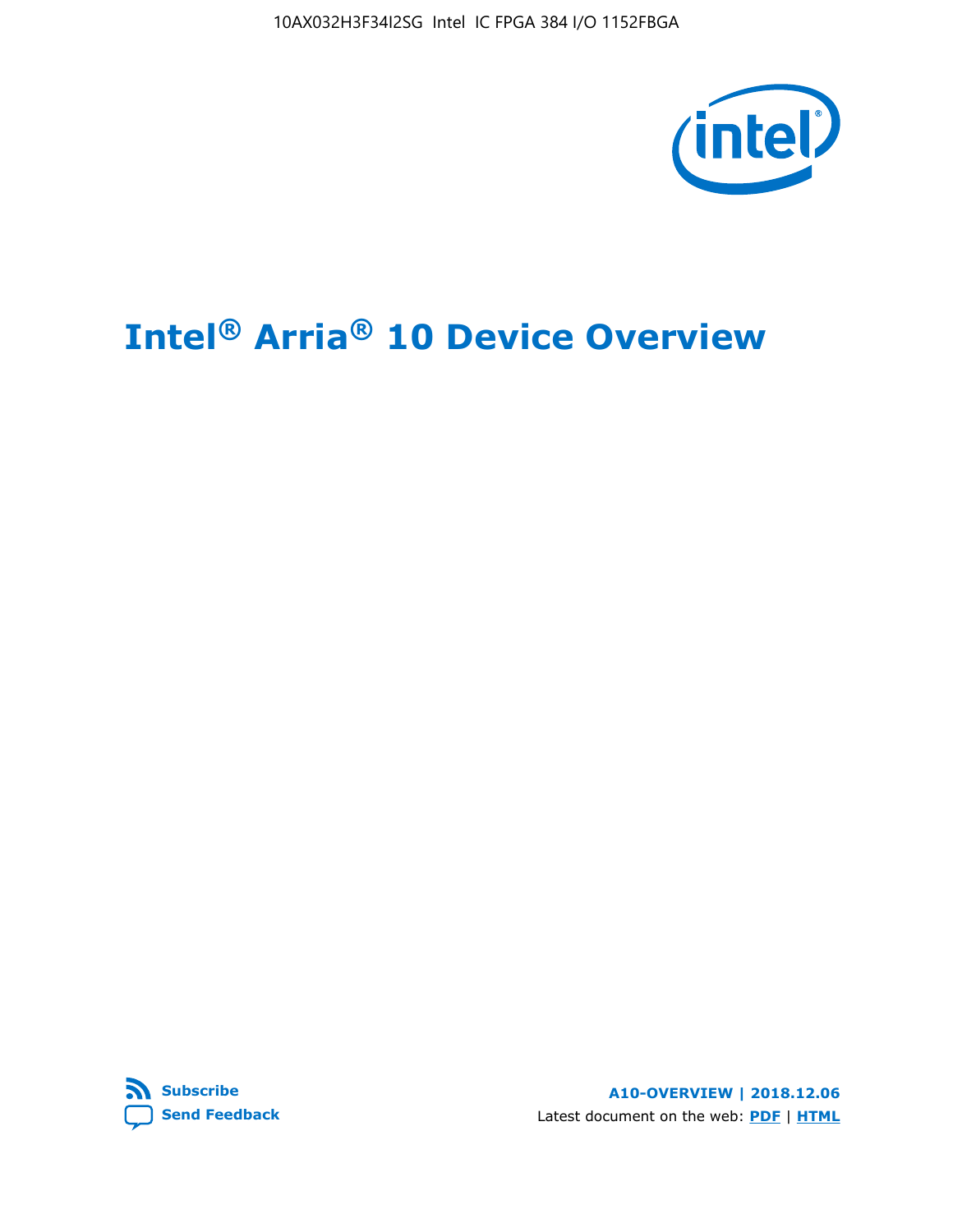# Intel® Arria® 10 Device Overview

**Subscribe**
**Send Feedback**

**A10-OVERVIEW | 2018.12.06**

Latest document on the web: **PDF** | **HTML**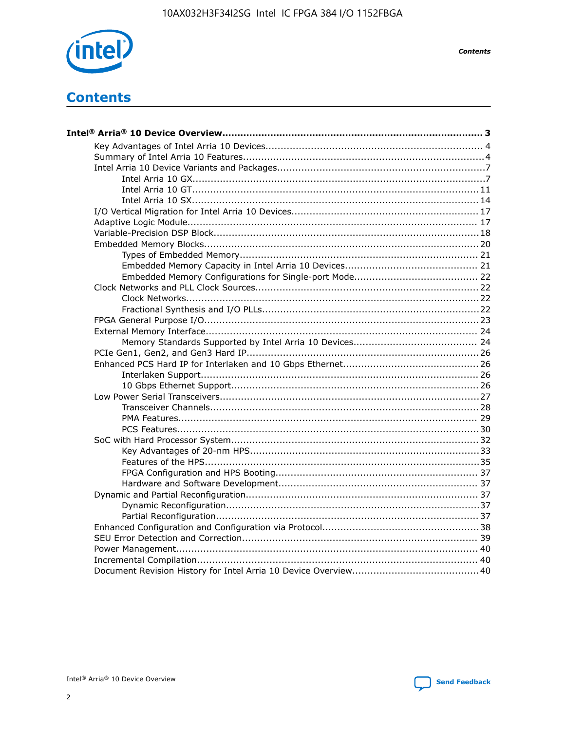# Contents

**Intel® Arria® 10 Device Overview** ... 3

- Key Advantages of Intel Arria 10 Devices ... 4
- Summary of Intel Arria 10 Features ... 4
- Intel Arria 10 Device Variants and Packages ... 7
  - Intel Arria 10 GX ... 7
  - Intel Arria 10 GT ... 11
  - Intel Arria 10 SX ... 14
- I/O Vertical Migration for Intel Arria 10 Devices ... 17
- Adaptive Logic Module ... 17
- Variable-Precision DSP Block ... 18
- Embedded Memory Blocks ... 20
  - Types of Embedded Memory ... 21
  - Embedded Memory Capacity in Intel Arria 10 Devices ... 21
  - Embedded Memory Configurations for Single-port Mode ... 22
- Clock Networks and PLL Clock Sources ... 22
  - Clock Networks ... 22
  - Fractional Synthesis and I/O PLLs ... 22
- FPGA General Purpose I/O ... 23
- External Memory Interface ... 24
  - Memory Standards Supported by Intel Arria 10 Devices ... 24
- PCIe Gen1, Gen2, and Gen3 Hard IP ... 26
- Enhanced PCS Hard IP for Interlaken and 10 Gbps Ethernet ... 26
  - Interlaken Support ... 26
  - 10 Gbps Ethernet Support ... 26
- Low Power Serial Transceivers ... 27
  - Transceiver Channels ... 28
  - PMA Features ... 29
  - PCS Features ... 30
- SoC with Hard Processor System ... 32
  - Key Advantages of 20-nm HPS ... 33
  - Features of the HPS ... 35
  - FPGA Configuration and HPS Booting ... 37
  - Hardware and Software Development ... 37
- Dynamic and Partial Reconfiguration ... 37
  - Dynamic Reconfiguration ... 37
  - Partial Reconfiguration ... 37
- Enhanced Configuration and Configuration via Protocol ... 38
- SEU Error Detection and Correction ... 39
- Power Management ... 40
- Incremental Compilation ... 40
- Document Revision History for Intel Arria 10 Device Overview ... 40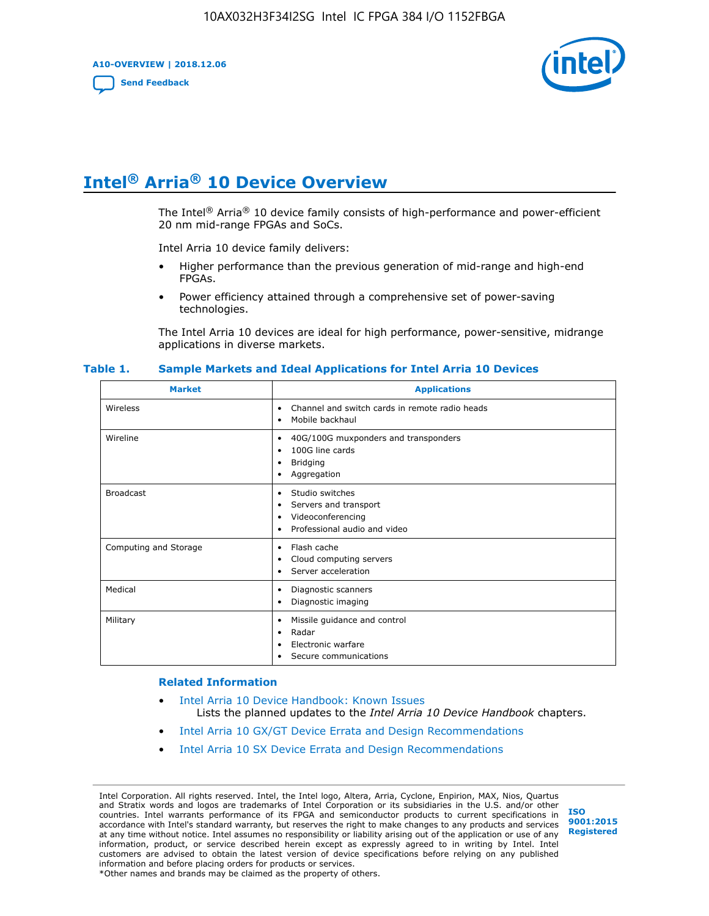# Intel® Arria® 10 Device Overview

The Intel® Arria® 10 device family consists of high-performance and power-efficient 20 nm mid-range FPGAs and SoCs.

Intel Arria 10 device family delivers:

- Higher performance than the previous generation of mid-range and high-end FPGAs.
- Power efficiency attained through a comprehensive set of power-saving technologies.

The Intel Arria 10 devices are ideal for high performance, power-sensitive, midrange applications in diverse markets.

**Table 1. Sample Markets and Ideal Applications for Intel Arria 10 Devices**

| Market | Applications |
|---|---|
| Wireless | • Channel and switch cards in remote radio heads<br>• Mobile backhaul |
| Wireline | • 40G/100G muxponders and transponders<br>• 100G line cards<br>• Bridging<br>• Aggregation |
| Broadcast | • Studio switches<br>• Servers and transport<br>• Videoconferencing<br>• Professional audio and video |
| Computing and Storage | • Flash cache<br>• Cloud computing servers<br>• Server acceleration |
| Medical | • Diagnostic scanners<br>• Diagnostic imaging |
| Military | • Missile guidance and control<br>• Radar<br>• Electronic warfare<br>• Secure communications |

### Related Information

- Intel Arria 10 Device Handbook: Known Issues
  Lists the planned updates to the *Intel Arria 10 Device Handbook* chapters.
- Intel Arria 10 GX/GT Device Errata and Design Recommendations
- Intel Arria 10 SX Device Errata and Design Recommendations

Intel Corporation. All rights reserved. Intel, the Intel logo, Altera, Arria, Cyclone, Enpirion, MAX, Nios, Quartus and Stratix words and logos are trademarks of Intel Corporation or its subsidiaries in the U.S. and/or other countries. Intel warrants performance of its FPGA and semiconductor products to current specifications in accordance with Intel's standard warranty, but reserves the right to make changes to any products and services at any time without notice. Intel assumes no responsibility or liability arising out of the application or use of any information, product, or service described herein except as expressly agreed to in writing by Intel. Intel customers are advised to obtain the latest version of device specifications before relying on any published information and before placing orders for products or services.
*Other names and brands may be claimed as the property of others.

ISO 9001:2015 Registered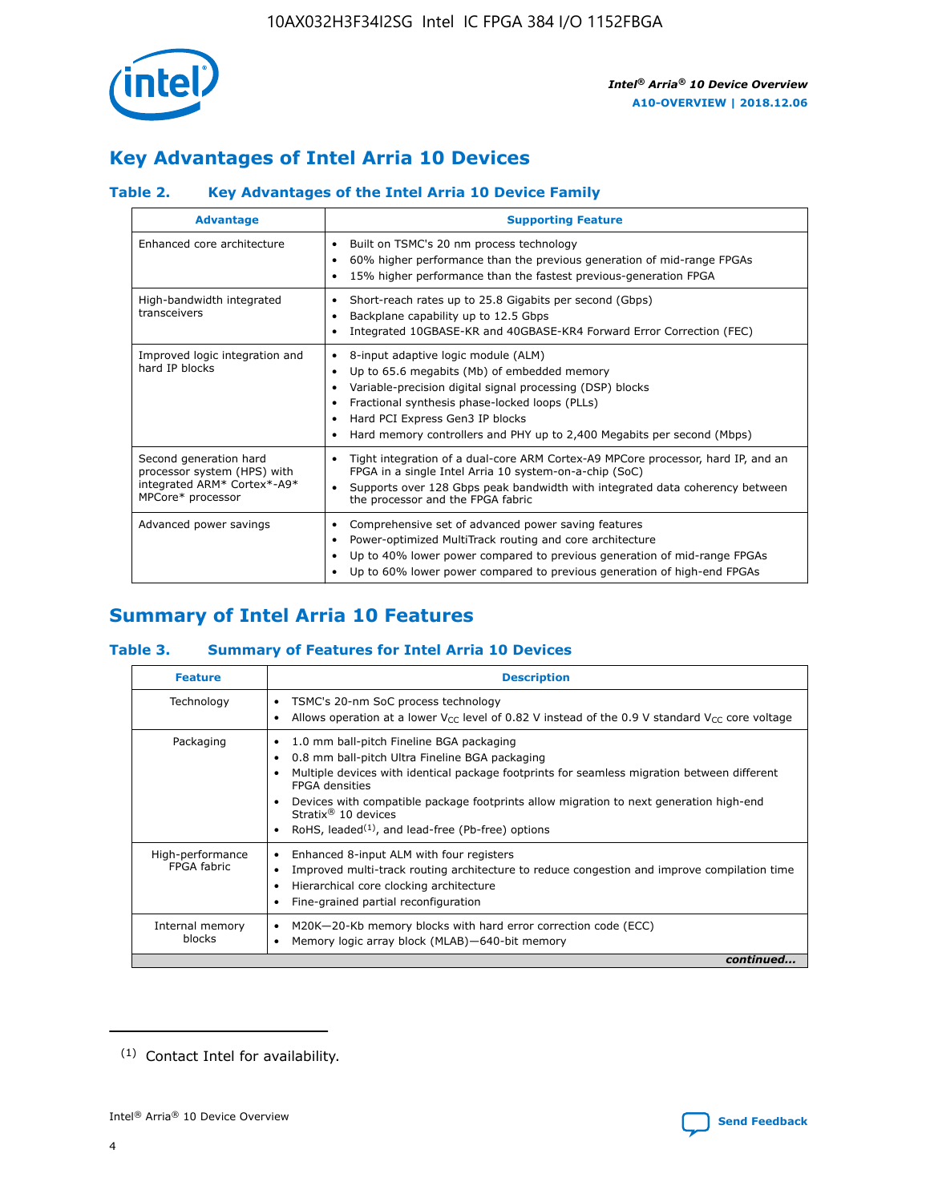## Key Advantages of Intel Arria 10 Devices

### Table 2. Key Advantages of the Intel Arria 10 Device Family

| Advantage | Supporting Feature |
| --- | --- |
| Enhanced core architecture | • Built on TSMC's 20 nm process technology<br>• 60% higher performance than the previous generation of mid-range FPGAs<br>• 15% higher performance than the fastest previous-generation FPGA |
| High-bandwidth integrated transceivers | • Short-reach rates up to 25.8 Gigabits per second (Gbps)<br>• Backplane capability up to 12.5 Gbps<br>• Integrated 10GBASE-KR and 40GBASE-KR4 Forward Error Correction (FEC) |
| Improved logic integration and hard IP blocks | • 8-input adaptive logic module (ALM)<br>• Up to 65.6 megabits (Mb) of embedded memory<br>• Variable-precision digital signal processing (DSP) blocks<br>• Fractional synthesis phase-locked loops (PLLs)<br>• Hard PCI Express Gen3 IP blocks<br>• Hard memory controllers and PHY up to 2,400 Megabits per second (Mbps) |
| Second generation hard processor system (HPS) with integrated ARM* Cortex*-A9* MPCore* processor | • Tight integration of a dual-core ARM Cortex-A9 MPCore processor, hard IP, and an FPGA in a single Intel Arria 10 system-on-a-chip (SoC)<br>• Supports over 128 Gbps peak bandwidth with integrated data coherency between the processor and the FPGA fabric |
| Advanced power savings | • Comprehensive set of advanced power saving features<br>• Power-optimized MultiTrack routing and core architecture<br>• Up to 40% lower power compared to previous generation of mid-range FPGAs<br>• Up to 60% lower power compared to previous generation of high-end FPGAs |

## Summary of Intel Arria 10 Features

### Table 3. Summary of Features for Intel Arria 10 Devices

| Feature | Description |
| --- | --- |
| Technology | • TSMC's 20-nm SoC process technology<br>• Allows operation at a lower $V_{CC}$ level of 0.82 V instead of the 0.9 V standard $V_{CC}$ core voltage |
| Packaging | • 1.0 mm ball-pitch Fineline BGA packaging<br>• 0.8 mm ball-pitch Ultra Fineline BGA packaging<br>• Multiple devices with identical package footprints for seamless migration between different FPGA densities<br>• Devices with compatible package footprints allow migration to next generation high-end Stratix® 10 devices<br>• RoHS, leaded[1], and lead-free (Pb-free) options |
| High-performance FPGA fabric | • Enhanced 8-input ALM with four registers<br>• Improved multi-track routing architecture to reduce congestion and improve compilation time<br>• Hierarchical core clocking architecture<br>• Fine-grained partial reconfiguration |
| Internal memory blocks | • M20K—20-Kb memory blocks with hard error correction code (ECC)<br>• Memory logic array block (MLAB)—640-bit memory |

*continued...*

(1) Contact Intel for availability.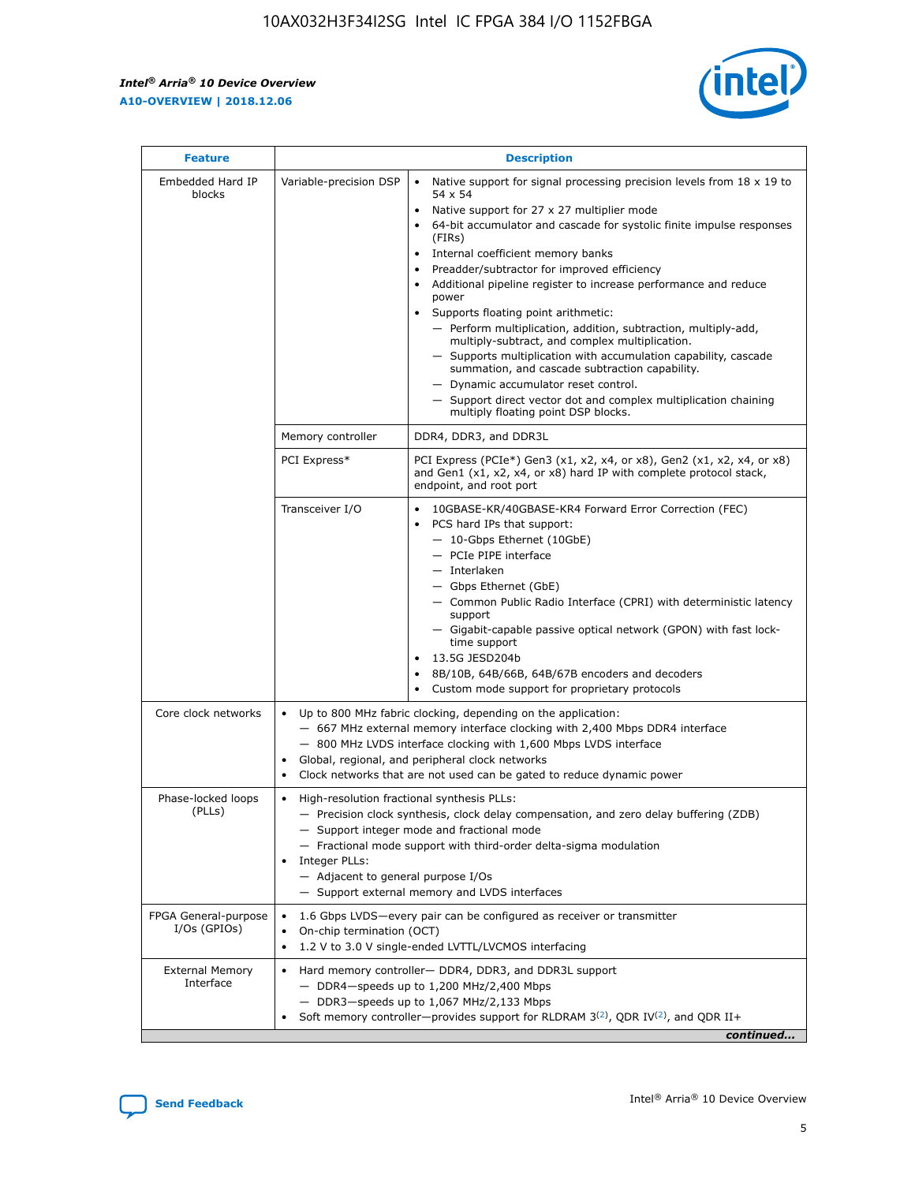| Feature | Description | |
|---|---|---|
| Embedded Hard IP blocks | Variable-precision DSP | • Native support for signal processing precision levels from 18 x 19 to 54 x 54<br>• Native support for 27 x 27 multiplier mode<br>• 64-bit accumulator and cascade for systolic finite impulse responses (FIRs)<br>• Internal coefficient memory banks<br>• Preadder/subtractor for improved efficiency<br>• Additional pipeline register to increase performance and reduce power<br>• Supports floating point arithmetic:<br>— Perform multiplication, addition, subtraction, multiply-add, multiply-subtract, and complex multiplication.<br>— Supports multiplication with accumulation capability, cascade summation, and cascade subtraction capability.<br>— Dynamic accumulator reset control.<br>— Support direct vector dot and complex multiplication chaining multiply floating point DSP blocks. |
| | Memory controller | DDR4, DDR3, and DDR3L |
| | PCI Express* | PCI Express (PCIe*) Gen3 (x1, x2, x4, or x8), Gen2 (x1, x2, x4, or x8) and Gen1 (x1, x2, x4, or x8) hard IP with complete protocol stack, endpoint, and root port |
| | Transceiver I/O | • 10GBASE-KR/40GBASE-KR4 Forward Error Correction (FEC)<br>• PCS hard IPs that support:<br>— 10-Gbps Ethernet (10GbE)<br>— PCIe PIPE interface<br>— Interlaken<br>— Gbps Ethernet (GbE)<br>— Common Public Radio Interface (CPRI) with deterministic latency support<br>— Gigabit-capable passive optical network (GPON) with fast lock-time support<br>• 13.5G JESD204b<br>• 8B/10B, 64B/66B, 64B/67B encoders and decoders<br>• Custom mode support for proprietary protocols |
| Core clock networks | • Up to 800 MHz fabric clocking, depending on the application:<br>— 667 MHz external memory interface clocking with 2,400 Mbps DDR4 interface<br>— 800 MHz LVDS interface clocking with 1,600 Mbps LVDS interface<br>• Global, regional, and peripheral clock networks<br>• Clock networks that are not used can be gated to reduce dynamic power | |
| Phase-locked loops (PLLs) | • High-resolution fractional synthesis PLLs:<br>— Precision clock synthesis, clock delay compensation, and zero delay buffering (ZDB)<br>— Support integer mode and fractional mode<br>— Fractional mode support with third-order delta-sigma modulation<br>• Integer PLLs:<br>— Adjacent to general purpose I/Os<br>— Support external memory and LVDS interfaces | |
| FPGA General-purpose I/Os (GPIOs) | • 1.6 Gbps LVDS—every pair can be configured as receiver or transmitter<br>• On-chip termination (OCT)<br>• 1.2 V to 3.0 V single-ended LVTTL/LVCMOS interfacing | |
| External Memory Interface | • Hard memory controller— DDR4, DDR3, and DDR3L support<br>— DDR4—speeds up to 1,200 MHz/2,400 Mbps<br>— DDR3—speeds up to 1,067 MHz/2,133 Mbps<br>• Soft memory controller—provides support for RLDRAM 3[(2)], QDR IV[(2)], and QDR II+ | |

*continued...*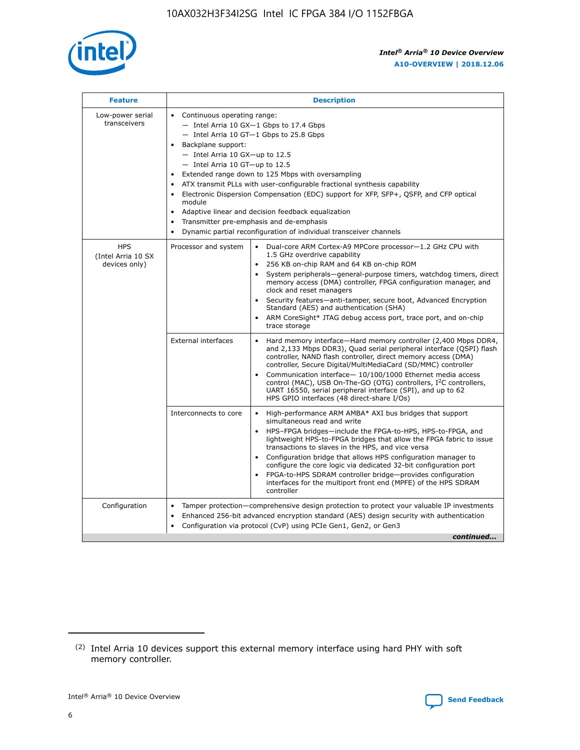| Feature | Description | |
|---|---|---|
| Low-power serial transceivers | • Continuous operating range:<br>— Intel Arria 10 GX—1 Gbps to 17.4 Gbps<br>— Intel Arria 10 GT—1 Gbps to 25.8 Gbps<br>• Backplane support:<br>— Intel Arria 10 GX—up to 12.5<br>— Intel Arria 10 GT—up to 12.5<br>• Extended range down to 125 Mbps with oversampling<br>• ATX transmit PLLs with user-configurable fractional synthesis capability<br>• Electronic Dispersion Compensation (EDC) support for XFP, SFP+, QSFP, and CFP optical module<br>• Adaptive linear and decision feedback equalization<br>• Transmitter pre-emphasis and de-emphasis<br>• Dynamic partial reconfiguration of individual transceiver channels | |
| HPS (Intel Arria 10 SX devices only) | Processor and system | • Dual-core ARM Cortex-A9 MPCore processor—1.2 GHz CPU with 1.5 GHz overdrive capability<br>• 256 KB on-chip RAM and 64 KB on-chip ROM<br>• System peripherals—general-purpose timers, watchdog timers, direct memory access (DMA) controller, FPGA configuration manager, and clock and reset managers<br>• Security features—anti-tamper, secure boot, Advanced Encryption Standard (AES) and authentication (SHA)<br>• ARM CoreSight* JTAG debug access port, trace port, and on-chip trace storage |
| | External interfaces | • Hard memory interface—Hard memory controller (2,400 Mbps DDR4, and 2,133 Mbps DDR3), Quad serial peripheral interface (QSPI) flash controller, NAND flash controller, direct memory access (DMA) controller, Secure Digital/MultiMediaCard (SD/MMC) controller<br>• Communication interface— 10/100/1000 Ethernet media access control (MAC), USB On-The-GO (OTG) controllers, I$^2$C controllers, UART 16550, serial peripheral interface (SPI), and up to 62 HPS GPIO interfaces (48 direct-share I/Os) |
| | Interconnects to core | • High-performance ARM AMBA* AXI bus bridges that support simultaneous read and write<br>• HPS–FPGA bridges—include the FPGA-to-HPS, HPS-to-FPGA, and lightweight HPS-to-FPGA bridges that allow the FPGA fabric to issue transactions to slaves in the HPS, and vice versa<br>• Configuration bridge that allows HPS configuration manager to configure the core logic via dedicated 32-bit configuration port<br>• FPGA-to-HPS SDRAM controller bridge—provides configuration interfaces for the multiport front end (MPFE) of the HPS SDRAM controller |
| Configuration | • Tamper protection—comprehensive design protection to protect your valuable IP investments<br>• Enhanced 256-bit advanced encryption standard (AES) design security with authentication<br>• Configuration via protocol (CvP) using PCIe Gen1, Gen2, or Gen3 | |

*continued...*

(2) Intel Arria 10 devices support this external memory interface using hard PHY with soft memory controller.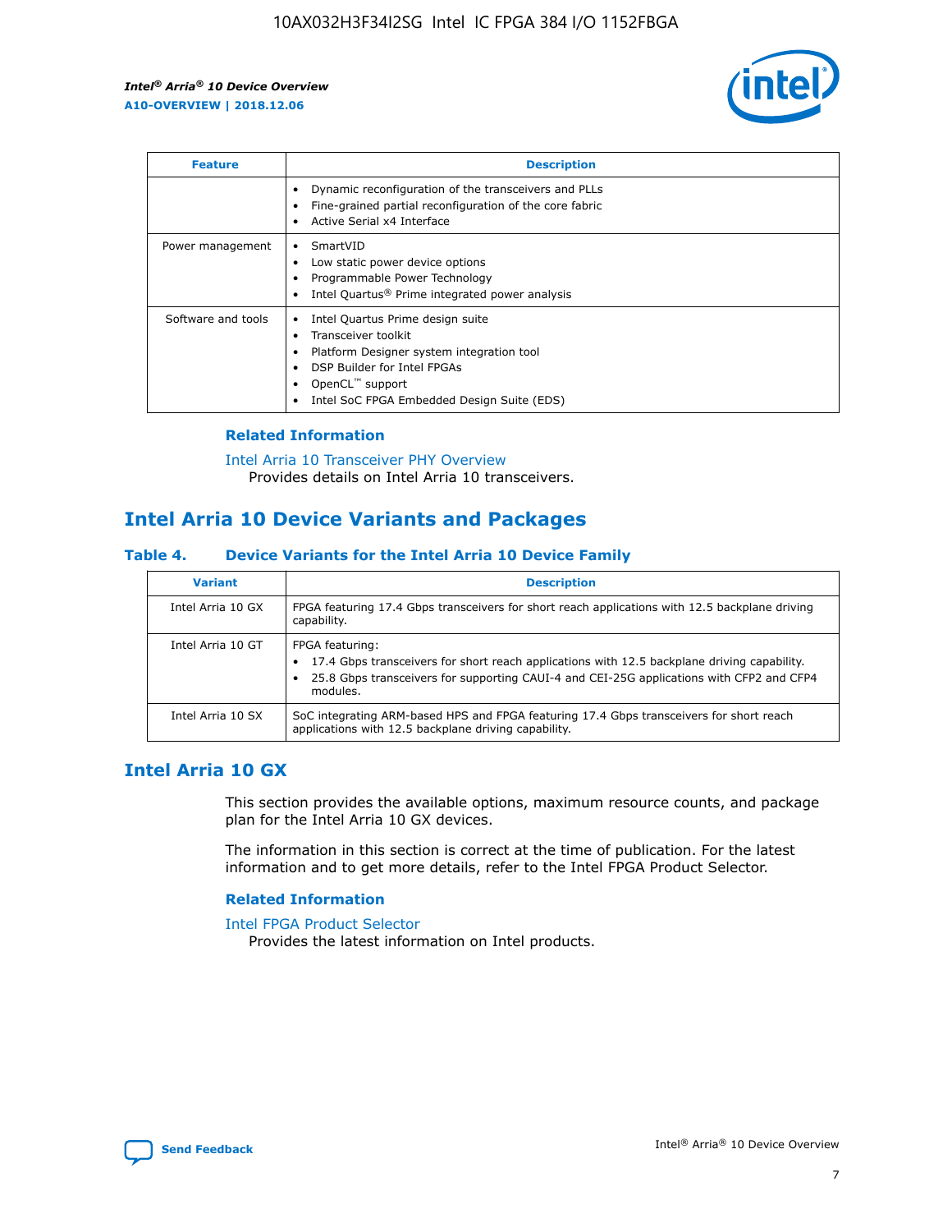| Feature | Description |
| --- | --- |
| | • Dynamic reconfiguration of the transceivers and PLLs<br>• Fine-grained partial reconfiguration of the core fabric<br>• Active Serial x4 Interface |
| Power management | • SmartVID<br>• Low static power device options<br>• Programmable Power Technology<br>• Intel Quartus® Prime integrated power analysis |
| Software and tools | • Intel Quartus Prime design suite<br>• Transceiver toolkit<br>• Platform Designer system integration tool<br>• DSP Builder for Intel FPGAs<br>• OpenCL™ support<br>• Intel SoC FPGA Embedded Design Suite (EDS) |

### Related Information

Intel Arria 10 Transceiver PHY Overview
Provides details on Intel Arria 10 transceivers.

## Intel Arria 10 Device Variants and Packages

### Table 4. Device Variants for the Intel Arria 10 Device Family

| Variant | Description |
| --- | --- |
| Intel Arria 10 GX | FPGA featuring 17.4 Gbps transceivers for short reach applications with 12.5 backplane driving capability. |
| Intel Arria 10 GT | FPGA featuring:<br>• 17.4 Gbps transceivers for short reach applications with 12.5 backplane driving capability.<br>• 25.8 Gbps transceivers for supporting CAUI-4 and CEI-25G applications with CFP2 and CFP4 modules. |
| Intel Arria 10 SX | SoC integrating ARM-based HPS and FPGA featuring 17.4 Gbps transceivers for short reach applications with 12.5 backplane driving capability. |

## Intel Arria 10 GX

This section provides the available options, maximum resource counts, and package plan for the Intel Arria 10 GX devices.

The information in this section is correct at the time of publication. For the latest information and to get more details, refer to the Intel FPGA Product Selector.

### Related Information

Intel FPGA Product Selector
Provides the latest information on Intel products.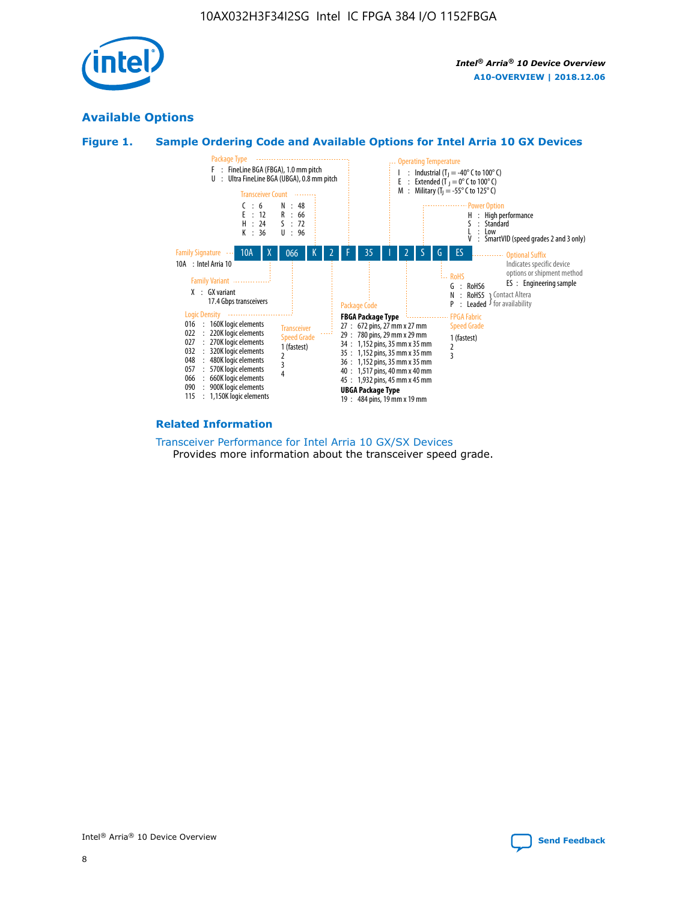## Available Options

### Figure 1. Sample Ordering Code and Available Options for Intel Arria 10 GX Devices

Sample ordering code: 10A X 066 K 2 F 35 I 2 S G ES

**Family Signature**
- 10A : Intel Arria 10

**Family Variant**
- X : GX variant 17.4 Gbps transceivers

**Logic Density**
- 016 : 160K logic elements
- 022 : 220K logic elements
- 027 : 270K logic elements
- 032 : 320K logic elements
- 048 : 480K logic elements
- 057 : 570K logic elements
- 066 : 660K logic elements
- 090 : 900K logic elements
- 115 : 1,150K logic elements

**Transceiver Count**
- C : 6
- E : 12
- H : 24
- K : 36
- N : 48
- R : 66
- S : 72
- U : 96

**Transceiver Speed Grade**
- 1 (fastest)
- 2
- 3
- 4

**Package Type**
- F : FineLine BGA (FBGA), 1.0 mm pitch
- U : Ultra FineLine BGA (UBGA), 0.8 mm pitch

**Package Code**

FBGA Package Type
- 27 : 672 pins, 27 mm x 27 mm
- 29 : 780 pins, 29 mm x 29 mm
- 34 : 1,152 pins, 35 mm x 35 mm
- 35 : 1,152 pins, 35 mm x 35 mm
- 36 : 1,152 pins, 35 mm x 35 mm
- 40 : 1,517 pins, 40 mm x 40 mm
- 45 : 1,932 pins, 45 mm x 45 mm

UBGA Package Type
- 19 : 484 pins, 19 mm x 19 mm

**Operating Temperature**
- I : Industrial ($T_J$ = -40° C to 100° C)
- E : Extended ($T_J$ = 0° C to 100° C)
- M : Military ($T_J$ = -55° C to 125° C)

**FPGA Fabric Speed Grade**
- 1 (fastest)
- 2
- 3

**Power Option**
- H : High performance
- S : Standard
- L : Low
- V : SmartVID (speed grades 2 and 3 only)

**RoHS**
- G : RoHS6
- N : RoHS5 (Contact Altera for availability)
- P : Leaded (Contact Altera for availability)

**Optional Suffix**

Indicates specific device options or shipment method
- ES : Engineering sample

#### Related Information

Transceiver Performance for Intel Arria 10 GX/SX Devices

Provides more information about the transceiver speed grade.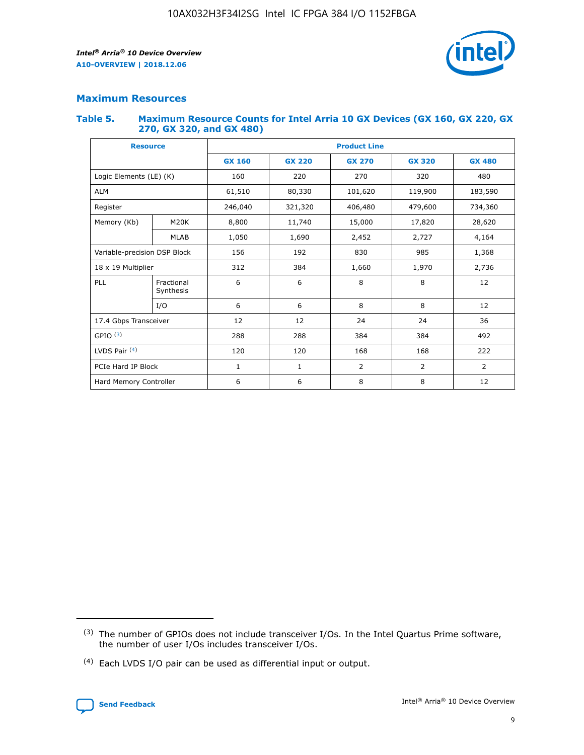## Maximum Resources

### Table 5. Maximum Resource Counts for Intel Arria 10 GX Devices (GX 160, GX 220, GX 270, GX 320, and GX 480)

| Resource | | Product Line | | | | |
|---|---|---|---|---|---|---|
| | | GX 160 | GX 220 | GX 270 | GX 320 | GX 480 |
| Logic Elements (LE) (K) | | 160 | 220 | 270 | 320 | 480 |
| ALM | | 61,510 | 80,330 | 101,620 | 119,900 | 183,590 |
| Register | | 246,040 | 321,320 | 406,480 | 479,600 | 734,360 |
| Memory (Kb) | M20K | 8,800 | 11,740 | 15,000 | 17,820 | 28,620 |
| | MLAB | 1,050 | 1,690 | 2,452 | 2,727 | 4,164 |
| Variable-precision DSP Block | | 156 | 192 | 830 | 985 | 1,368 |
| 18 x 19 Multiplier | | 312 | 384 | 1,660 | 1,970 | 2,736 |
| PLL | Fractional Synthesis | 6 | 6 | 8 | 8 | 12 |
| | I/O | 6 | 6 | 8 | 8 | 12 |
| 17.4 Gbps Transceiver | | 12 | 12 | 24 | 24 | 36 |
| GPIO [(3)] | | 288 | 288 | 384 | 384 | 492 |
| LVDS Pair [(4)] | | 120 | 120 | 168 | 168 | 222 |
| PCIe Hard IP Block | | 1 | 1 | 2 | 2 | 2 |
| Hard Memory Controller | | 6 | 6 | 8 | 8 | 12 |

(3) The number of GPIOs does not include transceiver I/Os. In the Intel Quartus Prime software, the number of user I/Os includes transceiver I/Os.

(4) Each LVDS I/O pair can be used as differential input or output.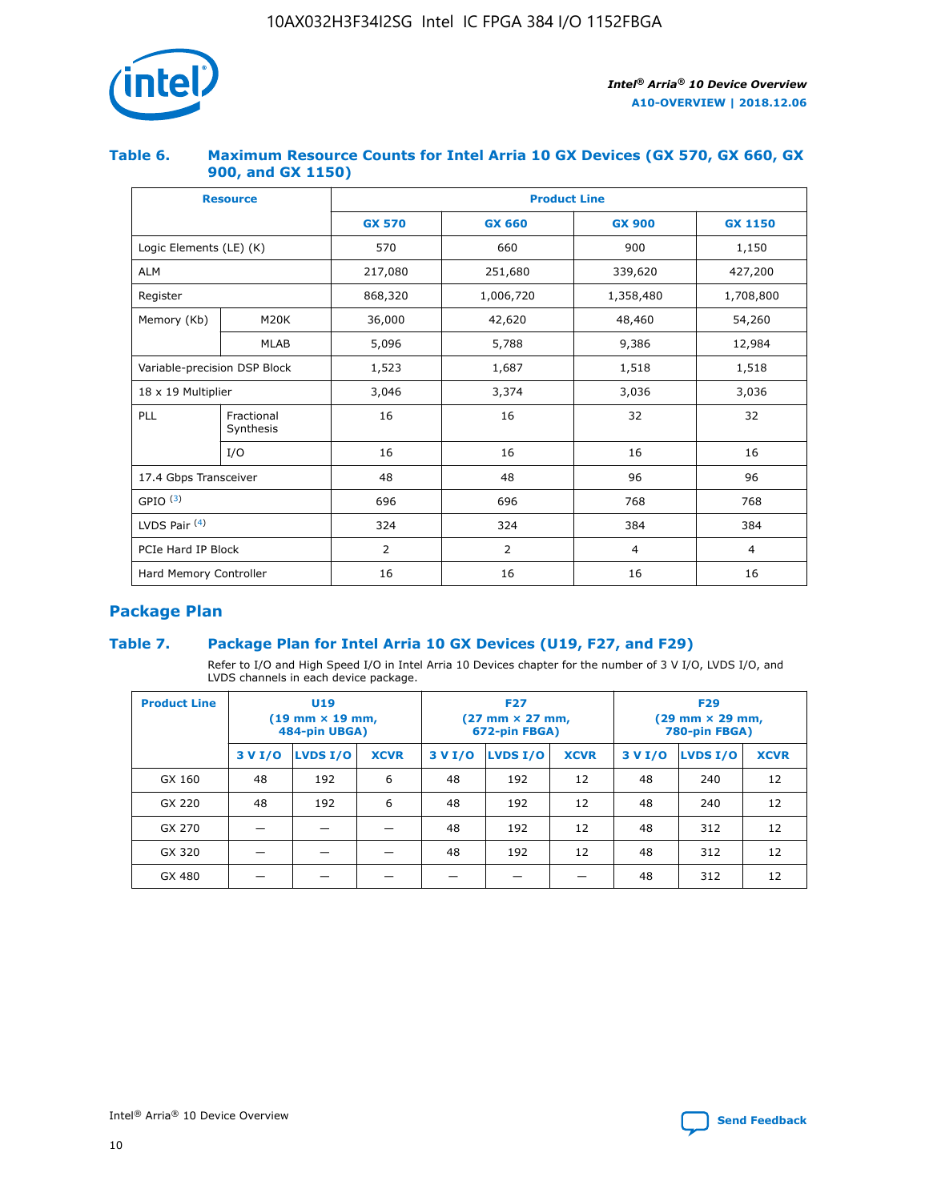### Table 6. Maximum Resource Counts for Intel Arria 10 GX Devices (GX 570, GX 660, GX 900, and GX 1150)

| Resource | | Product Line | | | |
|---|---|---|---|---|---|
| | | GX 570 | GX 660 | GX 900 | GX 1150 |
| Logic Elements (LE) (K) | | 570 | 660 | 900 | 1,150 |
| ALM | | 217,080 | 251,680 | 339,620 | 427,200 |
| Register | | 868,320 | 1,006,720 | 1,358,480 | 1,708,800 |
| Memory (Kb) | M20K | 36,000 | 42,620 | 48,460 | 54,260 |
| | MLAB | 5,096 | 5,788 | 9,386 | 12,984 |
| Variable-precision DSP Block | | 1,523 | 1,687 | 1,518 | 1,518 |
| 18 x 19 Multiplier | | 3,046 | 3,374 | 3,036 | 3,036 |
| PLL | Fractional Synthesis | 16 | 16 | 32 | 32 |
| | I/O | 16 | 16 | 16 | 16 |
| 17.4 Gbps Transceiver | | 48 | 48 | 96 | 96 |
| GPIO [3] | | 696 | 696 | 768 | 768 |
| LVDS Pair [4] | | 324 | 324 | 384 | 384 |
| PCIe Hard IP Block | | 2 | 2 | 4 | 4 |
| Hard Memory Controller | | 16 | 16 | 16 | 16 |

## Package Plan

### Table 7. Package Plan for Intel Arria 10 GX Devices (U19, F27, and F29)

Refer to I/O and High Speed I/O in Intel Arria 10 Devices chapter for the number of 3 V I/O, LVDS I/O, and LVDS channels in each device package.

| Product Line | U19 (19 mm × 19 mm, 484-pin UBGA) | | | F27 (27 mm × 27 mm, 672-pin FBGA) | | | F29 (29 mm × 29 mm, 780-pin FBGA) | | |
|---|---|---|---|---|---|---|---|---|---|
| | 3 V I/O | LVDS I/O | XCVR | 3 V I/O | LVDS I/O | XCVR | 3 V I/O | LVDS I/O | XCVR |
| GX 160 | 48 | 192 | 6 | 48 | 192 | 12 | 48 | 240 | 12 |
| GX 220 | 48 | 192 | 6 | 48 | 192 | 12 | 48 | 240 | 12 |
| GX 270 | — | — | — | 48 | 192 | 12 | 48 | 312 | 12 |
| GX 320 | — | — | — | 48 | 192 | 12 | 48 | 312 | 12 |
| GX 480 | — | — | — | — | — | — | 48 | 312 | 12 |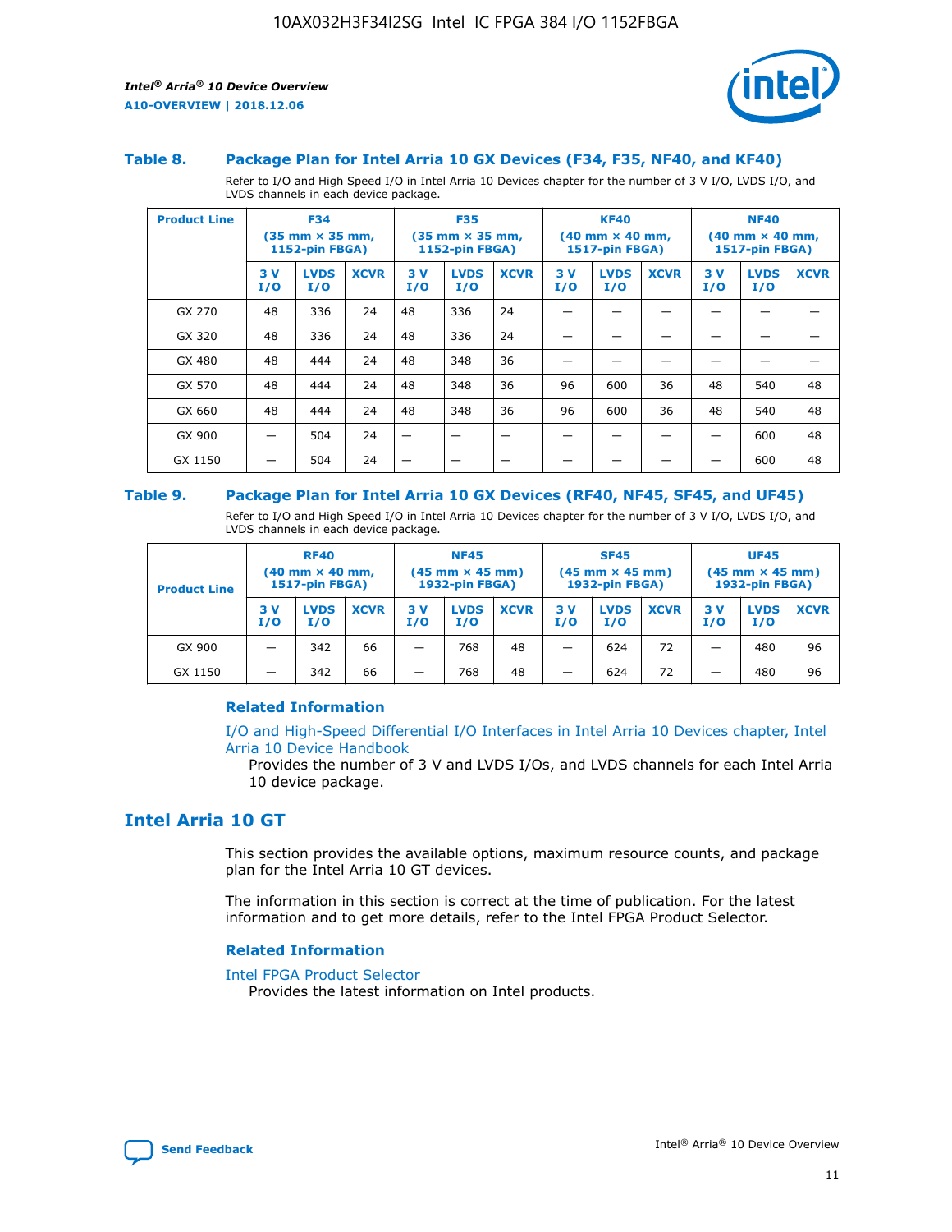### Table 8. Package Plan for Intel Arria 10 GX Devices (F34, F35, NF40, and KF40)

Refer to I/O and High Speed I/O in Intel Arria 10 Devices chapter for the number of 3 V I/O, LVDS I/O, and LVDS channels in each device package.

| Product Line | F34 (35 mm × 35 mm, 1152-pin FBGA) | | | F35 (35 mm × 35 mm, 1152-pin FBGA) | | | KF40 (40 mm × 40 mm, 1517-pin FBGA) | | | NF40 (40 mm × 40 mm, 1517-pin FBGA) | | |
|---|---|---|---|---|---|---|---|---|---|---|---|---|
| | 3 V I/O | LVDS I/O | XCVR | 3 V I/O | LVDS I/O | XCVR | 3 V I/O | LVDS I/O | XCVR | 3 V I/O | LVDS I/O | XCVR |
| GX 270 | 48 | 336 | 24 | 48 | 336 | 24 | — | — | — | — | — | — |
| GX 320 | 48 | 336 | 24 | 48 | 336 | 24 | — | — | — | — | — | — |
| GX 480 | 48 | 444 | 24 | 48 | 348 | 36 | — | — | — | — | — | — |
| GX 570 | 48 | 444 | 24 | 48 | 348 | 36 | 96 | 600 | 36 | 48 | 540 | 48 |
| GX 660 | 48 | 444 | 24 | 48 | 348 | 36 | 96 | 600 | 36 | 48 | 540 | 48 |
| GX 900 | — | 504 | 24 | — | — | — | — | — | — | — | 600 | 48 |
| GX 1150 | — | 504 | 24 | — | — | — | — | — | — | — | 600 | 48 |

### Table 9. Package Plan for Intel Arria 10 GX Devices (RF40, NF45, SF45, and UF45)

Refer to I/O and High Speed I/O in Intel Arria 10 Devices chapter for the number of 3 V I/O, LVDS I/O, and LVDS channels in each device package.

| Product Line | RF40 (40 mm × 40 mm, 1517-pin FBGA) | | | NF45 (45 mm × 45 mm) 1932-pin FBGA) | | | SF45 (45 mm × 45 mm) 1932-pin FBGA) | | | UF45 (45 mm × 45 mm) 1932-pin FBGA) | | |
|---|---|---|---|---|---|---|---|---|---|---|---|---|
| | 3 V I/O | LVDS I/O | XCVR | 3 V I/O | LVDS I/O | XCVR | 3 V I/O | LVDS I/O | XCVR | 3 V I/O | LVDS I/O | XCVR |
| GX 900 | — | 342 | 66 | — | 768 | 48 | — | 624 | 72 | — | 480 | 96 |
| GX 1150 | — | 342 | 66 | — | 768 | 48 | — | 624 | 72 | — | 480 | 96 |

#### Related Information

I/O and High-Speed Differential I/O Interfaces in Intel Arria 10 Devices chapter, Intel Arria 10 Device Handbook
Provides the number of 3 V and LVDS I/Os, and LVDS channels for each Intel Arria 10 device package.

## Intel Arria 10 GT

This section provides the available options, maximum resource counts, and package plan for the Intel Arria 10 GT devices.

The information in this section is correct at the time of publication. For the latest information and to get more details, refer to the Intel FPGA Product Selector.

#### Related Information

Intel FPGA Product Selector
Provides the latest information on Intel products.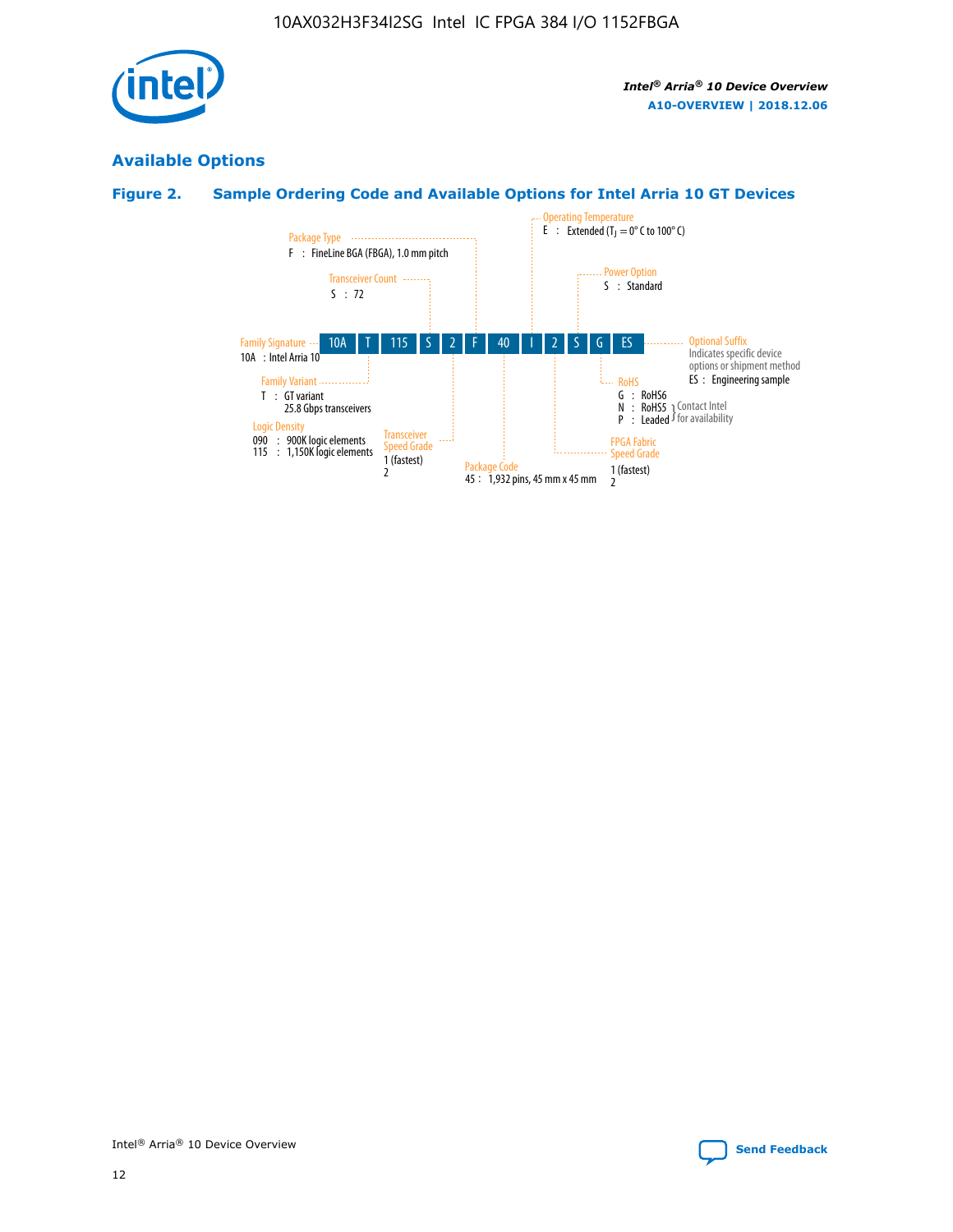## Available Options

### Figure 2. Sample Ordering Code and Available Options for Intel Arria 10 GT Devices

10A | T | 115 | S | 2 | F | 40 | I | 2 | S | G | ES

- **Family Signature**
  - 10A : Intel Arria 10
- **Family Variant**
  - T : GT variant
    25.8 Gbps transceivers
- **Logic Density**
  - 090 : 900K logic elements
  - 115 : 1,150K logic elements
- **Transceiver Count**
  - S : 72
- **Transceiver Speed Grade**
  - 1 (fastest)
  - 2
- **Package Type**
  - F : FineLine BGA (FBGA), 1.0 mm pitch
- **Package Code**
  - 45 : 1,932 pins, 45 mm x 45 mm
- **Operating Temperature**
  - E : Extended ($T_J$ = 0° C to 100° C)
- **FPGA Fabric Speed Grade**
  - 1 (fastest)
  - 2
- **Power Option**
  - S : Standard
- **RoHS**
  - G : RoHS6
  - N : RoHS5 (Contact Intel for availability)
  - P : Leaded (Contact Intel for availability)
- **Optional Suffix**
  - Indicates specific device options or shipment method
  - ES : Engineering sample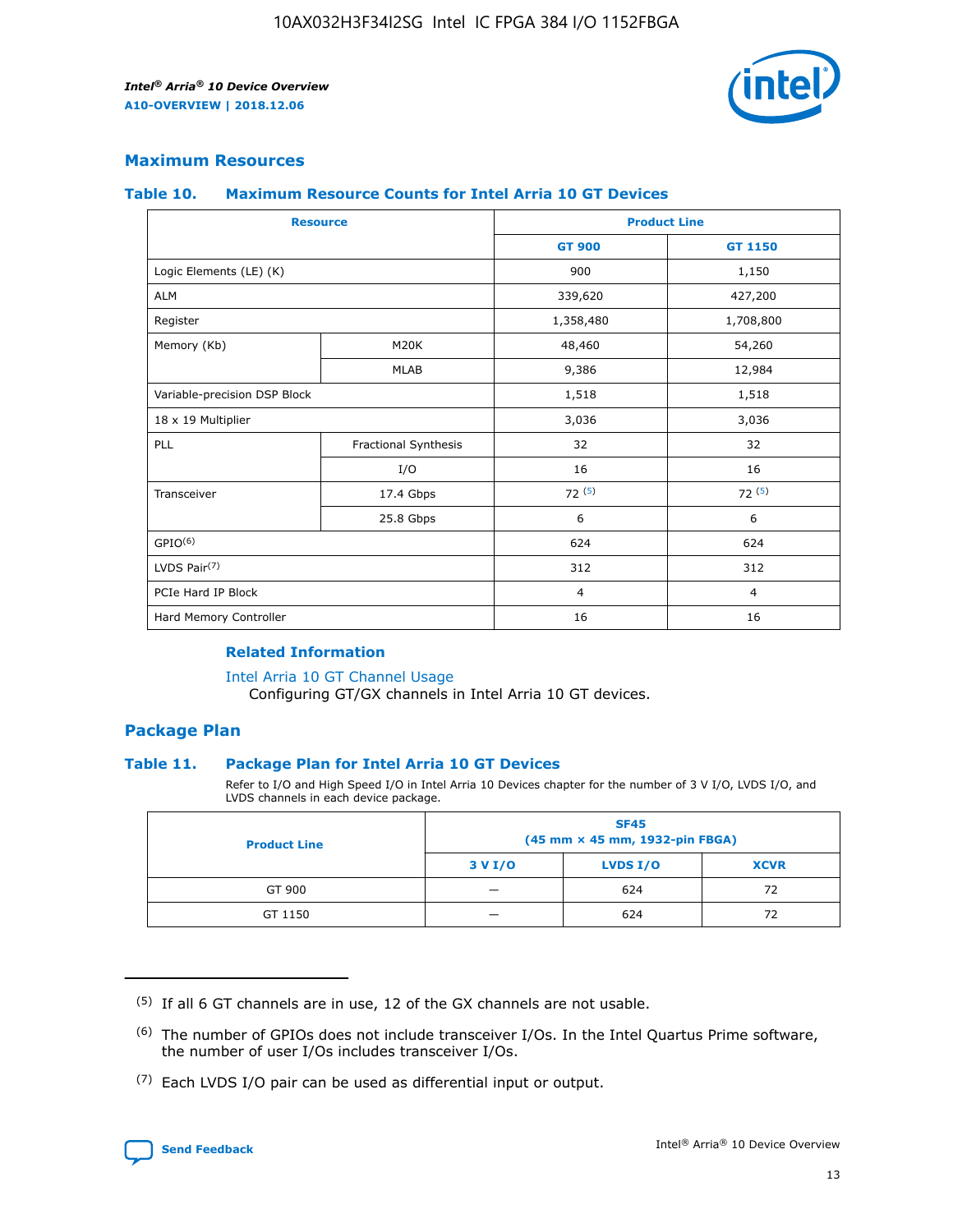## Maximum Resources

### Table 10. Maximum Resource Counts for Intel Arria 10 GT Devices

| Resource | | Product Line | |
|---|---|---|---|
| | | GT 900 | GT 1150 |
| Logic Elements (LE) (K) | | 900 | 1,150 |
| ALM | | 339,620 | 427,200 |
| Register | | 1,358,480 | 1,708,800 |
| Memory (Kb) | M20K | 48,460 | 54,260 |
| | MLAB | 9,386 | 12,984 |
| Variable-precision DSP Block | | 1,518 | 1,518 |
| 18 x 19 Multiplier | | 3,036 | 3,036 |
| PLL | Fractional Synthesis | 32 | 32 |
| | I/O | 16 | 16 |
| Transceiver | 17.4 Gbps | 72 (5) | 72 (5) |
| | 25.8 Gbps | 6 | 6 |
| GPIO(6) | | 624 | 624 |
| LVDS Pair(7) | | 312 | 312 |
| PCIe Hard IP Block | | 4 | 4 |
| Hard Memory Controller | | 16 | 16 |

#### Related Information

Intel Arria 10 GT Channel Usage
Configuring GT/GX channels in Intel Arria 10 GT devices.

## Package Plan

### Table 11. Package Plan for Intel Arria 10 GT Devices

Refer to I/O and High Speed I/O in Intel Arria 10 Devices chapter for the number of 3 V I/O, LVDS I/O, and LVDS channels in each device package.

| Product Line | SF45 (45 mm × 45 mm, 1932-pin FBGA) | | |
|---|---|---|---|
| | 3 V I/O | LVDS I/O | XCVR |
| GT 900 | — | 624 | 72 |
| GT 1150 | — | 624 | 72 |

(5) If all 6 GT channels are in use, 12 of the GX channels are not usable.

(6) The number of GPIOs does not include transceiver I/Os. In the Intel Quartus Prime software, the number of user I/Os includes transceiver I/Os.

(7) Each LVDS I/O pair can be used as differential input or output.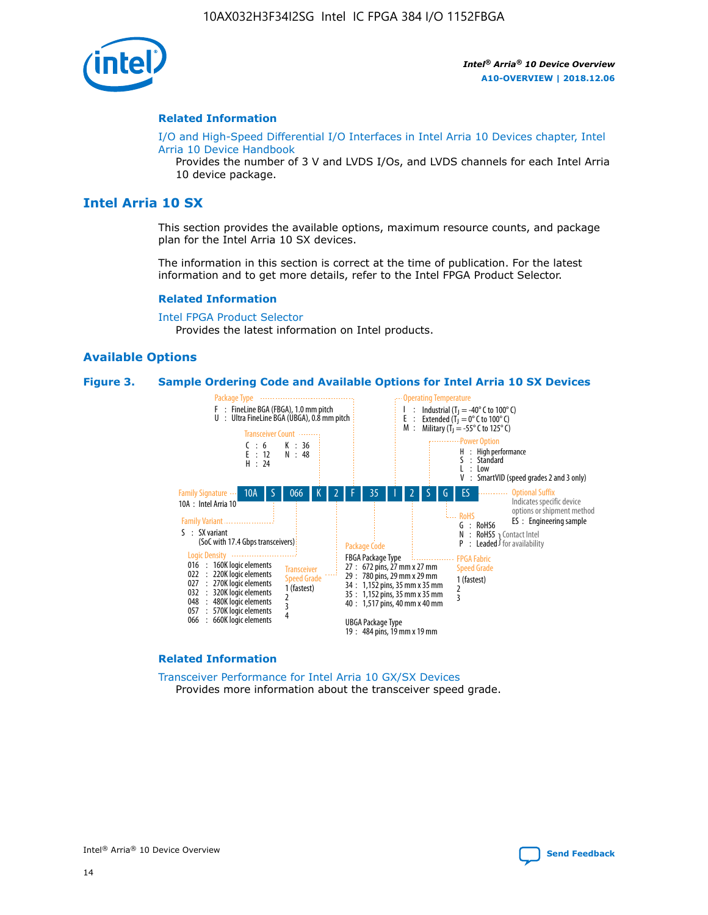## Related Information

I/O and High-Speed Differential I/O Interfaces in Intel Arria 10 Devices chapter, Intel Arria 10 Device Handbook

Provides the number of 3 V and LVDS I/Os, and LVDS channels for each Intel Arria 10 device package.

# Intel Arria 10 SX

This section provides the available options, maximum resource counts, and package plan for the Intel Arria 10 SX devices.

The information in this section is correct at the time of publication. For the latest information and to get more details, refer to the Intel FPGA Product Selector.

## Related Information

Intel FPGA Product Selector

Provides the latest information on Intel products.

## Available Options

**Figure 3. Sample Ordering Code and Available Options for Intel Arria 10 SX Devices**

Sample ordering code: 10A S 066 K 2 F 35 I 2 S G ES

**Family Signature**
- 10A : Intel Arria 10

**Family Variant**
- S : SX variant (SoC with 17.4 Gbps transceivers)

**Logic Density**
- 016 : 160K logic elements
- 022 : 220K logic elements
- 027 : 270K logic elements
- 032 : 320K logic elements
- 048 : 480K logic elements
- 057 : 570K logic elements
- 066 : 660K logic elements

**Transceiver Count**
- C : 6
- E : 12
- H : 24
- K : 36
- N : 48

**Transceiver Speed Grade**
- 1 (fastest)
- 2
- 3
- 4

**Package Type**
- F : FineLine BGA (FBGA), 1.0 mm pitch
- U : Ultra FineLine BGA (UBGA), 0.8 mm pitch

**Package Code**

FBGA Package Type
- 27 : 672 pins, 27 mm x 27 mm
- 29 : 780 pins, 29 mm x 29 mm
- 34 : 1,152 pins, 35 mm x 35 mm
- 35 : 1,152 pins, 35 mm x 35 mm
- 40 : 1,517 pins, 40 mm x 40 mm

UBGA Package Type
- 19 : 484 pins, 19 mm x 19 mm

**Operating Temperature**
- I : Industrial ($T_J$ = -40° C to 100° C)
- E : Extended ($T_J$ = 0° C to 100° C)
- M : Military ($T_J$ = -55° C to 125° C)

**FPGA Fabric Speed Grade**
- 1 (fastest)
- 2
- 3

**Power Option**
- H : High performance
- S : Standard
- L : Low
- V : SmartVID (speed grades 2 and 3 only)

**RoHS**
- G : RoHS6
- N : RoHS5 (Contact Intel for availability)
- P : Leaded (Contact Intel for availability)

**Optional Suffix**

Indicates specific device options or shipment method
- ES : Engineering sample

## Related Information

Transceiver Performance for Intel Arria 10 GX/SX Devices

Provides more information about the transceiver speed grade.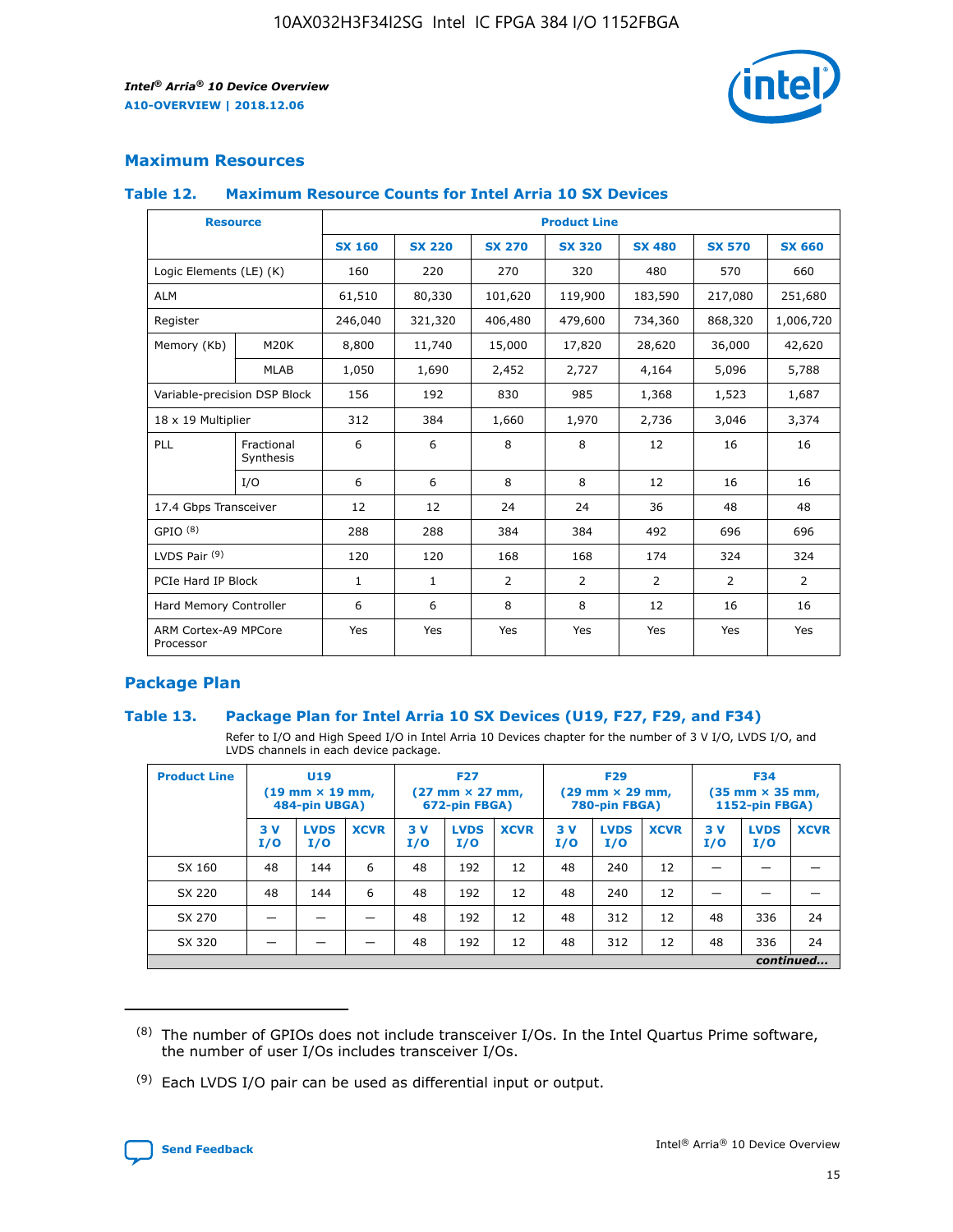## Maximum Resources

### Table 12. Maximum Resource Counts for Intel Arria 10 SX Devices

| Resource | | Product Line | | | | | | |
|---|---|---|---|---|---|---|---|---|
| | | SX 160 | SX 220 | SX 270 | SX 320 | SX 480 | SX 570 | SX 660 |
| Logic Elements (LE) (K) | | 160 | 220 | 270 | 320 | 480 | 570 | 660 |
| ALM | | 61,510 | 80,330 | 101,620 | 119,900 | 183,590 | 217,080 | 251,680 |
| Register | | 246,040 | 321,320 | 406,480 | 479,600 | 734,360 | 868,320 | 1,006,720 |
| Memory (Kb) | M20K | 8,800 | 11,740 | 15,000 | 17,820 | 28,620 | 36,000 | 42,620 |
| | MLAB | 1,050 | 1,690 | 2,452 | 2,727 | 4,164 | 5,096 | 5,788 |
| Variable-precision DSP Block | | 156 | 192 | 830 | 985 | 1,368 | 1,523 | 1,687 |
| 18 x 19 Multiplier | | 312 | 384 | 1,660 | 1,970 | 2,736 | 3,046 | 3,374 |
| PLL | Fractional Synthesis | 6 | 6 | 8 | 8 | 12 | 16 | 16 |
| | I/O | 6 | 6 | 8 | 8 | 12 | 16 | 16 |
| 17.4 Gbps Transceiver | | 12 | 12 | 24 | 24 | 36 | 48 | 48 |
| GPIO [8] | | 288 | 288 | 384 | 384 | 492 | 696 | 696 |
| LVDS Pair [9] | | 120 | 120 | 168 | 168 | 174 | 324 | 324 |
| PCIe Hard IP Block | | 1 | 1 | 2 | 2 | 2 | 2 | 2 |
| Hard Memory Controller | | 6 | 6 | 8 | 8 | 12 | 16 | 16 |
| ARM Cortex-A9 MPCore Processor | | Yes | Yes | Yes | Yes | Yes | Yes | Yes |

## Package Plan

### Table 13. Package Plan for Intel Arria 10 SX Devices (U19, F27, F29, and F34)

Refer to I/O and High Speed I/O in Intel Arria 10 Devices chapter for the number of 3 V I/O, LVDS I/O, and LVDS channels in each device package.

| Product Line | U19 (19 mm × 19 mm, 484-pin UBGA) | | | F27 (27 mm × 27 mm, 672-pin FBGA) | | | F29 (29 mm × 29 mm, 780-pin FBGA) | | | F34 (35 mm × 35 mm, 1152-pin FBGA) | | |
|---|---|---|---|---|---|---|---|---|---|---|---|---|
| | 3 V I/O | LVDS I/O | XCVR | 3 V I/O | LVDS I/O | XCVR | 3 V I/O | LVDS I/O | XCVR | 3 V I/O | LVDS I/O | XCVR |
| SX 160 | 48 | 144 | 6 | 48 | 192 | 12 | 48 | 240 | 12 | — | — | — |
| SX 220 | 48 | 144 | 6 | 48 | 192 | 12 | 48 | 240 | 12 | — | — | — |
| SX 270 | — | — | — | 48 | 192 | 12 | 48 | 312 | 12 | 48 | 336 | 24 |
| SX 320 | — | — | — | 48 | 192 | 12 | 48 | 312 | 12 | 48 | 336 | 24 |

*continued...*

(8) The number of GPIOs does not include transceiver I/Os. In the Intel Quartus Prime software, the number of user I/Os includes transceiver I/Os.

(9) Each LVDS I/O pair can be used as differential input or output.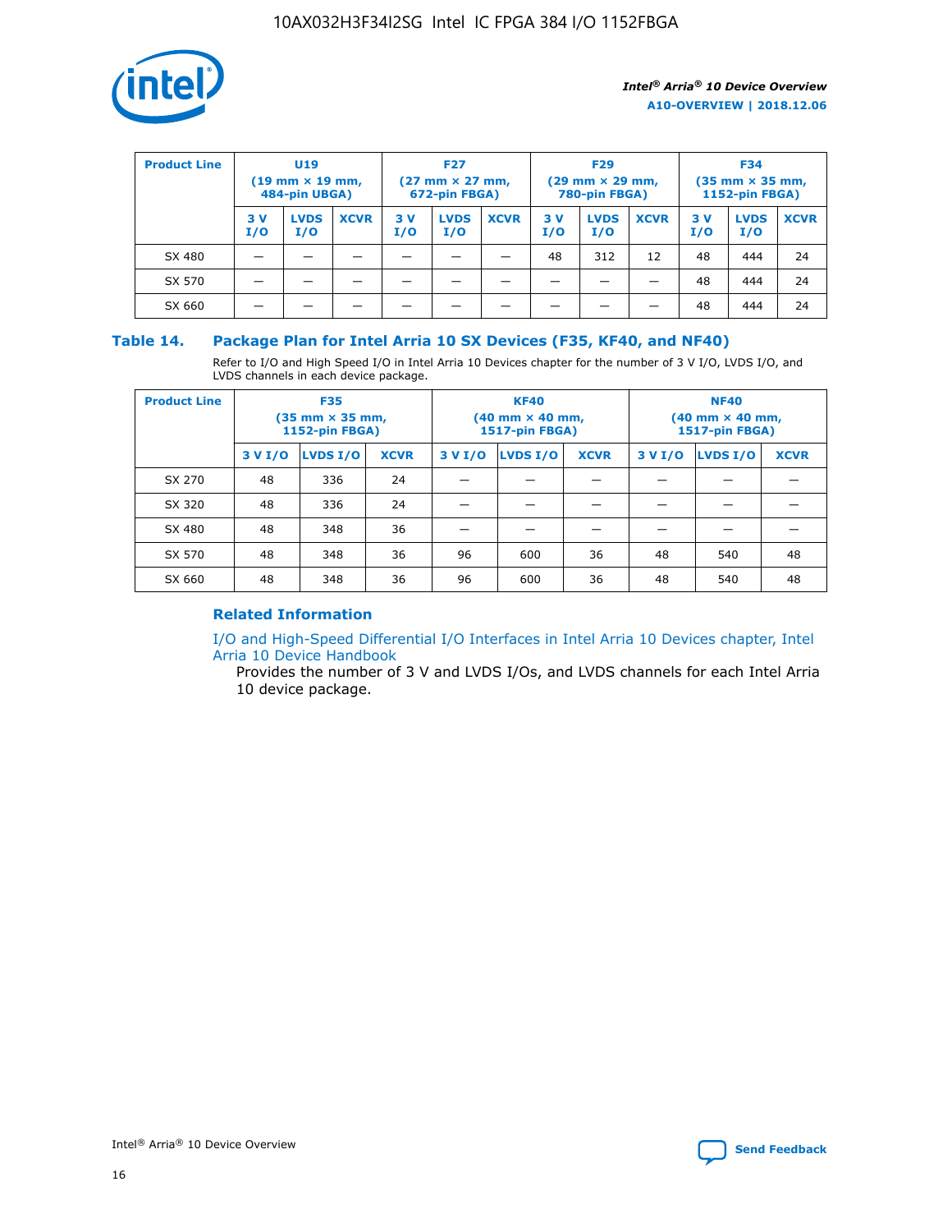| Product Line | U19 (19 mm × 19 mm, 484-pin UBGA) | | | F27 (27 mm × 27 mm, 672-pin FBGA) | | | F29 (29 mm × 29 mm, 780-pin FBGA) | | | F34 (35 mm × 35 mm, 1152-pin FBGA) | | |
|---|---|---|---|---|---|---|---|---|---|---|---|---|
| | 3 V I/O | LVDS I/O | XCVR | 3 V I/O | LVDS I/O | XCVR | 3 V I/O | LVDS I/O | XCVR | 3 V I/O | LVDS I/O | XCVR |
| SX 480 | — | — | — | — | — | — | 48 | 312 | 12 | 48 | 444 | 24 |
| SX 570 | — | — | — | — | — | — | — | — | — | 48 | 444 | 24 |
| SX 660 | — | — | — | — | — | — | — | — | — | 48 | 444 | 24 |

### Table 14. Package Plan for Intel Arria 10 SX Devices (F35, KF40, and NF40)

Refer to I/O and High Speed I/O in Intel Arria 10 Devices chapter for the number of 3 V I/O, LVDS I/O, and LVDS channels in each device package.

| Product Line | F35 (35 mm × 35 mm, 1152-pin FBGA) | | | KF40 (40 mm × 40 mm, 1517-pin FBGA) | | | NF40 (40 mm × 40 mm, 1517-pin FBGA) | | |
|---|---|---|---|---|---|---|---|---|---|
| | 3 V I/O | LVDS I/O | XCVR | 3 V I/O | LVDS I/O | XCVR | 3 V I/O | LVDS I/O | XCVR |
| SX 270 | 48 | 336 | 24 | — | — | — | — | — | — |
| SX 320 | 48 | 336 | 24 | — | — | — | — | — | — |
| SX 480 | 48 | 348 | 36 | — | — | — | — | — | — |
| SX 570 | 48 | 348 | 36 | 96 | 600 | 36 | 48 | 540 | 48 |
| SX 660 | 48 | 348 | 36 | 96 | 600 | 36 | 48 | 540 | 48 |

#### Related Information

I/O and High-Speed Differential I/O Interfaces in Intel Arria 10 Devices chapter, Intel Arria 10 Device Handbook

Provides the number of 3 V and LVDS I/Os, and LVDS channels for each Intel Arria 10 device package.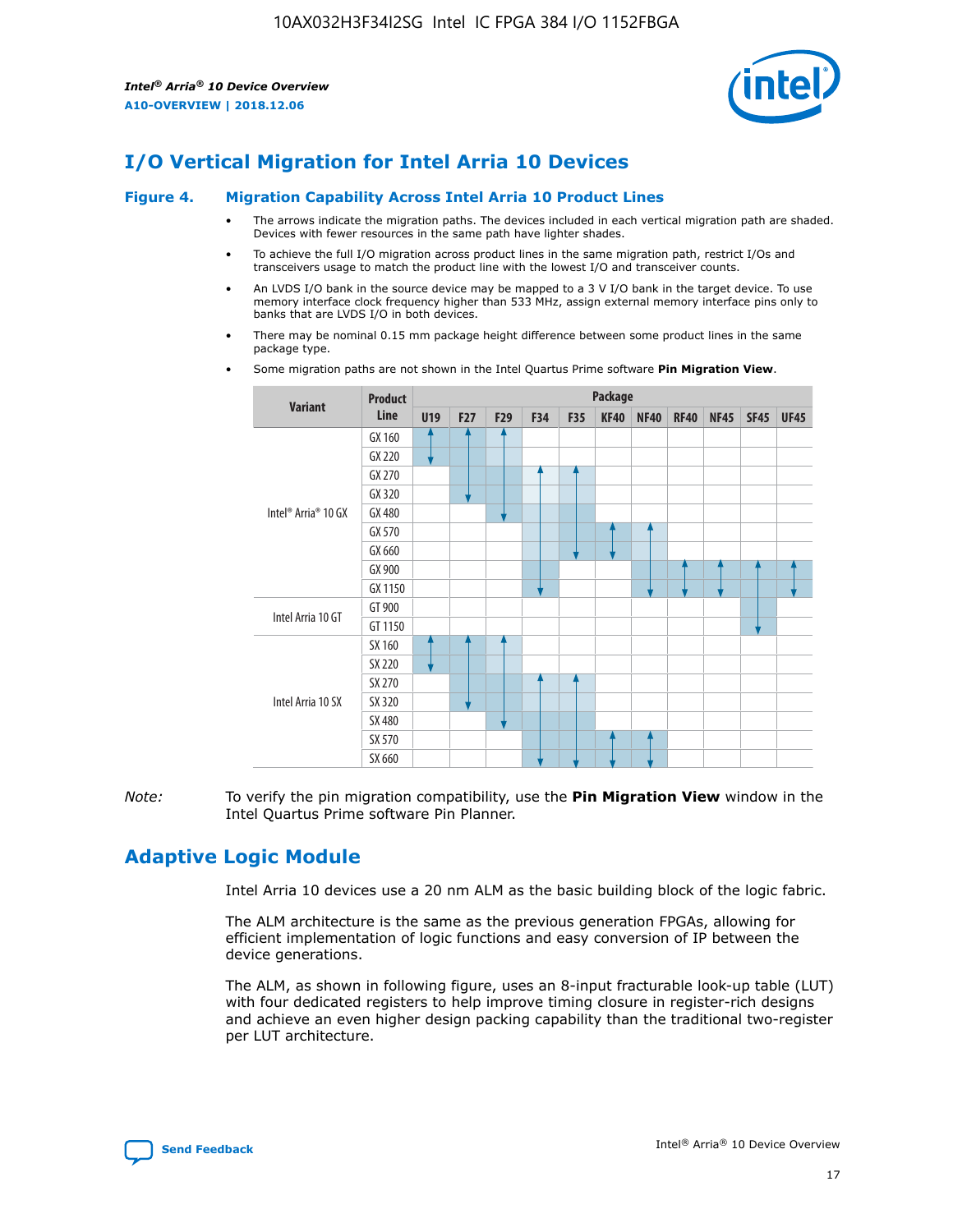# I/O Vertical Migration for Intel Arria 10 Devices

**Figure 4. Migration Capability Across Intel Arria 10 Product Lines**

- The arrows indicate the migration paths. The devices included in each vertical migration path are shaded. Devices with fewer resources in the same path have lighter shades.
- To achieve the full I/O migration across product lines in the same migration path, restrict I/Os and transceivers usage to match the product line with the lowest I/O and transceiver counts.
- An LVDS I/O bank in the source device may be mapped to a 3 V I/O bank in the target device. To use memory interface clock frequency higher than 533 MHz, assign external memory interface pins only to banks that are LVDS I/O in both devices.
- There may be nominal 0.15 mm package height difference between some product lines in the same package type.
- Some migration paths are not shown in the Intel Quartus Prime software **Pin Migration View**.

| Variant | Product Line | Package | | | | | | | | | | |
|---|---|---|---|---|---|---|---|---|---|---|---|---|
| | | U19 | F27 | F29 | F34 | F35 | KF40 | NF40 | RF40 | NF45 | SF45 | UF45 |
| Intel® Arria® 10 GX | GX 160 | | | | | | | | | | | |
| | GX 220 | | | | | | | | | | | |
| | GX 270 | | | | | | | | | | | |
| | GX 320 | | | | | | | | | | | |
| | GX 480 | | | | | | | | | | | |
| | GX 570 | | | | | | | | | | | |
| | GX 660 | | | | | | | | | | | |
| | GX 900 | | | | | | | | | | | |
| | GX 1150 | | | | | | | | | | | |
| Intel Arria 10 GT | GT 900 | | | | | | | | | | | |
| | GT 1150 | | | | | | | | | | | |
| Intel Arria 10 SX | SX 160 | | | | | | | | | | | |
| | SX 220 | | | | | | | | | | | |
| | SX 270 | | | | | | | | | | | |
| | SX 320 | | | | | | | | | | | |
| | SX 480 | | | | | | | | | | | |
| | SX 570 | | | | | | | | | | | |
| | SX 660 | | | | | | | | | | | |

*Note:* To verify the pin migration compatibility, use the **Pin Migration View** window in the Intel Quartus Prime software Pin Planner.

# Adaptive Logic Module

Intel Arria 10 devices use a 20 nm ALM as the basic building block of the logic fabric.

The ALM architecture is the same as the previous generation FPGAs, allowing for efficient implementation of logic functions and easy conversion of IP between the device generations.

The ALM, as shown in following figure, uses an 8-input fracturable look-up table (LUT) with four dedicated registers to help improve timing closure in register-rich designs and achieve an even higher design packing capability than the traditional two-register per LUT architecture.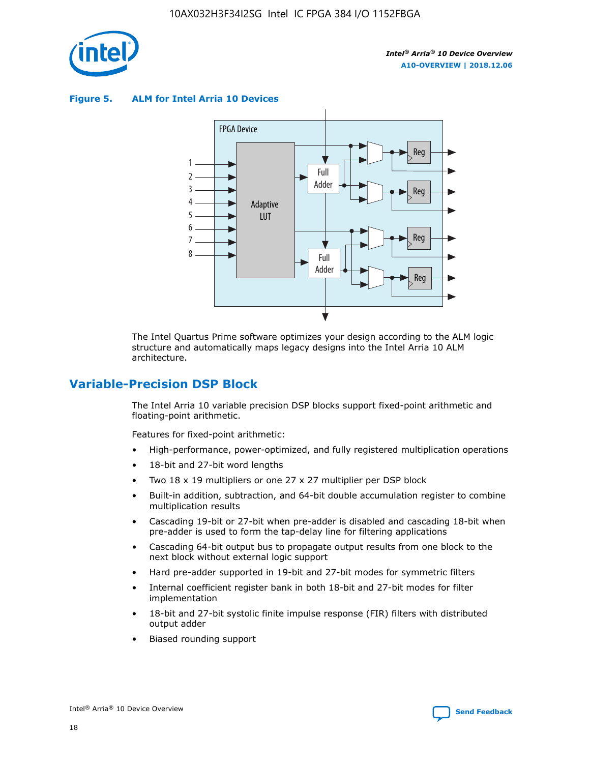**Figure 5. ALM for Intel Arria 10 Devices**

The Intel Quartus Prime software optimizes your design according to the ALM logic structure and automatically maps legacy designs into the Intel Arria 10 ALM architecture.

## Variable-Precision DSP Block

The Intel Arria 10 variable precision DSP blocks support fixed-point arithmetic and floating-point arithmetic.

Features for fixed-point arithmetic:

- High-performance, power-optimized, and fully registered multiplication operations
- 18-bit and 27-bit word lengths
- Two 18 x 19 multipliers or one 27 x 27 multiplier per DSP block
- Built-in addition, subtraction, and 64-bit double accumulation register to combine multiplication results
- Cascading 19-bit or 27-bit when pre-adder is disabled and cascading 18-bit when pre-adder is used to form the tap-delay line for filtering applications
- Cascading 64-bit output bus to propagate output results from one block to the next block without external logic support
- Hard pre-adder supported in 19-bit and 27-bit modes for symmetric filters
- Internal coefficient register bank in both 18-bit and 27-bit modes for filter implementation
- 18-bit and 27-bit systolic finite impulse response (FIR) filters with distributed output adder
- Biased rounding support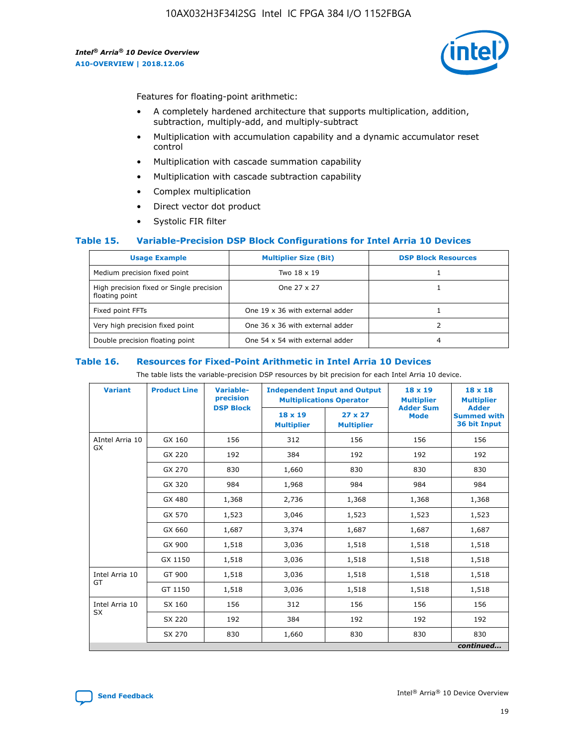Features for floating-point arithmetic:

- A completely hardened architecture that supports multiplication, addition, subtraction, multiply-add, and multiply-subtract
- Multiplication with accumulation capability and a dynamic accumulator reset control
- Multiplication with cascade summation capability
- Multiplication with cascade subtraction capability
- Complex multiplication
- Direct vector dot product
- Systolic FIR filter

### Table 15. Variable-Precision DSP Block Configurations for Intel Arria 10 Devices

| Usage Example | Multiplier Size (Bit) | DSP Block Resources |
|---|---|---|
| Medium precision fixed point | Two 18 x 19 | 1 |
| High precision fixed or Single precision floating point | One 27 x 27 | 1 |
| Fixed point FFTs | One 19 x 36 with external adder | 1 |
| Very high precision fixed point | One 36 x 36 with external adder | 2 |
| Double precision floating point | One 54 x 54 with external adder | 4 |

### Table 16. Resources for Fixed-Point Arithmetic in Intel Arria 10 Devices

The table lists the variable-precision DSP resources by bit precision for each Intel Arria 10 device.

| Variant | Product Line | Variable-precision DSP Block | Independent Input and Output Multiplications Operator | | 18 x 19 Multiplier Adder Sum Mode | 18 x 18 Multiplier Adder Summed with 36 bit Input |
|---|---|---|---|---|---|---|
| | | | 18 x 19 Multiplier | 27 x 27 Multiplier | | |
| AIntel Arria 10 GX | GX 160 | 156 | 312 | 156 | 156 | 156 |
| | GX 220 | 192 | 384 | 192 | 192 | 192 |
| | GX 270 | 830 | 1,660 | 830 | 830 | 830 |
| | GX 320 | 984 | 1,968 | 984 | 984 | 984 |
| | GX 480 | 1,368 | 2,736 | 1,368 | 1,368 | 1,368 |
| | GX 570 | 1,523 | 3,046 | 1,523 | 1,523 | 1,523 |
| | GX 660 | 1,687 | 3,374 | 1,687 | 1,687 | 1,687 |
| | GX 900 | 1,518 | 3,036 | 1,518 | 1,518 | 1,518 |
| | GX 1150 | 1,518 | 3,036 | 1,518 | 1,518 | 1,518 |
| Intel Arria 10 GT | GT 900 | 1,518 | 3,036 | 1,518 | 1,518 | 1,518 |
| | GT 1150 | 1,518 | 3,036 | 1,518 | 1,518 | 1,518 |
| Intel Arria 10 SX | SX 160 | 156 | 312 | 156 | 156 | 156 |
| | SX 220 | 192 | 384 | 192 | 192 | 192 |
| | SX 270 | 830 | 1,660 | 830 | 830 | 830 |

*continued...*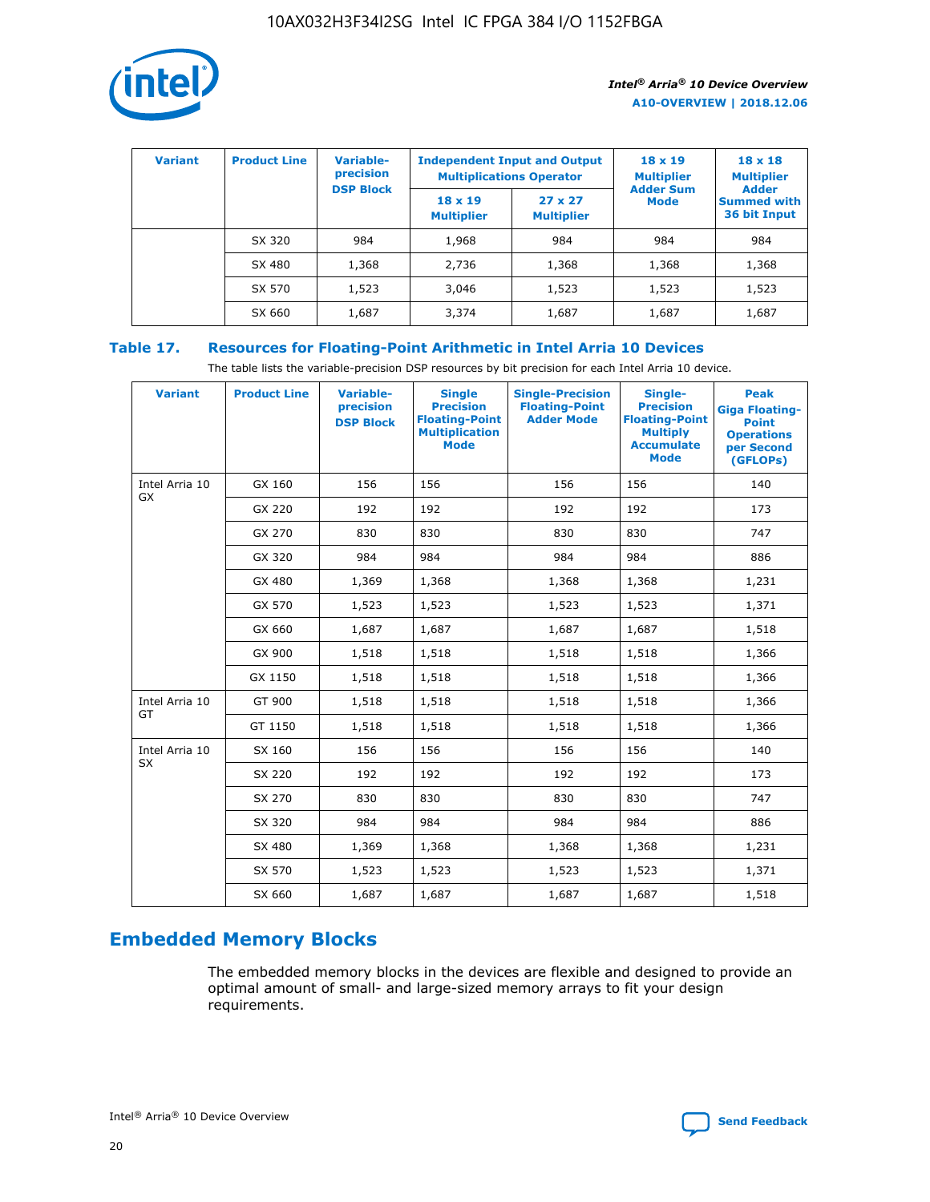| Variant | Product Line | Variable-precision DSP Block | Independent Input and Output Multiplications Operator | | 18 x 19 Multiplier Adder Sum Mode | 18 x 18 Multiplier Adder Summed with 36 bit Input |
|---|---|---|---|---|---|---|
| | | | 18 x 19 Multiplier | 27 x 27 Multiplier | | |
| | SX 320 | 984 | 1,968 | 984 | 984 | 984 |
| | SX 480 | 1,368 | 2,736 | 1,368 | 1,368 | 1,368 |
| | SX 570 | 1,523 | 3,046 | 1,523 | 1,523 | 1,523 |
| | SX 660 | 1,687 | 3,374 | 1,687 | 1,687 | 1,687 |

## Table 17. Resources for Floating-Point Arithmetic in Intel Arria 10 Devices

The table lists the variable-precision DSP resources by bit precision for each Intel Arria 10 device.

| Variant | Product Line | Variable-precision DSP Block | Single Precision Floating-Point Multiplication Mode | Single-Precision Floating-Point Adder Mode | Single-Precision Floating-Point Multiply Accumulate Mode | Peak Giga Floating-Point Operations per Second (GFLOPs) |
|---|---|---|---|---|---|---|
| Intel Arria 10 GX | GX 160 | 156 | 156 | 156 | 156 | 140 |
| | GX 220 | 192 | 192 | 192 | 192 | 173 |
| | GX 270 | 830 | 830 | 830 | 830 | 747 |
| | GX 320 | 984 | 984 | 984 | 984 | 886 |
| | GX 480 | 1,369 | 1,368 | 1,368 | 1,368 | 1,231 |
| | GX 570 | 1,523 | 1,523 | 1,523 | 1,523 | 1,371 |
| | GX 660 | 1,687 | 1,687 | 1,687 | 1,687 | 1,518 |
| | GX 900 | 1,518 | 1,518 | 1,518 | 1,518 | 1,366 |
| | GX 1150 | 1,518 | 1,518 | 1,518 | 1,518 | 1,366 |
| Intel Arria 10 GT | GT 900 | 1,518 | 1,518 | 1,518 | 1,518 | 1,366 |
| | GT 1150 | 1,518 | 1,518 | 1,518 | 1,518 | 1,366 |
| Intel Arria 10 SX | SX 160 | 156 | 156 | 156 | 156 | 140 |
| | SX 220 | 192 | 192 | 192 | 192 | 173 |
| | SX 270 | 830 | 830 | 830 | 830 | 747 |
| | SX 320 | 984 | 984 | 984 | 984 | 886 |
| | SX 480 | 1,369 | 1,368 | 1,368 | 1,368 | 1,231 |
| | SX 570 | 1,523 | 1,523 | 1,523 | 1,523 | 1,371 |
| | SX 660 | 1,687 | 1,687 | 1,687 | 1,687 | 1,518 |

## Embedded Memory Blocks

The embedded memory blocks in the devices are flexible and designed to provide an optimal amount of small- and large-sized memory arrays to fit your design requirements.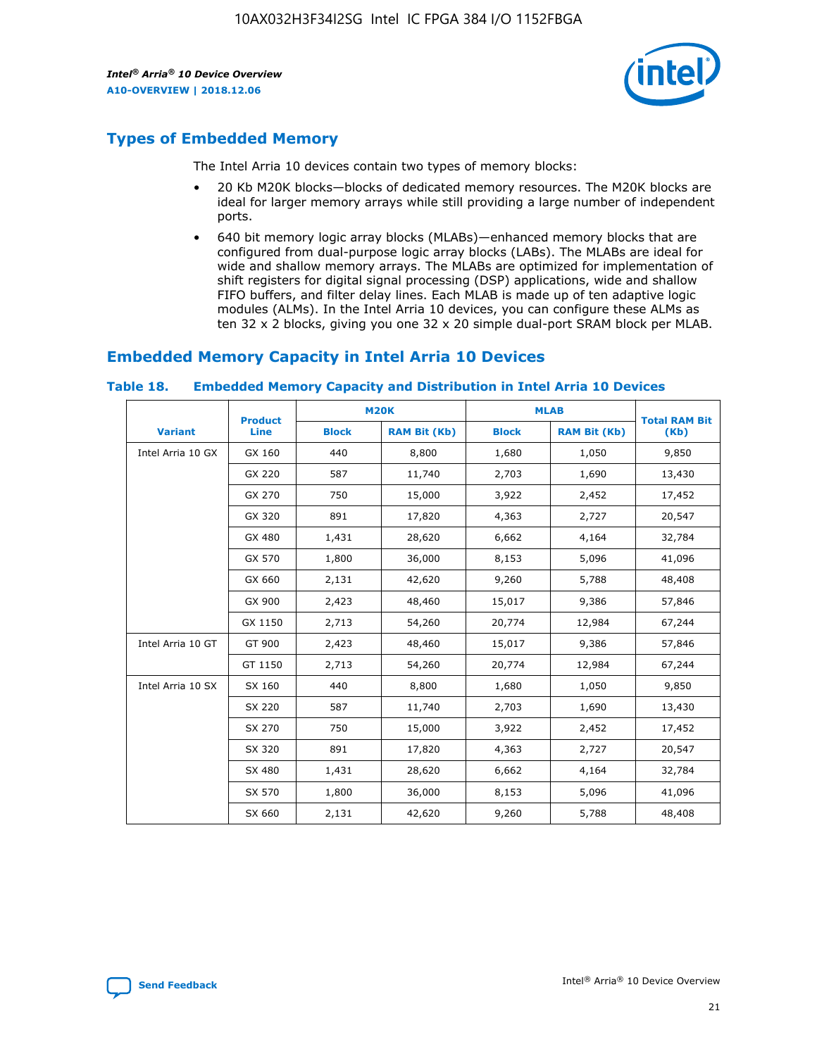## Types of Embedded Memory

The Intel Arria 10 devices contain two types of memory blocks:

- 20 Kb M20K blocks—blocks of dedicated memory resources. The M20K blocks are ideal for larger memory arrays while still providing a large number of independent ports.
- 640 bit memory logic array blocks (MLABs)—enhanced memory blocks that are configured from dual-purpose logic array blocks (LABs). The MLABs are ideal for wide and shallow memory arrays. The MLABs are optimized for implementation of shift registers for digital signal processing (DSP) applications, wide and shallow FIFO buffers, and filter delay lines. Each MLAB is made up of ten adaptive logic modules (ALMs). In the Intel Arria 10 devices, you can configure these ALMs as ten 32 x 2 blocks, giving you one 32 x 20 simple dual-port SRAM block per MLAB.

## Embedded Memory Capacity in Intel Arria 10 Devices

### Table 18. Embedded Memory Capacity and Distribution in Intel Arria 10 Devices

| Variant | Product Line | M20K | | MLAB | | Total RAM Bit (Kb) |
|---|---|---|---|---|---|---|
| | | Block | RAM Bit (Kb) | Block | RAM Bit (Kb) | |
| Intel Arria 10 GX | GX 160 | 440 | 8,800 | 1,680 | 1,050 | 9,850 |
| | GX 220 | 587 | 11,740 | 2,703 | 1,690 | 13,430 |
| | GX 270 | 750 | 15,000 | 3,922 | 2,452 | 17,452 |
| | GX 320 | 891 | 17,820 | 4,363 | 2,727 | 20,547 |
| | GX 480 | 1,431 | 28,620 | 6,662 | 4,164 | 32,784 |
| | GX 570 | 1,800 | 36,000 | 8,153 | 5,096 | 41,096 |
| | GX 660 | 2,131 | 42,620 | 9,260 | 5,788 | 48,408 |
| | GX 900 | 2,423 | 48,460 | 15,017 | 9,386 | 57,846 |
| | GX 1150 | 2,713 | 54,260 | 20,774 | 12,984 | 67,244 |
| Intel Arria 10 GT | GT 900 | 2,423 | 48,460 | 15,017 | 9,386 | 57,846 |
| | GT 1150 | 2,713 | 54,260 | 20,774 | 12,984 | 67,244 |
| Intel Arria 10 SX | SX 160 | 440 | 8,800 | 1,680 | 1,050 | 9,850 |
| | SX 220 | 587 | 11,740 | 2,703 | 1,690 | 13,430 |
| | SX 270 | 750 | 15,000 | 3,922 | 2,452 | 17,452 |
| | SX 320 | 891 | 17,820 | 4,363 | 2,727 | 20,547 |
| | SX 480 | 1,431 | 28,620 | 6,662 | 4,164 | 32,784 |
| | SX 570 | 1,800 | 36,000 | 8,153 | 5,096 | 41,096 |
| | SX 660 | 2,131 | 42,620 | 9,260 | 5,788 | 48,408 |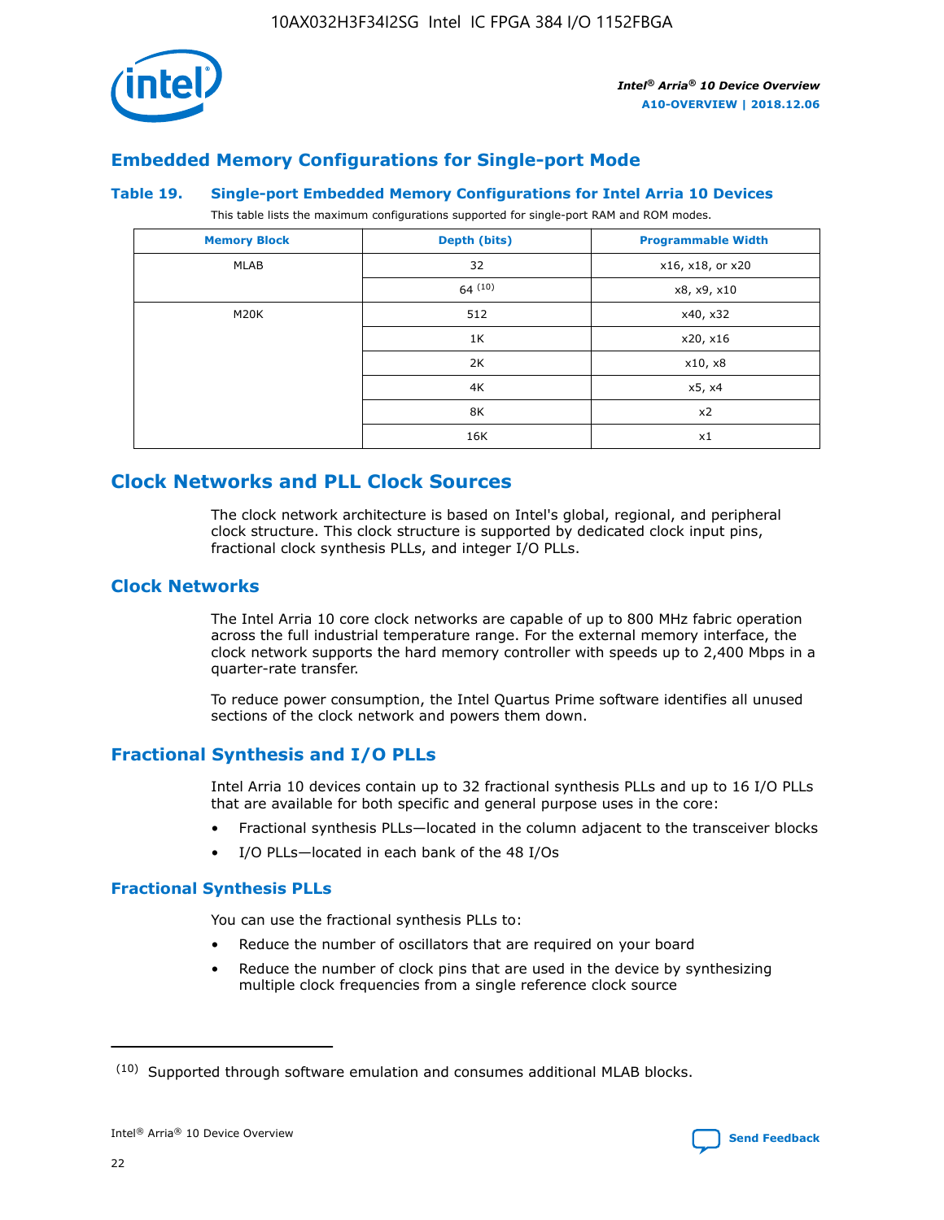## Embedded Memory Configurations for Single-port Mode

### Table 19. Single-port Embedded Memory Configurations for Intel Arria 10 Devices

This table lists the maximum configurations supported for single-port RAM and ROM modes.

| Memory Block | Depth (bits) | Programmable Width |
|---|---|---|
| MLAB | 32 | x16, x18, or x20 |
| | 64 [(10)] | x8, x9, x10 |
| M20K | 512 | x40, x32 |
| | 1K | x20, x16 |
| | 2K | x10, x8 |
| | 4K | x5, x4 |
| | 8K | x2 |
| | 16K | x1 |

## Clock Networks and PLL Clock Sources

The clock network architecture is based on Intel's global, regional, and peripheral clock structure. This clock structure is supported by dedicated clock input pins, fractional clock synthesis PLLs, and integer I/O PLLs.

## Clock Networks

The Intel Arria 10 core clock networks are capable of up to 800 MHz fabric operation across the full industrial temperature range. For the external memory interface, the clock network supports the hard memory controller with speeds up to 2,400 Mbps in a quarter-rate transfer.

To reduce power consumption, the Intel Quartus Prime software identifies all unused sections of the clock network and powers them down.

## Fractional Synthesis and I/O PLLs

Intel Arria 10 devices contain up to 32 fractional synthesis PLLs and up to 16 I/O PLLs that are available for both specific and general purpose uses in the core:

- Fractional synthesis PLLs—located in the column adjacent to the transceiver blocks
- I/O PLLs—located in each bank of the 48 I/Os

### Fractional Synthesis PLLs

You can use the fractional synthesis PLLs to:

- Reduce the number of oscillators that are required on your board
- Reduce the number of clock pins that are used in the device by synthesizing multiple clock frequencies from a single reference clock source

(10) Supported through software emulation and consumes additional MLAB blocks.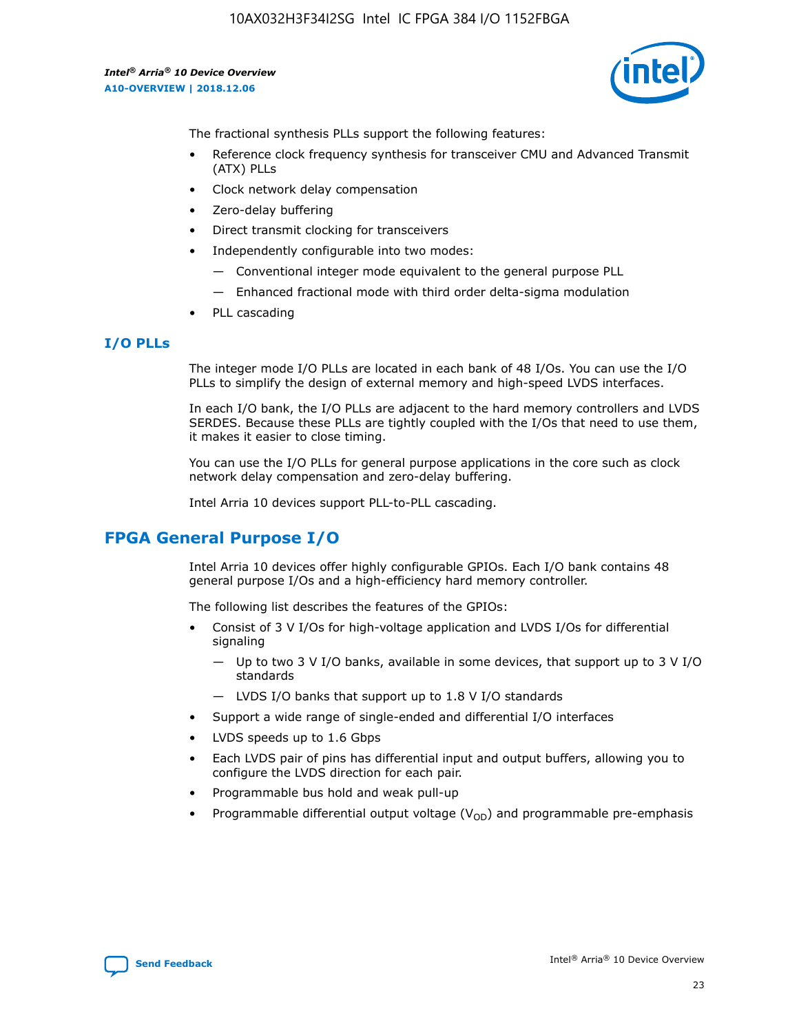The fractional synthesis PLLs support the following features:

- Reference clock frequency synthesis for transceiver CMU and Advanced Transmit (ATX) PLLs
- Clock network delay compensation
- Zero-delay buffering
- Direct transmit clocking for transceivers
- Independently configurable into two modes:
  - — Conventional integer mode equivalent to the general purpose PLL
  - — Enhanced fractional mode with third order delta-sigma modulation
- PLL cascading

### I/O PLLs

The integer mode I/O PLLs are located in each bank of 48 I/Os. You can use the I/O PLLs to simplify the design of external memory and high-speed LVDS interfaces.

In each I/O bank, the I/O PLLs are adjacent to the hard memory controllers and LVDS SERDES. Because these PLLs are tightly coupled with the I/Os that need to use them, it makes it easier to close timing.

You can use the I/O PLLs for general purpose applications in the core such as clock network delay compensation and zero-delay buffering.

Intel Arria 10 devices support PLL-to-PLL cascading.

## FPGA General Purpose I/O

Intel Arria 10 devices offer highly configurable GPIOs. Each I/O bank contains 48 general purpose I/Os and a high-efficiency hard memory controller.

The following list describes the features of the GPIOs:

- Consist of 3 V I/Os for high-voltage application and LVDS I/Os for differential signaling
  - — Up to two 3 V I/O banks, available in some devices, that support up to 3 V I/O standards
  - — LVDS I/O banks that support up to 1.8 V I/O standards
- Support a wide range of single-ended and differential I/O interfaces
- LVDS speeds up to 1.6 Gbps
- Each LVDS pair of pins has differential input and output buffers, allowing you to configure the LVDS direction for each pair.
- Programmable bus hold and weak pull-up
- Programmable differential output voltage ($V_{OD}$) and programmable pre-emphasis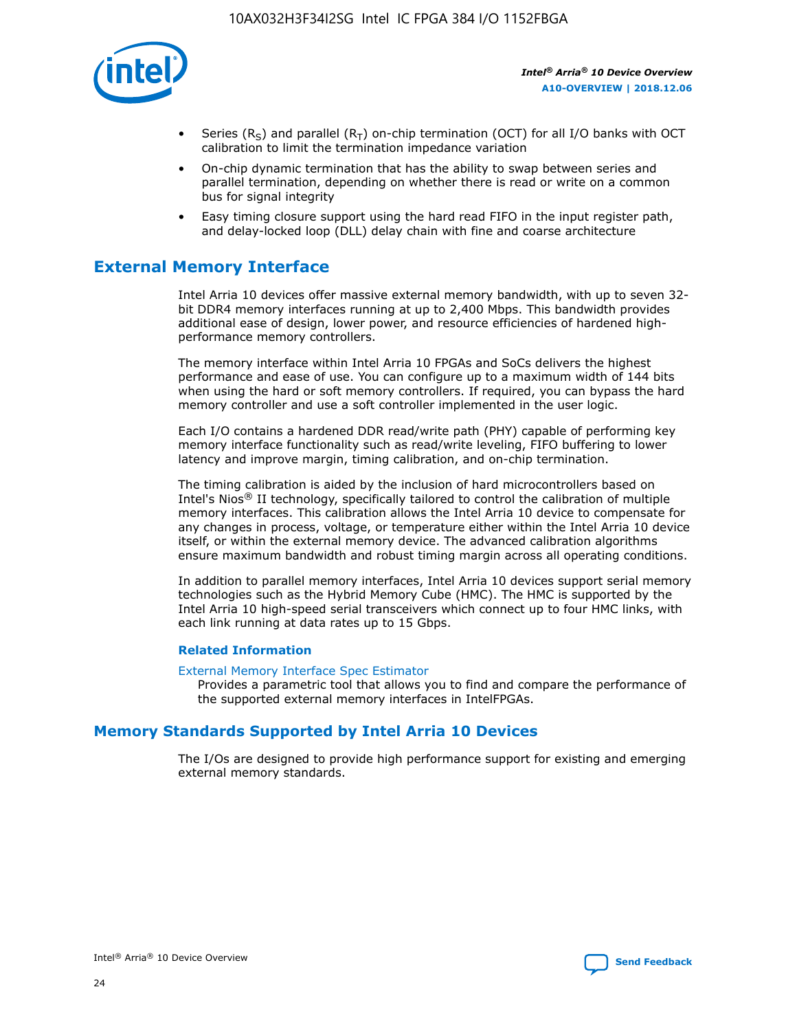- Series ($R_S$) and parallel ($R_T$) on-chip termination (OCT) for all I/O banks with OCT calibration to limit the termination impedance variation
- On-chip dynamic termination that has the ability to swap between series and parallel termination, depending on whether there is read or write on a common bus for signal integrity
- Easy timing closure support using the hard read FIFO in the input register path, and delay-locked loop (DLL) delay chain with fine and coarse architecture

## External Memory Interface

Intel Arria 10 devices offer massive external memory bandwidth, with up to seven 32-bit DDR4 memory interfaces running at up to 2,400 Mbps. This bandwidth provides additional ease of design, lower power, and resource efficiencies of hardened high-performance memory controllers.

The memory interface within Intel Arria 10 FPGAs and SoCs delivers the highest performance and ease of use. You can configure up to a maximum width of 144 bits when using the hard or soft memory controllers. If required, you can bypass the hard memory controller and use a soft controller implemented in the user logic.

Each I/O contains a hardened DDR read/write path (PHY) capable of performing key memory interface functionality such as read/write leveling, FIFO buffering to lower latency and improve margin, timing calibration, and on-chip termination.

The timing calibration is aided by the inclusion of hard microcontrollers based on Intel's Nios® II technology, specifically tailored to control the calibration of multiple memory interfaces. This calibration allows the Intel Arria 10 device to compensate for any changes in process, voltage, or temperature either within the Intel Arria 10 device itself, or within the external memory device. The advanced calibration algorithms ensure maximum bandwidth and robust timing margin across all operating conditions.

In addition to parallel memory interfaces, Intel Arria 10 devices support serial memory technologies such as the Hybrid Memory Cube (HMC). The HMC is supported by the Intel Arria 10 high-speed serial transceivers which connect up to four HMC links, with each link running at data rates up to 15 Gbps.

### Related Information

External Memory Interface Spec Estimator
Provides a parametric tool that allows you to find and compare the performance of the supported external memory interfaces in IntelFPGAs.

## Memory Standards Supported by Intel Arria 10 Devices

The I/Os are designed to provide high performance support for existing and emerging external memory standards.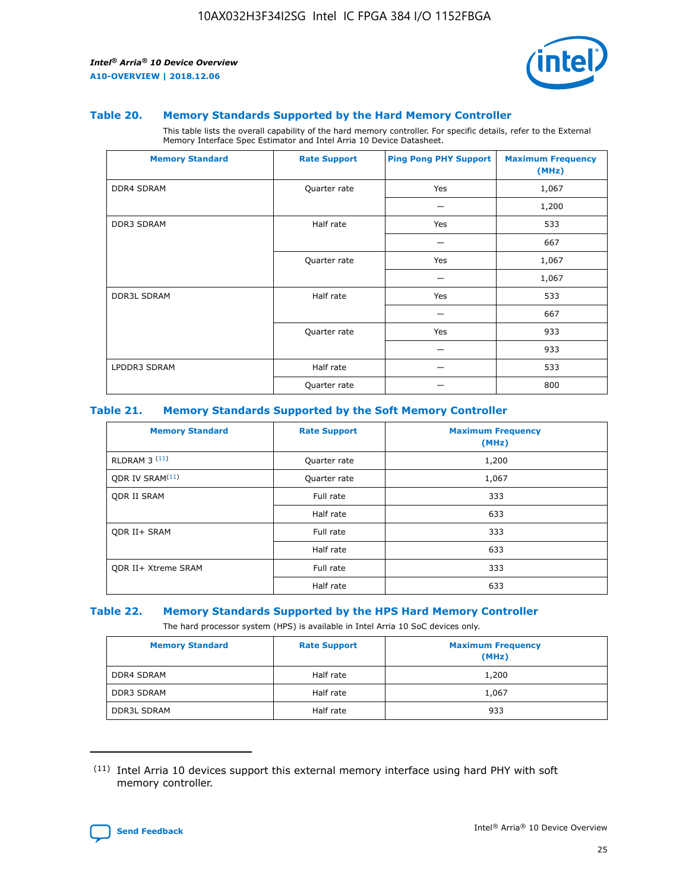### Table 20. Memory Standards Supported by the Hard Memory Controller

This table lists the overall capability of the hard memory controller. For specific details, refer to the External Memory Interface Spec Estimator and Intel Arria 10 Device Datasheet.

| Memory Standard | Rate Support | Ping Pong PHY Support | Maximum Frequency (MHz) |
|---|---|---|---|
| DDR4 SDRAM | Quarter rate | Yes | 1,067 |
| | | — | 1,200 |
| DDR3 SDRAM | Half rate | Yes | 533 |
| | | — | 667 |
| | Quarter rate | Yes | 1,067 |
| | | — | 1,067 |
| DDR3L SDRAM | Half rate | Yes | 533 |
| | | — | 667 |
| | Quarter rate | Yes | 933 |
| | | — | 933 |
| LPDDR3 SDRAM | Half rate | — | 533 |
| | Quarter rate | — | 800 |

### Table 21. Memory Standards Supported by the Soft Memory Controller

| Memory Standard | Rate Support | Maximum Frequency (MHz) |
|---|---|---|
| RLDRAM 3 [11] | Quarter rate | 1,200 |
| QDR IV SRAM[11] | Quarter rate | 1,067 |
| QDR II SRAM | Full rate | 333 |
| | Half rate | 633 |
| QDR II+ SRAM | Full rate | 333 |
| | Half rate | 633 |
| QDR II+ Xtreme SRAM | Full rate | 333 |
| | Half rate | 633 |

### Table 22. Memory Standards Supported by the HPS Hard Memory Controller

The hard processor system (HPS) is available in Intel Arria 10 SoC devices only.

| Memory Standard | Rate Support | Maximum Frequency (MHz) |
|---|---|---|
| DDR4 SDRAM | Half rate | 1,200 |
| DDR3 SDRAM | Half rate | 1,067 |
| DDR3L SDRAM | Half rate | 933 |

[11] Intel Arria 10 devices support this external memory interface using hard PHY with soft memory controller.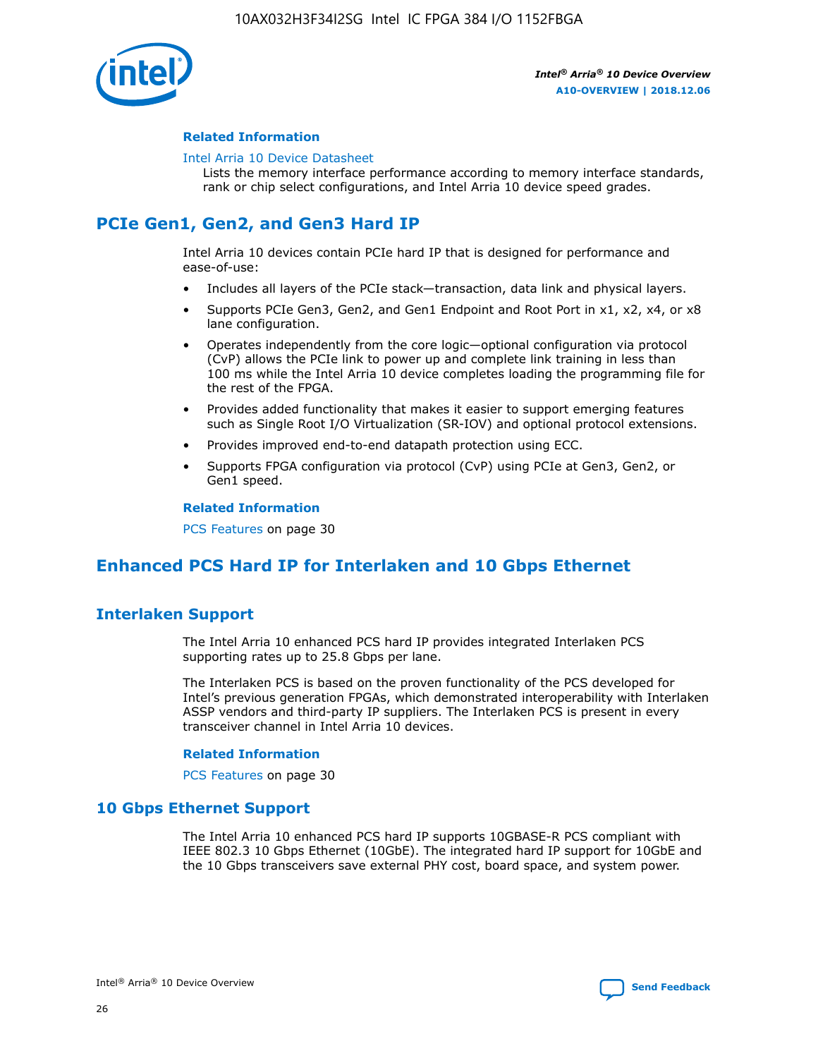#### Related Information

Intel Arria 10 Device Datasheet
Lists the memory interface performance according to memory interface standards, rank or chip select configurations, and Intel Arria 10 device speed grades.

## PCIe Gen1, Gen2, and Gen3 Hard IP

Intel Arria 10 devices contain PCIe hard IP that is designed for performance and ease-of-use:

- Includes all layers of the PCIe stack—transaction, data link and physical layers.
- Supports PCIe Gen3, Gen2, and Gen1 Endpoint and Root Port in x1, x2, x4, or x8 lane configuration.
- Operates independently from the core logic—optional configuration via protocol (CvP) allows the PCIe link to power up and complete link training in less than 100 ms while the Intel Arria 10 device completes loading the programming file for the rest of the FPGA.
- Provides added functionality that makes it easier to support emerging features such as Single Root I/O Virtualization (SR-IOV) and optional protocol extensions.
- Provides improved end-to-end datapath protection using ECC.
- Supports FPGA configuration via protocol (CvP) using PCIe at Gen3, Gen2, or Gen1 speed.

#### Related Information

PCS Features on page 30

## Enhanced PCS Hard IP for Interlaken and 10 Gbps Ethernet

### Interlaken Support

The Intel Arria 10 enhanced PCS hard IP provides integrated Interlaken PCS supporting rates up to 25.8 Gbps per lane.

The Interlaken PCS is based on the proven functionality of the PCS developed for Intel's previous generation FPGAs, which demonstrated interoperability with Interlaken ASSP vendors and third-party IP suppliers. The Interlaken PCS is present in every transceiver channel in Intel Arria 10 devices.

#### Related Information

PCS Features on page 30

### 10 Gbps Ethernet Support

The Intel Arria 10 enhanced PCS hard IP supports 10GBASE-R PCS compliant with IEEE 802.3 10 Gbps Ethernet (10GbE). The integrated hard IP support for 10GbE and the 10 Gbps transceivers save external PHY cost, board space, and system power.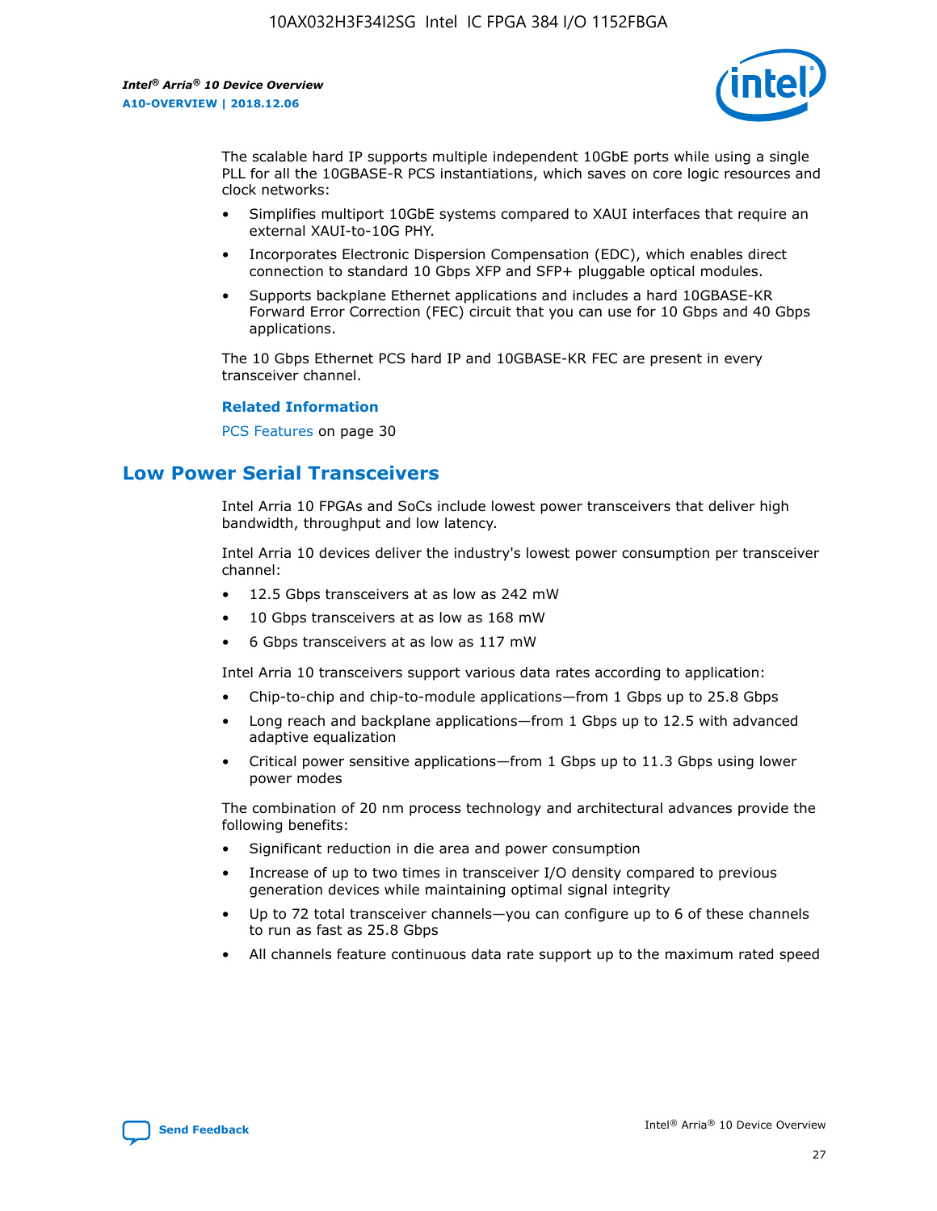The scalable hard IP supports multiple independent 10GbE ports while using a single PLL for all the 10GBASE-R PCS instantiations, which saves on core logic resources and clock networks:

- Simplifies multiport 10GbE systems compared to XAUI interfaces that require an external XAUI-to-10G PHY.
- Incorporates Electronic Dispersion Compensation (EDC), which enables direct connection to standard 10 Gbps XFP and SFP+ pluggable optical modules.
- Supports backplane Ethernet applications and includes a hard 10GBASE-KR Forward Error Correction (FEC) circuit that you can use for 10 Gbps and 40 Gbps applications.

The 10 Gbps Ethernet PCS hard IP and 10GBASE-KR FEC are present in every transceiver channel.

**Related Information**

PCS Features on page 30

## Low Power Serial Transceivers

Intel Arria 10 FPGAs and SoCs include lowest power transceivers that deliver high bandwidth, throughput and low latency.

Intel Arria 10 devices deliver the industry's lowest power consumption per transceiver channel:

- 12.5 Gbps transceivers at as low as 242 mW
- 10 Gbps transceivers at as low as 168 mW
- 6 Gbps transceivers at as low as 117 mW

Intel Arria 10 transceivers support various data rates according to application:

- Chip-to-chip and chip-to-module applications—from 1 Gbps up to 25.8 Gbps
- Long reach and backplane applications—from 1 Gbps up to 12.5 with advanced adaptive equalization
- Critical power sensitive applications—from 1 Gbps up to 11.3 Gbps using lower power modes

The combination of 20 nm process technology and architectural advances provide the following benefits:

- Significant reduction in die area and power consumption
- Increase of up to two times in transceiver I/O density compared to previous generation devices while maintaining optimal signal integrity
- Up to 72 total transceiver channels—you can configure up to 6 of these channels to run as fast as 25.8 Gbps
- All channels feature continuous data rate support up to the maximum rated speed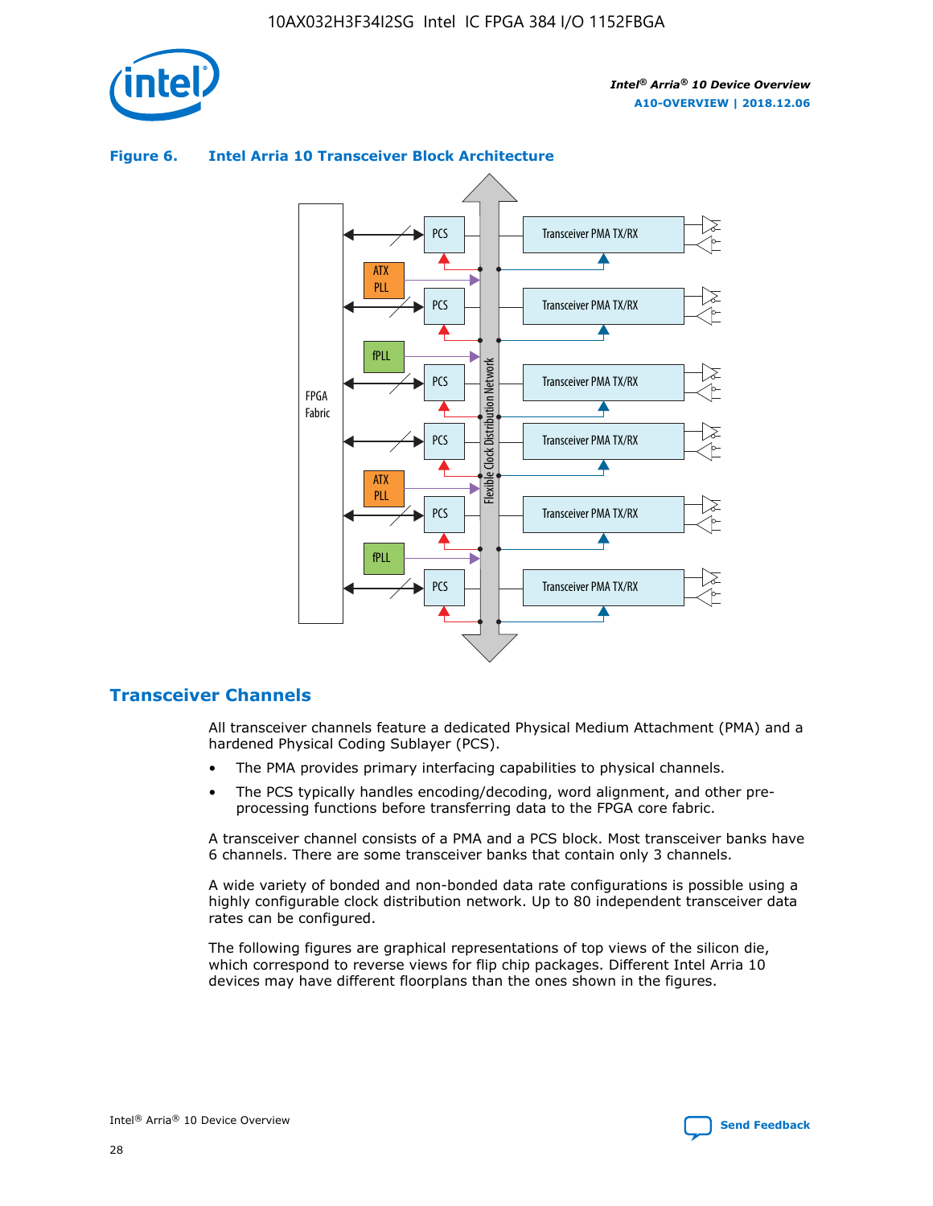**Figure 6. Intel Arria 10 Transceiver Block Architecture**

## Transceiver Channels

All transceiver channels feature a dedicated Physical Medium Attachment (PMA) and a hardened Physical Coding Sublayer (PCS).

- The PMA provides primary interfacing capabilities to physical channels.
- The PCS typically handles encoding/decoding, word alignment, and other pre-processing functions before transferring data to the FPGA core fabric.

A transceiver channel consists of a PMA and a PCS block. Most transceiver banks have 6 channels. There are some transceiver banks that contain only 3 channels.

A wide variety of bonded and non-bonded data rate configurations is possible using a highly configurable clock distribution network. Up to 80 independent transceiver data rates can be configured.

The following figures are graphical representations of top views of the silicon die, which correspond to reverse views for flip chip packages. Different Intel Arria 10 devices may have different floorplans than the ones shown in the figures.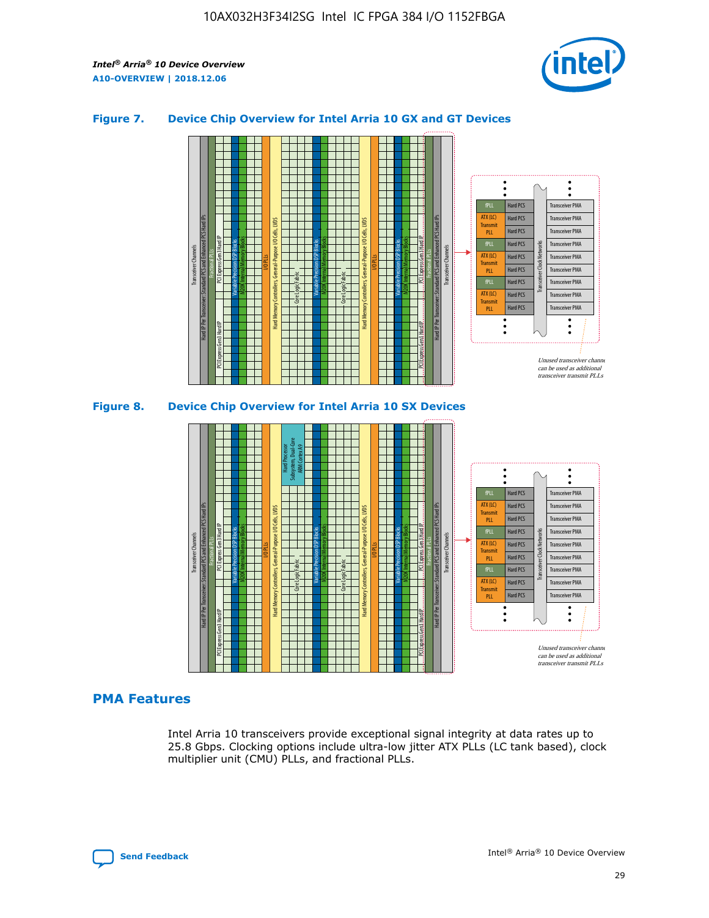### Figure 7. Device Chip Overview for Intel Arria 10 GX and GT Devices

### Figure 8. Device Chip Overview for Intel Arria 10 SX Devices

## PMA Features

Intel Arria 10 transceivers provide exceptional signal integrity at data rates up to 25.8 Gbps. Clocking options include ultra-low jitter ATX PLLs (LC tank based), clock multiplier unit (CMU) PLLs, and fractional PLLs.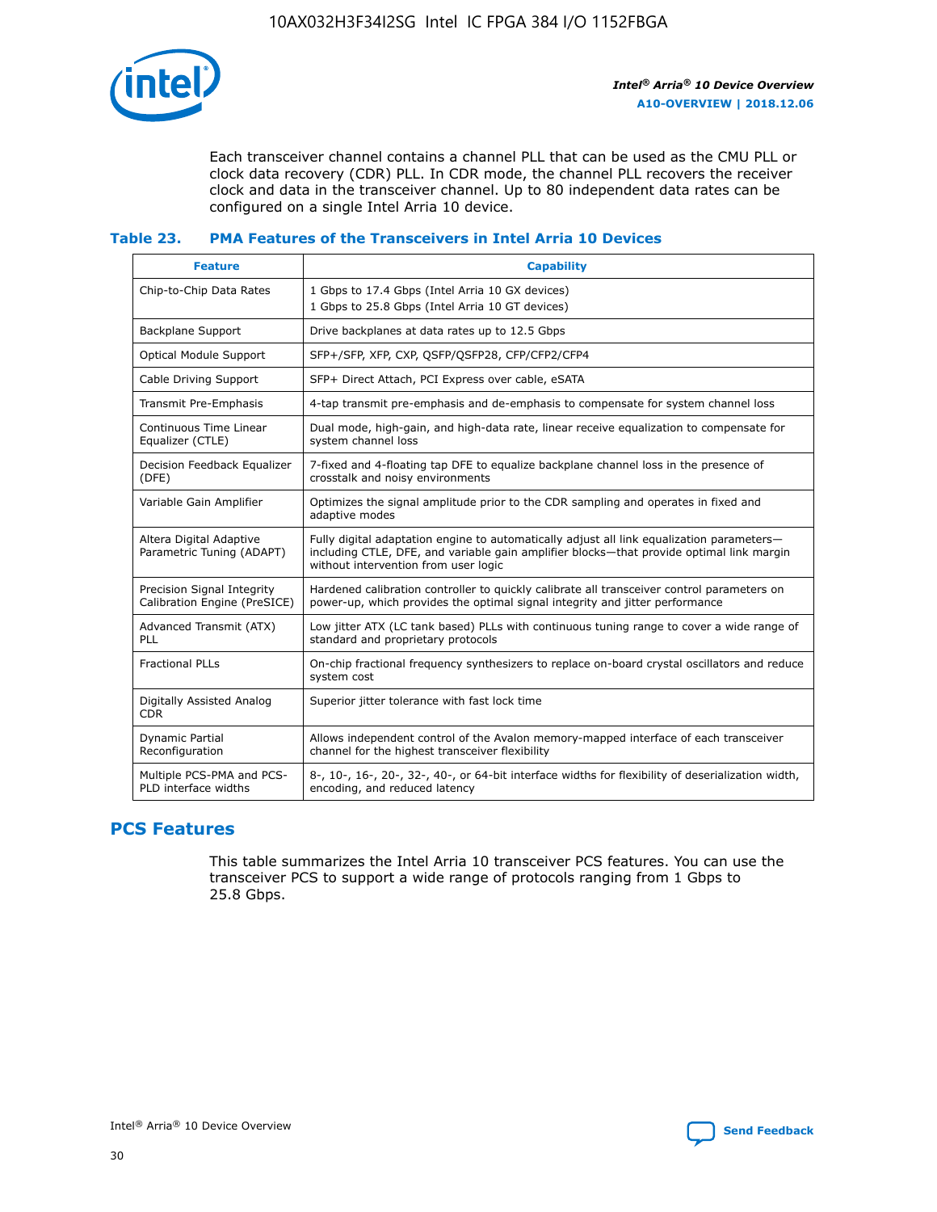Each transceiver channel contains a channel PLL that can be used as the CMU PLL or clock data recovery (CDR) PLL. In CDR mode, the channel PLL recovers the receiver clock and data in the transceiver channel. Up to 80 independent data rates can be configured on a single Intel Arria 10 device.

### Table 23. PMA Features of the Transceivers in Intel Arria 10 Devices

| Feature | Capability |
| --- | --- |
| Chip-to-Chip Data Rates | 1 Gbps to 17.4 Gbps (Intel Arria 10 GX devices)<br>1 Gbps to 25.8 Gbps (Intel Arria 10 GT devices) |
| Backplane Support | Drive backplanes at data rates up to 12.5 Gbps |
| Optical Module Support | SFP+/SFP, XFP, CXP, QSFP/QSFP28, CFP/CFP2/CFP4 |
| Cable Driving Support | SFP+ Direct Attach, PCI Express over cable, eSATA |
| Transmit Pre-Emphasis | 4-tap transmit pre-emphasis and de-emphasis to compensate for system channel loss |
| Continuous Time Linear Equalizer (CTLE) | Dual mode, high-gain, and high-data rate, linear receive equalization to compensate for system channel loss |
| Decision Feedback Equalizer (DFE) | 7-fixed and 4-floating tap DFE to equalize backplane channel loss in the presence of crosstalk and noisy environments |
| Variable Gain Amplifier | Optimizes the signal amplitude prior to the CDR sampling and operates in fixed and adaptive modes |
| Altera Digital Adaptive Parametric Tuning (ADAPT) | Fully digital adaptation engine to automatically adjust all link equalization parameters—including CTLE, DFE, and variable gain amplifier blocks—that provide optimal link margin without intervention from user logic |
| Precision Signal Integrity Calibration Engine (PreSICE) | Hardened calibration controller to quickly calibrate all transceiver control parameters on power-up, which provides the optimal signal integrity and jitter performance |
| Advanced Transmit (ATX) PLL | Low jitter ATX (LC tank based) PLLs with continuous tuning range to cover a wide range of standard and proprietary protocols |
| Fractional PLLs | On-chip fractional frequency synthesizers to replace on-board crystal oscillators and reduce system cost |
| Digitally Assisted Analog CDR | Superior jitter tolerance with fast lock time |
| Dynamic Partial Reconfiguration | Allows independent control of the Avalon memory-mapped interface of each transceiver channel for the highest transceiver flexibility |
| Multiple PCS-PMA and PCS-PLD interface widths | 8-, 10-, 16-, 20-, 32-, 40-, or 64-bit interface widths for flexibility of deserialization width, encoding, and reduced latency |

## PCS Features

This table summarizes the Intel Arria 10 transceiver PCS features. You can use the transceiver PCS to support a wide range of protocols ranging from 1 Gbps to 25.8 Gbps.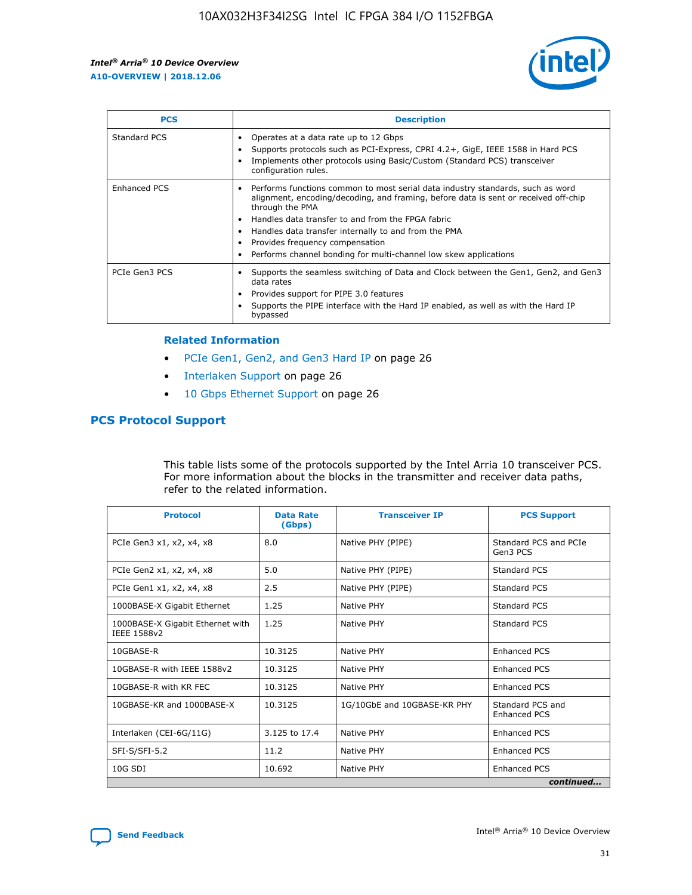| PCS | Description |
| --- | --- |
| Standard PCS | • Operates at a data rate up to 12 Gbps<br>• Supports protocols such as PCI-Express, CPRI 4.2+, GigE, IEEE 1588 in Hard PCS<br>• Implements other protocols using Basic/Custom (Standard PCS) transceiver configuration rules. |
| Enhanced PCS | • Performs functions common to most serial data industry standards, such as word alignment, encoding/decoding, and framing, before data is sent or received off-chip through the PMA<br>• Handles data transfer to and from the FPGA fabric<br>• Handles data transfer internally to and from the PMA<br>• Provides frequency compensation<br>• Performs channel bonding for multi-channel low skew applications |
| PCIe Gen3 PCS | • Supports the seamless switching of Data and Clock between the Gen1, Gen2, and Gen3 data rates<br>• Provides support for PIPE 3.0 features<br>• Supports the PIPE interface with the Hard IP enabled, as well as with the Hard IP bypassed |

### Related Information

- PCIe Gen1, Gen2, and Gen3 Hard IP on page 26
- Interlaken Support on page 26
- 10 Gbps Ethernet Support on page 26

## PCS Protocol Support

This table lists some of the protocols supported by the Intel Arria 10 transceiver PCS. For more information about the blocks in the transmitter and receiver data paths, refer to the related information.

| Protocol | Data Rate (Gbps) | Transceiver IP | PCS Support |
| --- | --- | --- | --- |
| PCIe Gen3 x1, x2, x4, x8 | 8.0 | Native PHY (PIPE) | Standard PCS and PCIe Gen3 PCS |
| PCIe Gen2 x1, x2, x4, x8 | 5.0 | Native PHY (PIPE) | Standard PCS |
| PCIe Gen1 x1, x2, x4, x8 | 2.5 | Native PHY (PIPE) | Standard PCS |
| 1000BASE-X Gigabit Ethernet | 1.25 | Native PHY | Standard PCS |
| 1000BASE-X Gigabit Ethernet with IEEE 1588v2 | 1.25 | Native PHY | Standard PCS |
| 10GBASE-R | 10.3125 | Native PHY | Enhanced PCS |
| 10GBASE-R with IEEE 1588v2 | 10.3125 | Native PHY | Enhanced PCS |
| 10GBASE-R with KR FEC | 10.3125 | Native PHY | Enhanced PCS |
| 10GBASE-KR and 1000BASE-X | 10.3125 | 1G/10GbE and 10GBASE-KR PHY | Standard PCS and Enhanced PCS |
| Interlaken (CEI-6G/11G) | 3.125 to 17.4 | Native PHY | Enhanced PCS |
| SFI-S/SFI-5.2 | 11.2 | Native PHY | Enhanced PCS |
| 10G SDI | 10.692 | Native PHY | Enhanced PCS |

*continued...*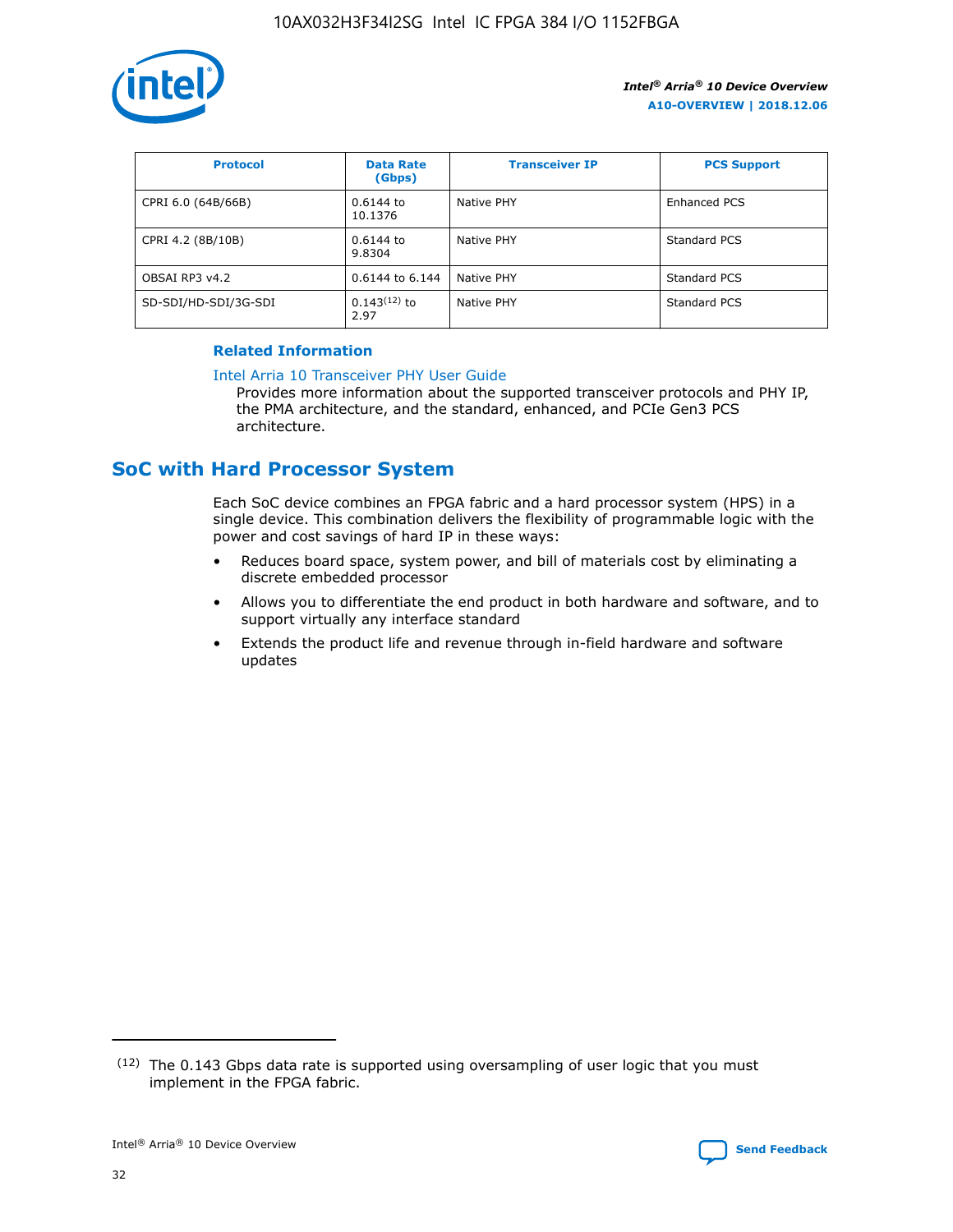| Protocol | Data Rate (Gbps) | Transceiver IP | PCS Support |
| --- | --- | --- | --- |
| CPRI 6.0 (64B/66B) | 0.6144 to 10.1376 | Native PHY | Enhanced PCS |
| CPRI 4.2 (8B/10B) | 0.6144 to 9.8304 | Native PHY | Standard PCS |
| OBSAI RP3 v4.2 | 0.6144 to 6.144 | Native PHY | Standard PCS |
| SD-SDI/HD-SDI/3G-SDI | 0.143[12] to 2.97 | Native PHY | Standard PCS |

### Related Information

Intel Arria 10 Transceiver PHY User Guide
Provides more information about the supported transceiver protocols and PHY IP, the PMA architecture, and the standard, enhanced, and PCIe Gen3 PCS architecture.

## SoC with Hard Processor System

Each SoC device combines an FPGA fabric and a hard processor system (HPS) in a single device. This combination delivers the flexibility of programmable logic with the power and cost savings of hard IP in these ways:

- Reduces board space, system power, and bill of materials cost by eliminating a discrete embedded processor
- Allows you to differentiate the end product in both hardware and software, and to support virtually any interface standard
- Extends the product life and revenue through in-field hardware and software updates

[12] The 0.143 Gbps data rate is supported using oversampling of user logic that you must implement in the FPGA fabric.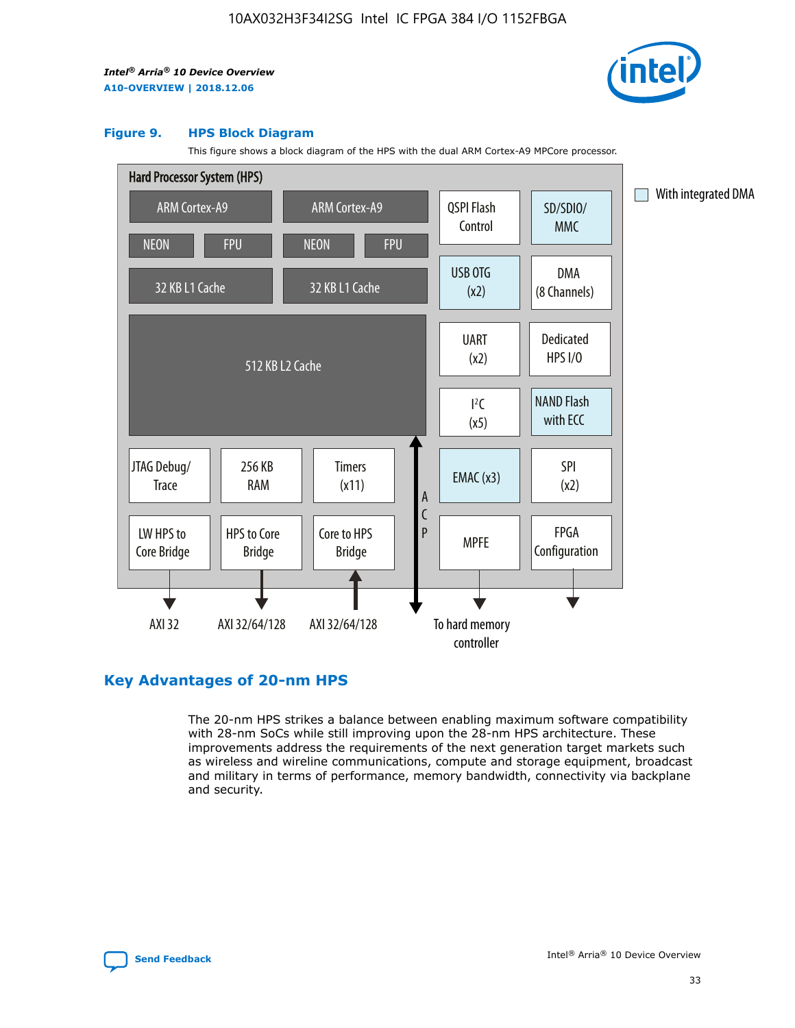**Figure 9. HPS Block Diagram**

This figure shows a block diagram of the HPS with the dual ARM Cortex-A9 MPCore processor.

Hard Processor System (HPS)

ARM Cortex-A9 | ARM Cortex-A9 | QSPI Flash Control | SD/SDIO/MMC

NEON | FPU | NEON | FPU

32 KB L1 Cache | 32 KB L1 Cache | USB OTG (x2) | DMA (8 Channels)

512 KB L2 Cache | UART (x2) | Dedicated HPS I/O | I²C (x5) | NAND Flash with ECC

JTAG Debug/Trace | 256 KB RAM | Timers (x11) | ACP | EMAC (x3) | SPI (x2)

LW HPS to Core Bridge | HPS to Core Bridge | Core to HPS Bridge | MPFE | FPGA Configuration

AXI 32 | AXI 32/64/128 | AXI 32/64/128 | To hard memory controller

With integrated DMA

## Key Advantages of 20-nm HPS

The 20-nm HPS strikes a balance between enabling maximum software compatibility with 28-nm SoCs while still improving upon the 28-nm HPS architecture. These improvements address the requirements of the next generation target markets such as wireless and wireline communications, compute and storage equipment, broadcast and military in terms of performance, memory bandwidth, connectivity via backplane and security.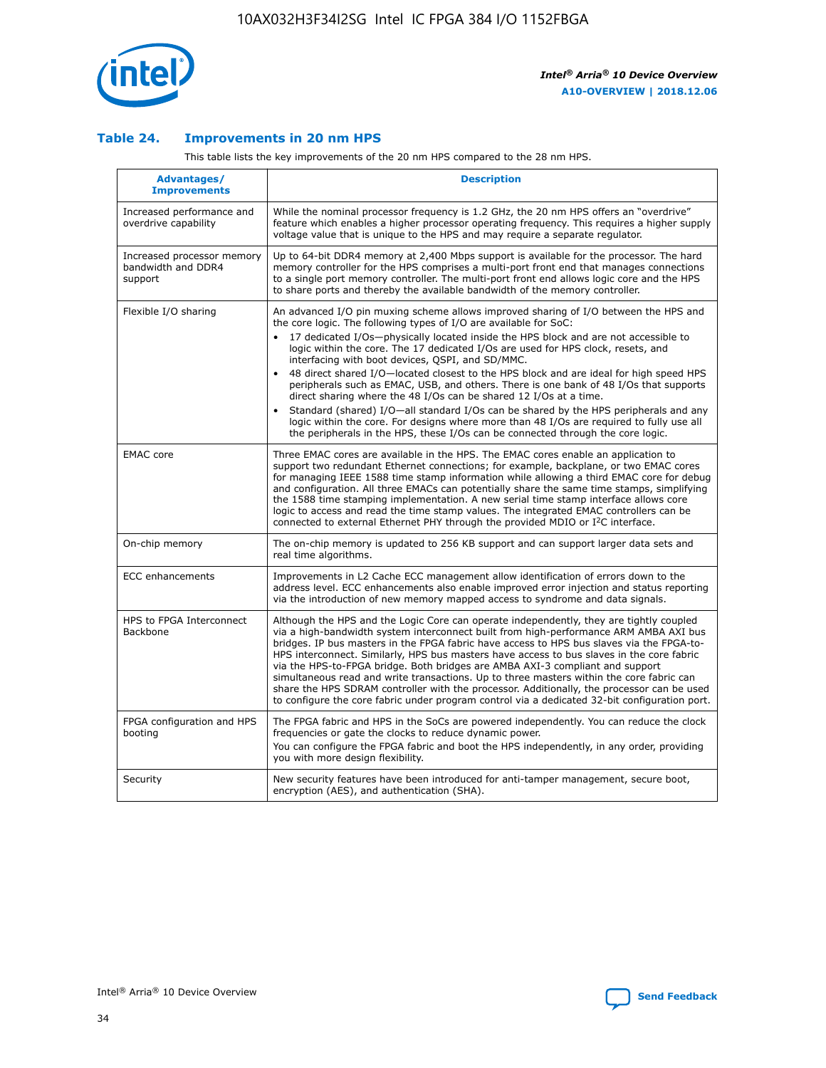### Table 24. Improvements in 20 nm HPS

This table lists the key improvements of the 20 nm HPS compared to the 28 nm HPS.

| Advantages/ Improvements | Description |
|---|---|
| Increased performance and overdrive capability | While the nominal processor frequency is 1.2 GHz, the 20 nm HPS offers an "overdrive" feature which enables a higher processor operating frequency. This requires a higher supply voltage value that is unique to the HPS and may require a separate regulator. |
| Increased processor memory bandwidth and DDR4 support | Up to 64-bit DDR4 memory at 2,400 Mbps support is available for the processor. The hard memory controller for the HPS comprises a multi-port front end that manages connections to a single port memory controller. The multi-port front end allows logic core and the HPS to share ports and thereby the available bandwidth of the memory controller. |
| Flexible I/O sharing | An advanced I/O pin muxing scheme allows improved sharing of I/O between the HPS and the core logic. The following types of I/O are available for SoC:<br>• 17 dedicated I/Os—physically located inside the HPS block and are not accessible to logic within the core. The 17 dedicated I/Os are used for HPS clock, resets, and interfacing with boot devices, QSPI, and SD/MMC.<br>• 48 direct shared I/O—located closest to the HPS block and are ideal for high speed HPS peripherals such as EMAC, USB, and others. There is one bank of 48 I/Os that supports direct sharing where the 48 I/Os can be shared 12 I/Os at a time.<br>• Standard (shared) I/O—all standard I/Os can be shared by the HPS peripherals and any logic within the core. For designs where more than 48 I/Os are required to fully use all the peripherals in the HPS, these I/Os can be connected through the core logic. |
| EMAC core | Three EMAC cores are available in the HPS. The EMAC cores enable an application to support two redundant Ethernet connections; for example, backplane, or two EMAC cores for managing IEEE 1588 time stamp information while allowing a third EMAC core for debug and configuration. All three EMACs can potentially share the same time stamps, simplifying the 1588 time stamping implementation. A new serial time stamp interface allows core logic to access and read the time stamp values. The integrated EMAC controllers can be connected to external Ethernet PHY through the provided MDIO or I²C interface. |
| On-chip memory | The on-chip memory is updated to 256 KB support and can support larger data sets and real time algorithms. |
| ECC enhancements | Improvements in L2 Cache ECC management allow identification of errors down to the address level. ECC enhancements also enable improved error injection and status reporting via the introduction of new memory mapped access to syndrome and data signals. |
| HPS to FPGA Interconnect Backbone | Although the HPS and the Logic Core can operate independently, they are tightly coupled via a high-bandwidth system interconnect built from high-performance ARM AMBA AXI bus bridges. IP bus masters in the FPGA fabric have access to HPS bus slaves via the FPGA-to-HPS interconnect. Similarly, HPS bus masters have access to bus slaves in the core fabric via the HPS-to-FPGA bridge. Both bridges are AMBA AXI-3 compliant and support simultaneous read and write transactions. Up to three masters within the core fabric can share the HPS SDRAM controller with the processor. Additionally, the processor can be used to configure the core fabric under program control via a dedicated 32-bit configuration port. |
| FPGA configuration and HPS booting | The FPGA fabric and HPS in the SoCs are powered independently. You can reduce the clock frequencies or gate the clocks to reduce dynamic power.<br>You can configure the FPGA fabric and boot the HPS independently, in any order, providing you with more design flexibility. |
| Security | New security features have been introduced for anti-tamper management, secure boot, encryption (AES), and authentication (SHA). |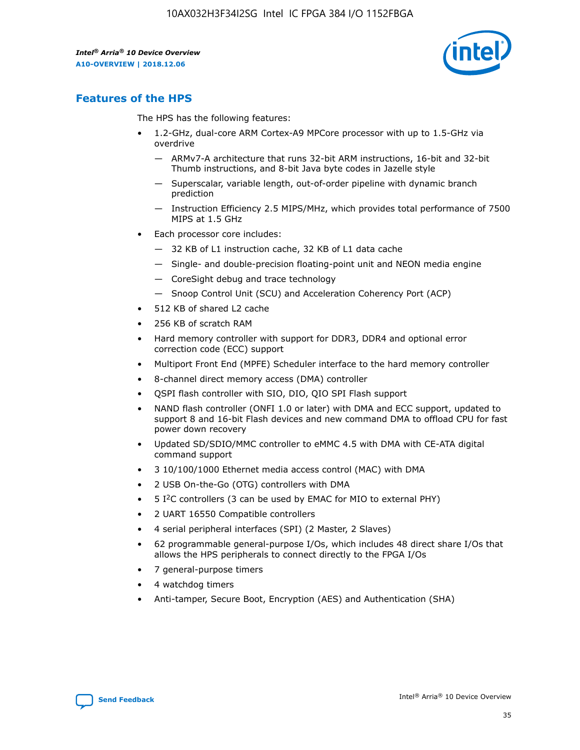## Features of the HPS

The HPS has the following features:

- 1.2-GHz, dual-core ARM Cortex-A9 MPCore processor with up to 1.5-GHz via overdrive
  - — ARMv7-A architecture that runs 32-bit ARM instructions, 16-bit and 32-bit Thumb instructions, and 8-bit Java byte codes in Jazelle style
  - — Superscalar, variable length, out-of-order pipeline with dynamic branch prediction
  - — Instruction Efficiency 2.5 MIPS/MHz, which provides total performance of 7500 MIPS at 1.5 GHz
- Each processor core includes:
  - — 32 KB of L1 instruction cache, 32 KB of L1 data cache
  - — Single- and double-precision floating-point unit and NEON media engine
  - — CoreSight debug and trace technology
  - — Snoop Control Unit (SCU) and Acceleration Coherency Port (ACP)
- 512 KB of shared L2 cache
- 256 KB of scratch RAM
- Hard memory controller with support for DDR3, DDR4 and optional error correction code (ECC) support
- Multiport Front End (MPFE) Scheduler interface to the hard memory controller
- 8-channel direct memory access (DMA) controller
- QSPI flash controller with SIO, DIO, QIO SPI Flash support
- NAND flash controller (ONFI 1.0 or later) with DMA and ECC support, updated to support 8 and 16-bit Flash devices and new command DMA to offload CPU for fast power down recovery
- Updated SD/SDIO/MMC controller to eMMC 4.5 with DMA with CE-ATA digital command support
- 3 10/100/1000 Ethernet media access control (MAC) with DMA
- 2 USB On-the-Go (OTG) controllers with DMA
- 5 I²C controllers (3 can be used by EMAC for MIO to external PHY)
- 2 UART 16550 Compatible controllers
- 4 serial peripheral interfaces (SPI) (2 Master, 2 Slaves)
- 62 programmable general-purpose I/Os, which includes 48 direct share I/Os that allows the HPS peripherals to connect directly to the FPGA I/Os
- 7 general-purpose timers
- 4 watchdog timers
- Anti-tamper, Secure Boot, Encryption (AES) and Authentication (SHA)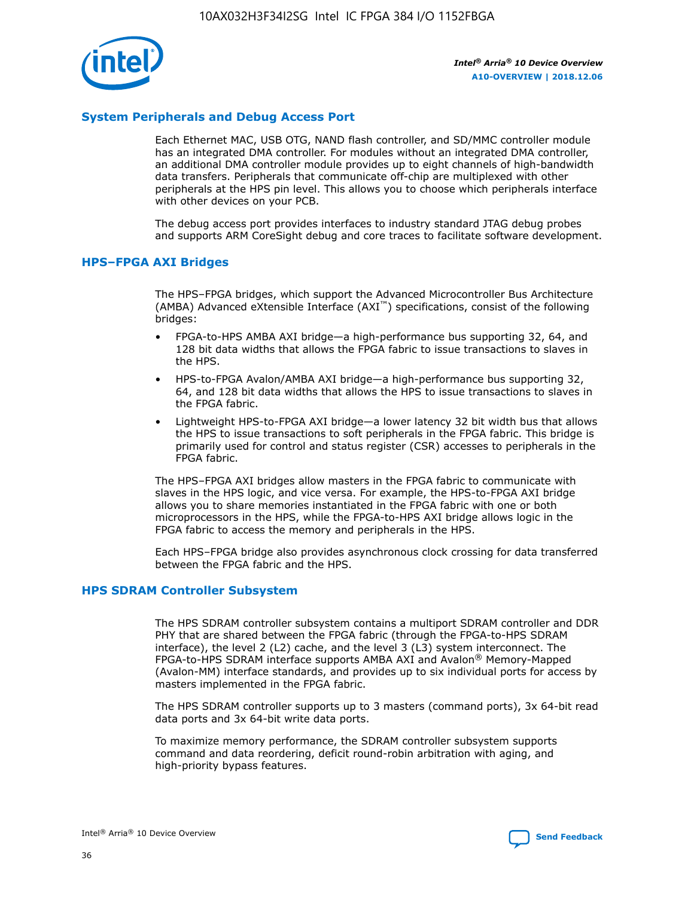## System Peripherals and Debug Access Port

Each Ethernet MAC, USB OTG, NAND flash controller, and SD/MMC controller module has an integrated DMA controller. For modules without an integrated DMA controller, an additional DMA controller module provides up to eight channels of high-bandwidth data transfers. Peripherals that communicate off-chip are multiplexed with other peripherals at the HPS pin level. This allows you to choose which peripherals interface with other devices on your PCB.

The debug access port provides interfaces to industry standard JTAG debug probes and supports ARM CoreSight debug and core traces to facilitate software development.

## HPS–FPGA AXI Bridges

The HPS–FPGA bridges, which support the Advanced Microcontroller Bus Architecture (AMBA) Advanced eXtensible Interface (AXI™) specifications, consist of the following bridges:

- FPGA-to-HPS AMBA AXI bridge—a high-performance bus supporting 32, 64, and 128 bit data widths that allows the FPGA fabric to issue transactions to slaves in the HPS.
- HPS-to-FPGA Avalon/AMBA AXI bridge—a high-performance bus supporting 32, 64, and 128 bit data widths that allows the HPS to issue transactions to slaves in the FPGA fabric.
- Lightweight HPS-to-FPGA AXI bridge—a lower latency 32 bit width bus that allows the HPS to issue transactions to soft peripherals in the FPGA fabric. This bridge is primarily used for control and status register (CSR) accesses to peripherals in the FPGA fabric.

The HPS–FPGA AXI bridges allow masters in the FPGA fabric to communicate with slaves in the HPS logic, and vice versa. For example, the HPS-to-FPGA AXI bridge allows you to share memories instantiated in the FPGA fabric with one or both microprocessors in the HPS, while the FPGA-to-HPS AXI bridge allows logic in the FPGA fabric to access the memory and peripherals in the HPS.

Each HPS–FPGA bridge also provides asynchronous clock crossing for data transferred between the FPGA fabric and the HPS.

## HPS SDRAM Controller Subsystem

The HPS SDRAM controller subsystem contains a multiport SDRAM controller and DDR PHY that are shared between the FPGA fabric (through the FPGA-to-HPS SDRAM interface), the level 2 (L2) cache, and the level 3 (L3) system interconnect. The FPGA-to-HPS SDRAM interface supports AMBA AXI and Avalon® Memory-Mapped (Avalon-MM) interface standards, and provides up to six individual ports for access by masters implemented in the FPGA fabric.

The HPS SDRAM controller supports up to 3 masters (command ports), 3x 64-bit read data ports and 3x 64-bit write data ports.

To maximize memory performance, the SDRAM controller subsystem supports command and data reordering, deficit round-robin arbitration with aging, and high-priority bypass features.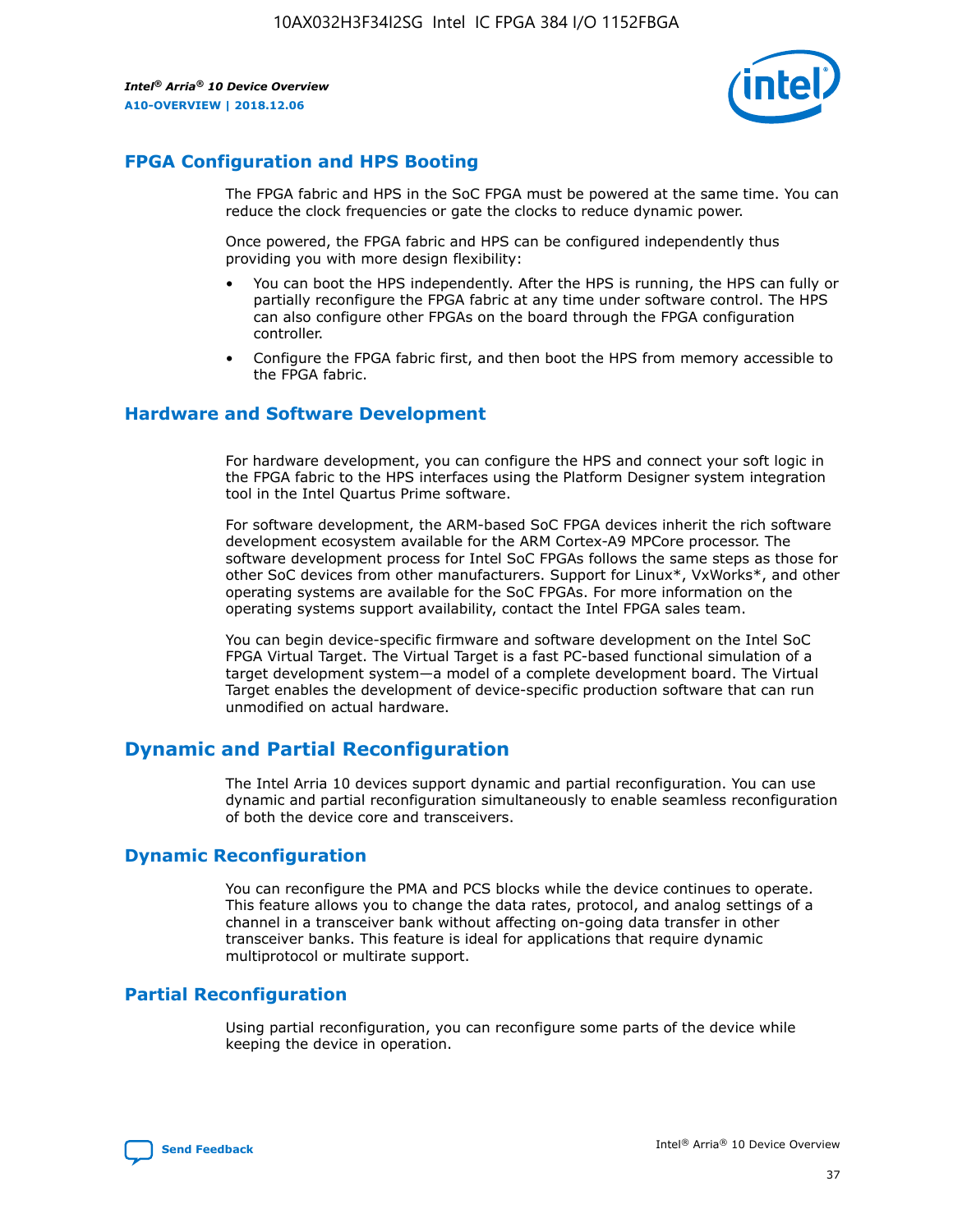## FPGA Configuration and HPS Booting

The FPGA fabric and HPS in the SoC FPGA must be powered at the same time. You can reduce the clock frequencies or gate the clocks to reduce dynamic power.

Once powered, the FPGA fabric and HPS can be configured independently thus providing you with more design flexibility:

- You can boot the HPS independently. After the HPS is running, the HPS can fully or partially reconfigure the FPGA fabric at any time under software control. The HPS can also configure other FPGAs on the board through the FPGA configuration controller.
- Configure the FPGA fabric first, and then boot the HPS from memory accessible to the FPGA fabric.

## Hardware and Software Development

For hardware development, you can configure the HPS and connect your soft logic in the FPGA fabric to the HPS interfaces using the Platform Designer system integration tool in the Intel Quartus Prime software.

For software development, the ARM-based SoC FPGA devices inherit the rich software development ecosystem available for the ARM Cortex-A9 MPCore processor. The software development process for Intel SoC FPGAs follows the same steps as those for other SoC devices from other manufacturers. Support for Linux*, VxWorks*, and other operating systems are available for the SoC FPGAs. For more information on the operating systems support availability, contact the Intel FPGA sales team.

You can begin device-specific firmware and software development on the Intel SoC FPGA Virtual Target. The Virtual Target is a fast PC-based functional simulation of a target development system—a model of a complete development board. The Virtual Target enables the development of device-specific production software that can run unmodified on actual hardware.

# Dynamic and Partial Reconfiguration

The Intel Arria 10 devices support dynamic and partial reconfiguration. You can use dynamic and partial reconfiguration simultaneously to enable seamless reconfiguration of both the device core and transceivers.

## Dynamic Reconfiguration

You can reconfigure the PMA and PCS blocks while the device continues to operate. This feature allows you to change the data rates, protocol, and analog settings of a channel in a transceiver bank without affecting on-going data transfer in other transceiver banks. This feature is ideal for applications that require dynamic multiprotocol or multirate support.

## Partial Reconfiguration

Using partial reconfiguration, you can reconfigure some parts of the device while keeping the device in operation.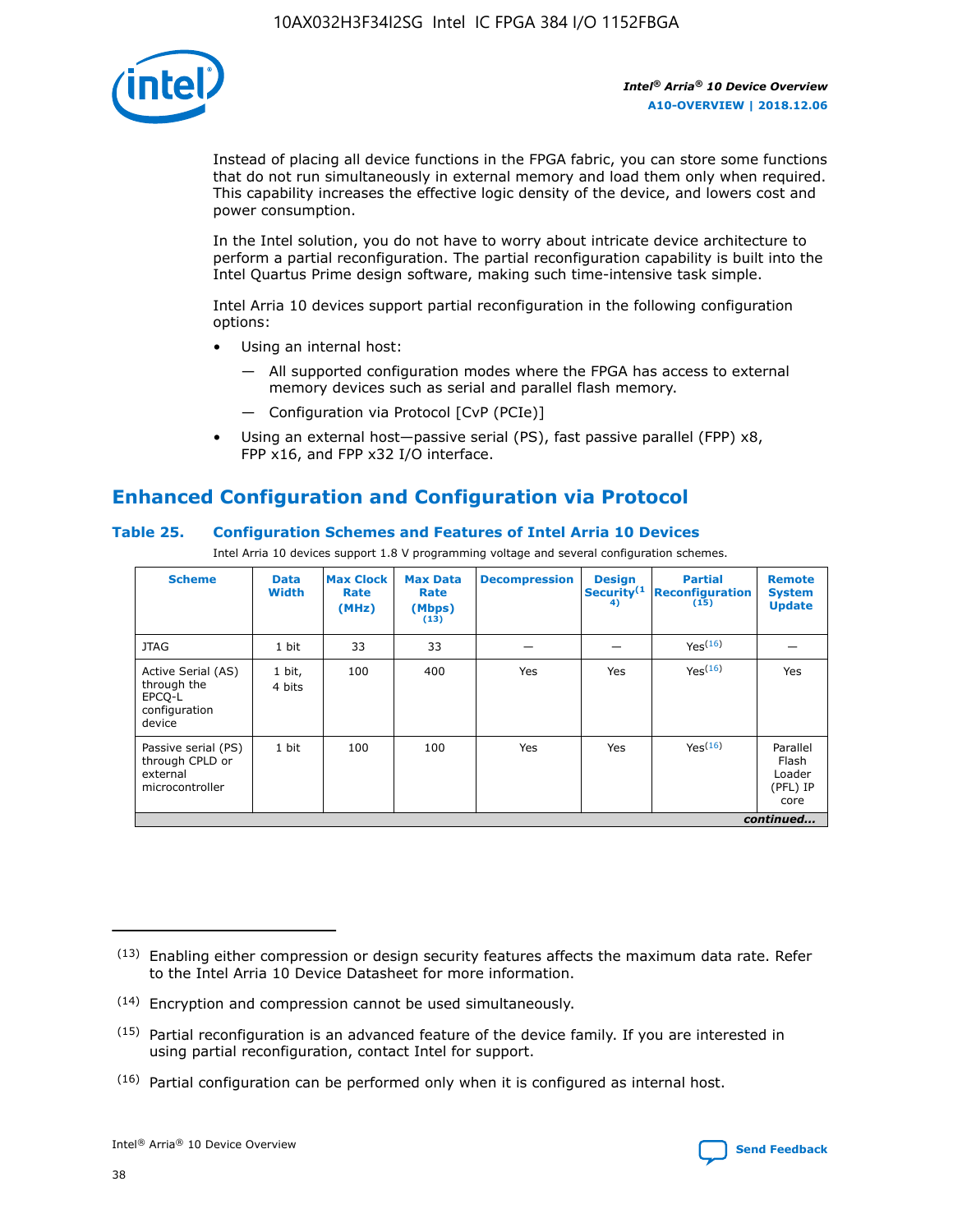Instead of placing all device functions in the FPGA fabric, you can store some functions that do not run simultaneously in external memory and load them only when required. This capability increases the effective logic density of the device, and lowers cost and power consumption.

In the Intel solution, you do not have to worry about intricate device architecture to perform a partial reconfiguration. The partial reconfiguration capability is built into the Intel Quartus Prime design software, making such time-intensive task simple.

Intel Arria 10 devices support partial reconfiguration in the following configuration options:

- Using an internal host:
  - — All supported configuration modes where the FPGA has access to external memory devices such as serial and parallel flash memory.
  - — Configuration via Protocol [CvP (PCIe)]
- Using an external host—passive serial (PS), fast passive parallel (FPP) x8, FPP x16, and FPP x32 I/O interface.

## Enhanced Configuration and Configuration via Protocol

**Table 25. Configuration Schemes and Features of Intel Arria 10 Devices**

Intel Arria 10 devices support 1.8 V programming voltage and several configuration schemes.

| Scheme | Data Width | Max Clock Rate (MHz) | Max Data Rate (Mbps) (13) | Decompression | Design Security (14) | Partial Reconfiguration (15) | Remote System Update |
|---|---|---|---|---|---|---|---|
| JTAG | 1 bit | 33 | 33 | — | — | Yes(16) | — |
| Active Serial (AS) through the EPCQ-L configuration device | 1 bit, 4 bits | 100 | 400 | Yes | Yes | Yes(16) | Yes |
| Passive serial (PS) through CPLD or external microcontroller | 1 bit | 100 | 100 | Yes | Yes | Yes(16) | Parallel Flash Loader (PFL) IP core |

*continued...*

(13) Enabling either compression or design security features affects the maximum data rate. Refer to the Intel Arria 10 Device Datasheet for more information.

(14) Encryption and compression cannot be used simultaneously.

(15) Partial reconfiguration is an advanced feature of the device family. If you are interested in using partial reconfiguration, contact Intel for support.

(16) Partial configuration can be performed only when it is configured as internal host.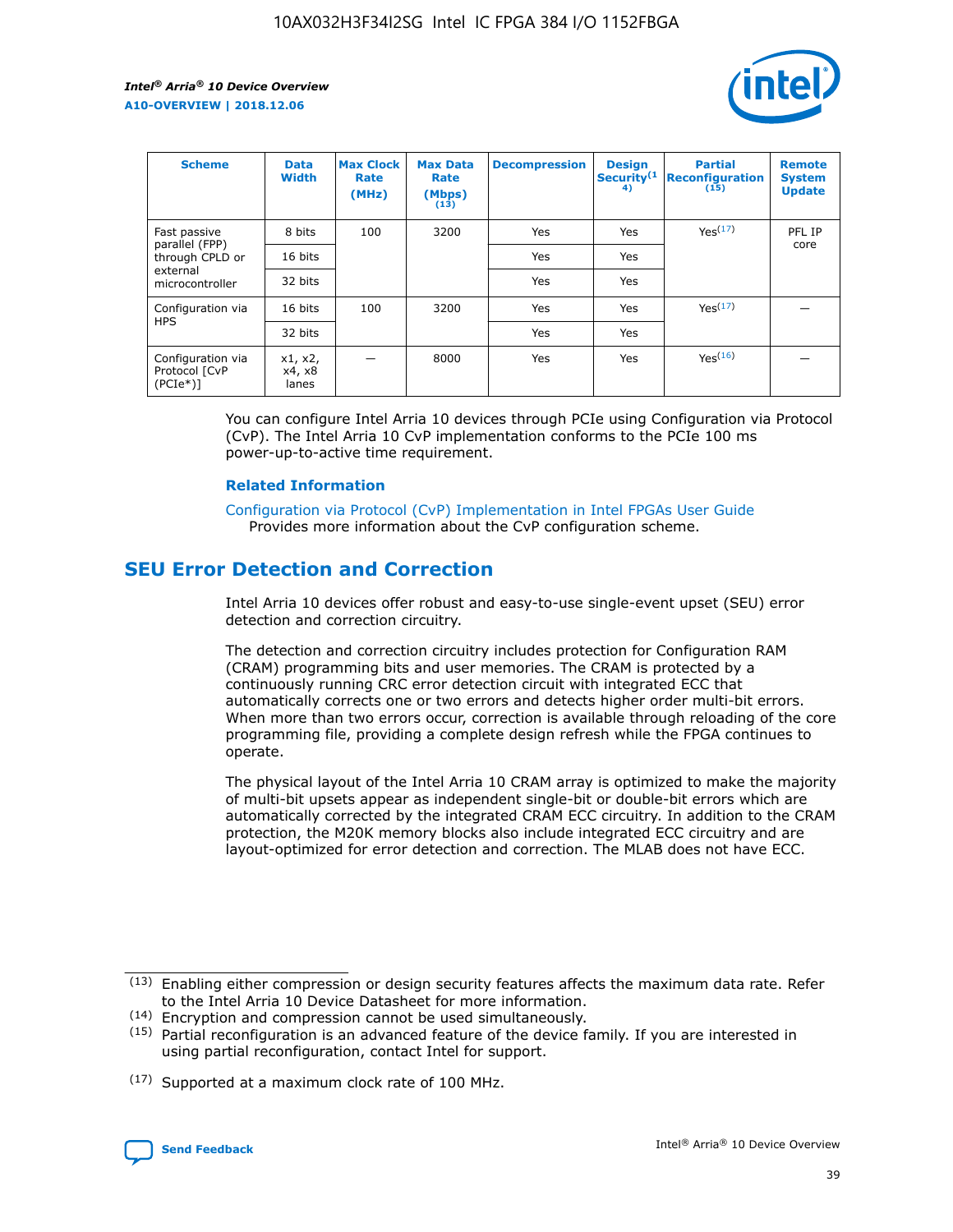| Scheme | Data Width | Max Clock Rate (MHz) | Max Data Rate (Mbps) (13) | Decompression | Design Security(14) | Partial Reconfiguration (15) | Remote System Update |
| --- | --- | --- | --- | --- | --- | --- | --- |
| Fast passive parallel (FPP) through CPLD or external microcontroller | 8 bits | 100 | 3200 | Yes | Yes | Yes(17) | PFL IP core |
| | 16 bits | | | Yes | Yes | | |
| | 32 bits | | | Yes | Yes | | |
| Configuration via HPS | 16 bits | 100 | 3200 | Yes | Yes | Yes(17) | — |
| | 32 bits | | | Yes | Yes | | |
| Configuration via Protocol [CvP (PCIe*)] | x1, x2, x4, x8 lanes | — | 8000 | Yes | Yes | Yes(16) | — |

You can configure Intel Arria 10 devices through PCIe using Configuration via Protocol (CvP). The Intel Arria 10 CvP implementation conforms to the PCIe 100 ms power-up-to-active time requirement.

### Related Information

Configuration via Protocol (CvP) Implementation in Intel FPGAs User Guide
Provides more information about the CvP configuration scheme.

## SEU Error Detection and Correction

Intel Arria 10 devices offer robust and easy-to-use single-event upset (SEU) error detection and correction circuitry.

The detection and correction circuitry includes protection for Configuration RAM (CRAM) programming bits and user memories. The CRAM is protected by a continuously running CRC error detection circuit with integrated ECC that automatically corrects one or two errors and detects higher order multi-bit errors. When more than two errors occur, correction is available through reloading of the core programming file, providing a complete design refresh while the FPGA continues to operate.

The physical layout of the Intel Arria 10 CRAM array is optimized to make the majority of multi-bit upsets appear as independent single-bit or double-bit errors which are automatically corrected by the integrated CRAM ECC circuitry. In addition to the CRAM protection, the M20K memory blocks also include integrated ECC circuitry and are layout-optimized for error detection and correction. The MLAB does not have ECC.

(13) Enabling either compression or design security features affects the maximum data rate. Refer to the Intel Arria 10 Device Datasheet for more information.

(14) Encryption and compression cannot be used simultaneously.

(15) Partial reconfiguration is an advanced feature of the device family. If you are interested in using partial reconfiguration, contact Intel for support.

(17) Supported at a maximum clock rate of 100 MHz.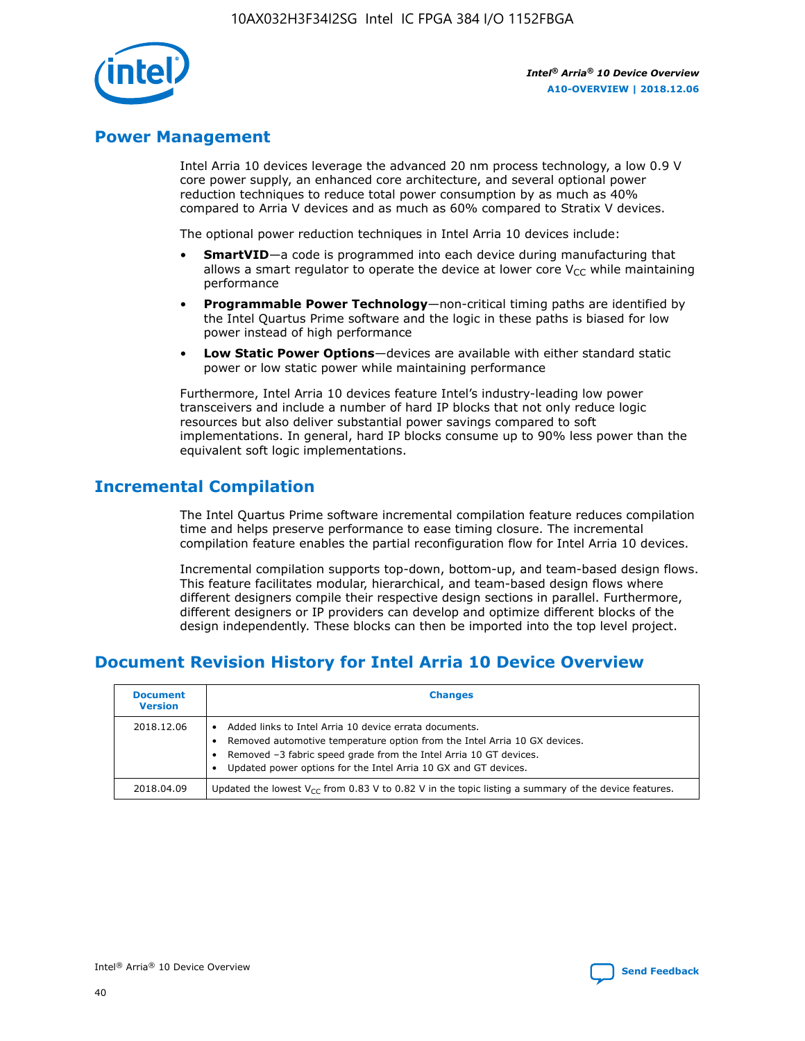## Power Management

Intel Arria 10 devices leverage the advanced 20 nm process technology, a low 0.9 V core power supply, an enhanced core architecture, and several optional power reduction techniques to reduce total power consumption by as much as 40% compared to Arria V devices and as much as 60% compared to Stratix V devices.

The optional power reduction techniques in Intel Arria 10 devices include:

- **SmartVID**—a code is programmed into each device during manufacturing that allows a smart regulator to operate the device at lower core $V_{CC}$ while maintaining performance
- **Programmable Power Technology**—non-critical timing paths are identified by the Intel Quartus Prime software and the logic in these paths is biased for low power instead of high performance
- **Low Static Power Options**—devices are available with either standard static power or low static power while maintaining performance

Furthermore, Intel Arria 10 devices feature Intel's industry-leading low power transceivers and include a number of hard IP blocks that not only reduce logic resources but also deliver substantial power savings compared to soft implementations. In general, hard IP blocks consume up to 90% less power than the equivalent soft logic implementations.

## Incremental Compilation

The Intel Quartus Prime software incremental compilation feature reduces compilation time and helps preserve performance to ease timing closure. The incremental compilation feature enables the partial reconfiguration flow for Intel Arria 10 devices.

Incremental compilation supports top-down, bottom-up, and team-based design flows. This feature facilitates modular, hierarchical, and team-based design flows where different designers compile their respective design sections in parallel. Furthermore, different designers or IP providers can develop and optimize different blocks of the design independently. These blocks can then be imported into the top level project.

## Document Revision History for Intel Arria 10 Device Overview

| Document Version | Changes |
| --- | --- |
| 2018.12.06 | • Added links to Intel Arria 10 device errata documents.<br>• Removed automotive temperature option from the Intel Arria 10 GX devices.<br>• Removed –3 fabric speed grade from the Intel Arria 10 GT devices.<br>• Updated power options for the Intel Arria 10 GX and GT devices. |
| 2018.04.09 | Updated the lowest $V_{CC}$ from 0.83 V to 0.82 V in the topic listing a summary of the device features. |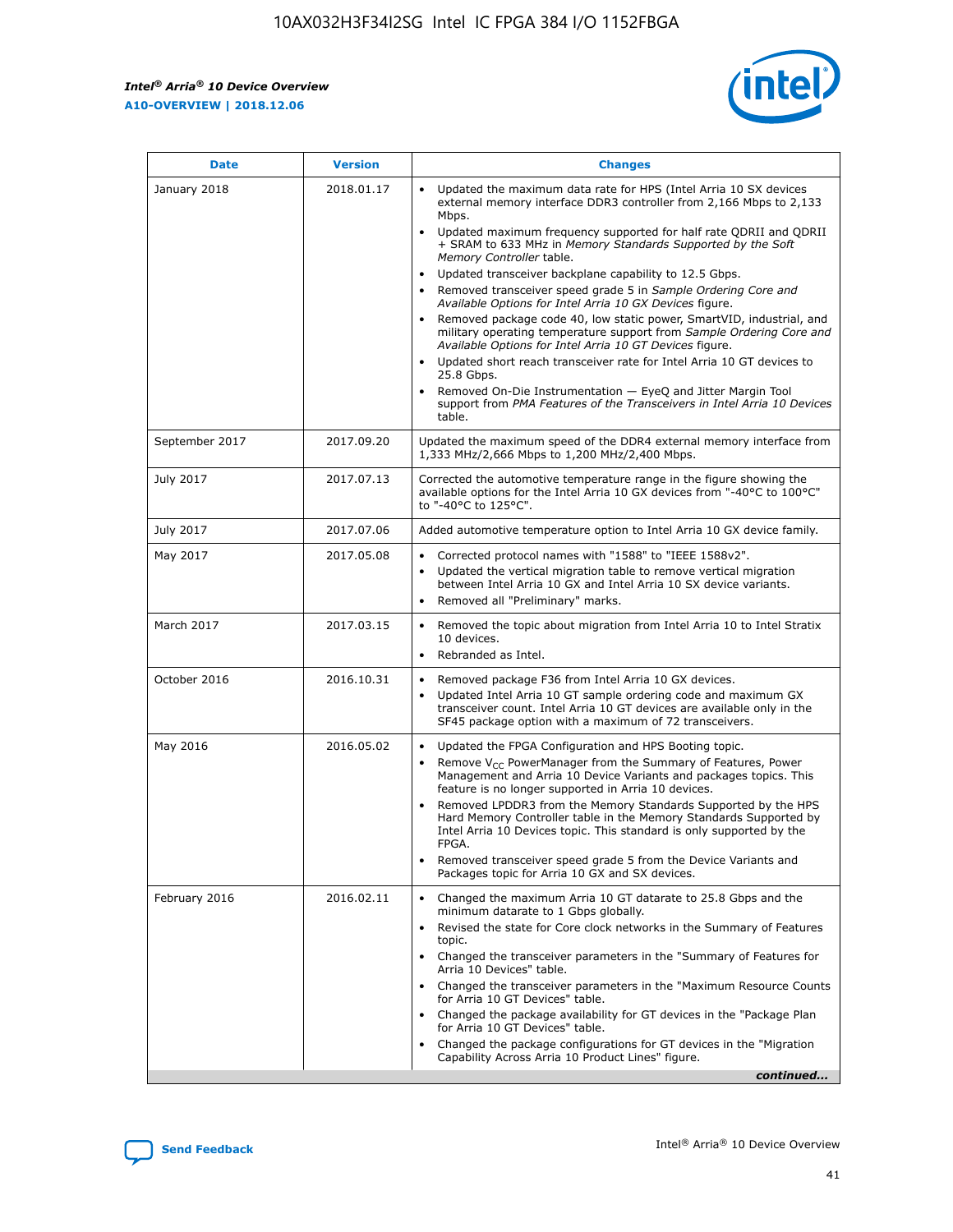| Date | Version | Changes |
| --- | --- | --- |
| January 2018 | 2018.01.17 | • Updated the maximum data rate for HPS (Intel Arria 10 SX devices external memory interface DDR3 controller from 2,166 Mbps to 2,133 Mbps.<br>• Updated maximum frequency supported for half rate QDRII and QDRII + SRAM to 633 MHz in *Memory Standards Supported by the Soft Memory Controller* table.<br>• Updated transceiver backplane capability to 12.5 Gbps.<br>• Removed transceiver speed grade 5 in *Sample Ordering Core and Available Options for Intel Arria 10 GX Devices* figure.<br>• Removed package code 40, low static power, SmartVID, industrial, and military operating temperature support from *Sample Ordering Core and Available Options for Intel Arria 10 GT Devices* figure.<br>• Updated short reach transceiver rate for Intel Arria 10 GT devices to 25.8 Gbps.<br>• Removed On-Die Instrumentation — EyeQ and Jitter Margin Tool support from *PMA Features of the Transceivers in Intel Arria 10 Devices* table. |
| September 2017 | 2017.09.20 | Updated the maximum speed of the DDR4 external memory interface from 1,333 MHz/2,666 Mbps to 1,200 MHz/2,400 Mbps. |
| July 2017 | 2017.07.13 | Corrected the automotive temperature range in the figure showing the available options for the Intel Arria 10 GX devices from "-40°C to 100°C" to "-40°C to 125°C". |
| July 2017 | 2017.07.06 | Added automotive temperature option to Intel Arria 10 GX device family. |
| May 2017 | 2017.05.08 | • Corrected protocol names with "1588" to "IEEE 1588v2".<br>• Updated the vertical migration table to remove vertical migration between Intel Arria 10 GX and Intel Arria 10 SX device variants.<br>• Removed all "Preliminary" marks. |
| March 2017 | 2017.03.15 | • Removed the topic about migration from Intel Arria 10 to Intel Stratix 10 devices.<br>• Rebranded as Intel. |
| October 2016 | 2016.10.31 | • Removed package F36 from Intel Arria 10 GX devices.<br>• Updated Intel Arria 10 GT sample ordering code and maximum GX transceiver count. Intel Arria 10 GT devices are available only in the SF45 package option with a maximum of 72 transceivers. |
| May 2016 | 2016.05.02 | • Updated the FPGA Configuration and HPS Booting topic.<br>• Remove $V_{CC}$ PowerManager from the Summary of Features, Power Management and Arria 10 Device Variants and packages topics. This feature is no longer supported in Arria 10 devices.<br>• Removed LPDDR3 from the Memory Standards Supported by the HPS Hard Memory Controller table in the Memory Standards Supported by Intel Arria 10 Devices topic. This standard is only supported by the FPGA.<br>• Removed transceiver speed grade 5 from the Device Variants and Packages topic for Arria 10 GX and SX devices. |
| February 2016 | 2016.02.11 | • Changed the maximum Arria 10 GT datarate to 25.8 Gbps and the minimum datarate to 1 Gbps globally.<br>• Revised the state for Core clock networks in the Summary of Features topic.<br>• Changed the transceiver parameters in the "Summary of Features for Arria 10 Devices" table.<br>• Changed the transceiver parameters in the "Maximum Resource Counts for Arria 10 GT Devices" table.<br>• Changed the package availability for GT devices in the "Package Plan for Arria 10 GT Devices" table.<br>• Changed the package configurations for GT devices in the "Migration Capability Across Arria 10 Product Lines" figure. |

*continued...*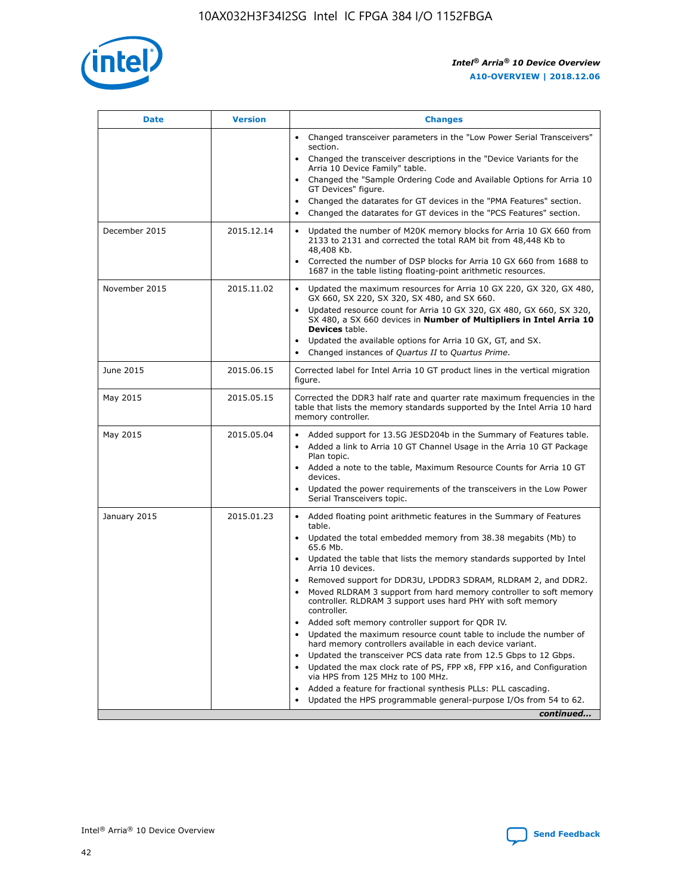| Date | Version | Changes |
|---|---|---|
| | | • Changed transceiver parameters in the "Low Power Serial Transceivers" section.<br>• Changed the transceiver descriptions in the "Device Variants for the Arria 10 Device Family" table.<br>• Changed the "Sample Ordering Code and Available Options for Arria 10 GT Devices" figure.<br>• Changed the datarates for GT devices in the "PMA Features" section.<br>• Changed the datarates for GT devices in the "PCS Features" section. |
| December 2015 | 2015.12.14 | • Updated the number of M20K memory blocks for Arria 10 GX 660 from 2133 to 2131 and corrected the total RAM bit from 48,448 Kb to 48,408 Kb.<br>• Corrected the number of DSP blocks for Arria 10 GX 660 from 1688 to 1687 in the table listing floating-point arithmetic resources. |
| November 2015 | 2015.11.02 | • Updated the maximum resources for Arria 10 GX 220, GX 320, GX 480, GX 660, SX 220, SX 320, SX 480, and SX 660.<br>• Updated resource count for Arria 10 GX 320, GX 480, GX 660, SX 320, SX 480, a SX 660 devices in **Number of Multipliers in Intel Arria 10 Devices** table.<br>• Updated the available options for Arria 10 GX, GT, and SX.<br>• Changed instances of *Quartus II* to *Quartus Prime*. |
| June 2015 | 2015.06.15 | Corrected label for Intel Arria 10 GT product lines in the vertical migration figure. |
| May 2015 | 2015.05.15 | Corrected the DDR3 half rate and quarter rate maximum frequencies in the table that lists the memory standards supported by the Intel Arria 10 hard memory controller. |
| May 2015 | 2015.05.04 | • Added support for 13.5G JESD204b in the Summary of Features table.<br>• Added a link to Arria 10 GT Channel Usage in the Arria 10 GT Package Plan topic.<br>• Added a note to the table, Maximum Resource Counts for Arria 10 GT devices.<br>• Updated the power requirements of the transceivers in the Low Power Serial Transceivers topic. |
| January 2015 | 2015.01.23 | • Added floating point arithmetic features in the Summary of Features table.<br>• Updated the total embedded memory from 38.38 megabits (Mb) to 65.6 Mb.<br>• Updated the table that lists the memory standards supported by Intel Arria 10 devices.<br>• Removed support for DDR3U, LPDDR3 SDRAM, RLDRAM 2, and DDR2.<br>• Moved RLDRAM 3 support from hard memory controller to soft memory controller. RLDRAM 3 support uses hard PHY with soft memory controller.<br>• Added soft memory controller support for QDR IV.<br>• Updated the maximum resource count table to include the number of hard memory controllers available in each device variant.<br>• Updated the transceiver PCS data rate from 12.5 Gbps to 12 Gbps.<br>• Updated the max clock rate of PS, FPP x8, FPP x16, and Configuration via HPS from 125 MHz to 100 MHz.<br>• Added a feature for fractional synthesis PLLs: PLL cascading.<br>• Updated the HPS programmable general-purpose I/Os from 54 to 62. |

*continued...*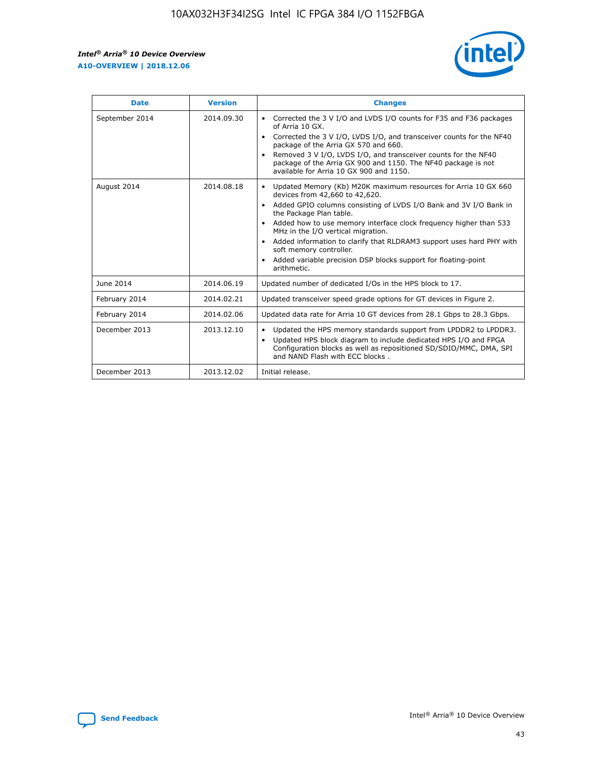| Date | Version | Changes |
| --- | --- | --- |
| September 2014 | 2014.09.30 | • Corrected the 3 V I/O and LVDS I/O counts for F35 and F36 packages of Arria 10 GX.<br>• Corrected the 3 V I/O, LVDS I/O, and transceiver counts for the NF40 package of the Arria GX 570 and 660.<br>• Removed 3 V I/O, LVDS I/O, and transceiver counts for the NF40 package of the Arria GX 900 and 1150. The NF40 package is not available for Arria 10 GX 900 and 1150. |
| August 2014 | 2014.08.18 | • Updated Memory (Kb) M20K maximum resources for Arria 10 GX 660 devices from 42,660 to 42,620.<br>• Added GPIO columns consisting of LVDS I/O Bank and 3V I/O Bank in the Package Plan table.<br>• Added how to use memory interface clock frequency higher than 533 MHz in the I/O vertical migration.<br>• Added information to clarify that RLDRAM3 support uses hard PHY with soft memory controller.<br>• Added variable precision DSP blocks support for floating-point arithmetic. |
| June 2014 | 2014.06.19 | Updated number of dedicated I/Os in the HPS block to 17. |
| February 2014 | 2014.02.21 | Updated transceiver speed grade options for GT devices in Figure 2. |
| February 2014 | 2014.02.06 | Updated data rate for Arria 10 GT devices from 28.1 Gbps to 28.3 Gbps. |
| December 2013 | 2013.12.10 | • Updated the HPS memory standards support from LPDDR2 to LPDDR3.<br>• Updated HPS block diagram to include dedicated HPS I/O and FPGA Configuration blocks as well as repositioned SD/SDIO/MMC, DMA, SPI and NAND Flash with ECC blocks . |
| December 2013 | 2013.12.02 | Initial release. |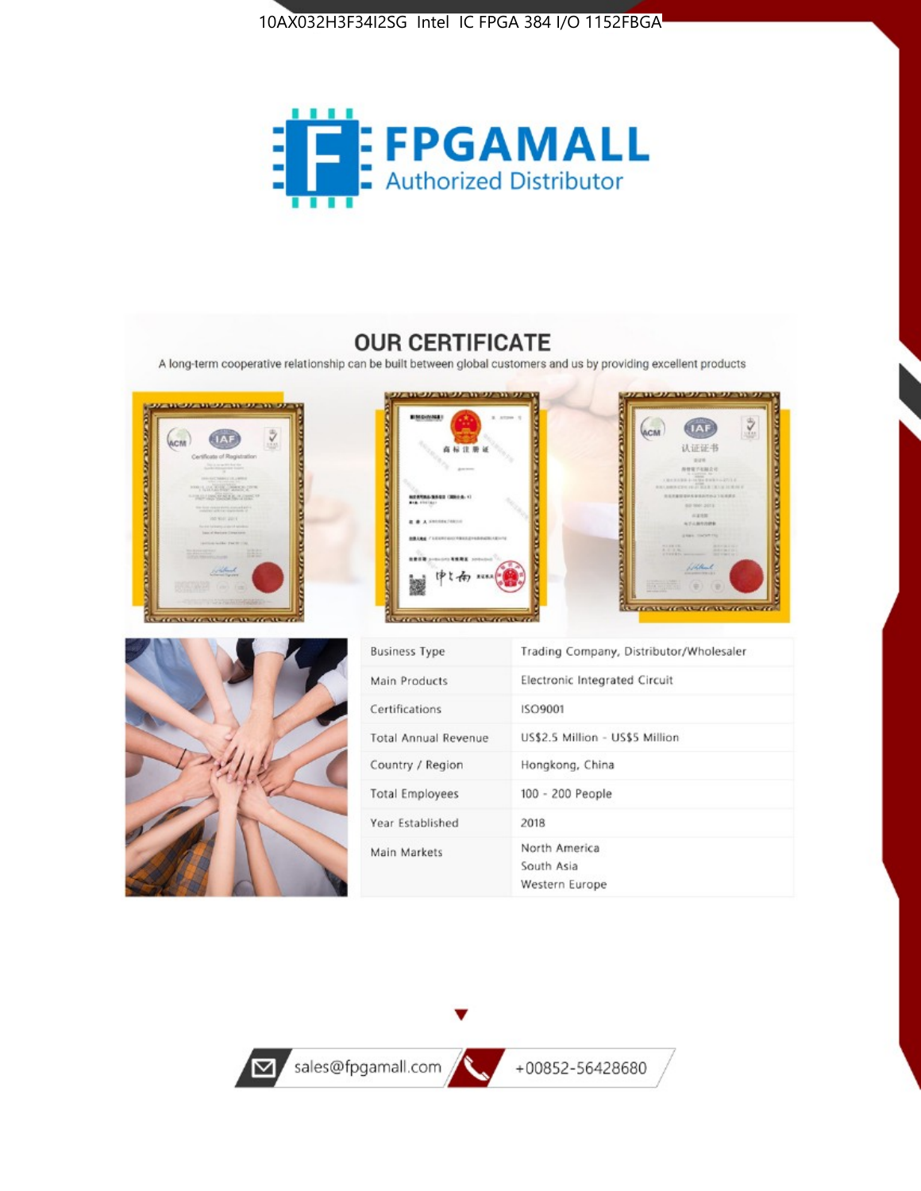10AX032H3F34I2SG Intel IC FPGA 384 I/O 1152FBGA

FPGAMALL
Authorized Distributor

## OUR CERTIFICATE

A long-term cooperative relationship can be built between global customers and us by providing excellent products

| | |
|---|---|
| Business Type | Trading Company, Distributor/Wholesaler |
| Main Products | Electronic Integrated Circuit |
| Certifications | ISO9001 |
| Total Annual Revenue | US$2.5 Million - US$5 Million |
| Country / Region | Hongkong, China |
| Total Employees | 100 - 200 People |
| Year Established | 2018 |
| Main Markets | North America<br>South Asia<br>Western Europe |

sales@fpgamall.com +00852-56428680